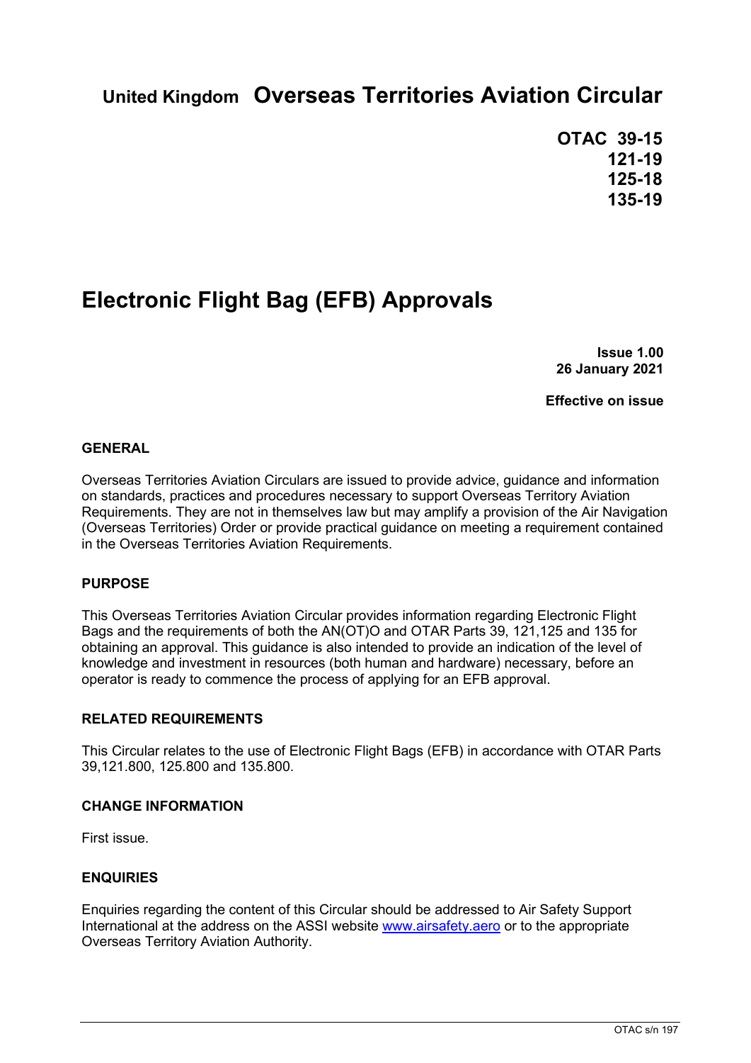# United Kingdom Overseas Territories Aviation Circular

**OTAC 39-15**
**121-19**
**125-18**
**135-19**

# Electronic Flight Bag (EFB) Approvals

**Issue 1.00**
**26 January 2021**

**Effective on issue**

## GENERAL

Overseas Territories Aviation Circulars are issued to provide advice, guidance and information on standards, practices and procedures necessary to support Overseas Territory Aviation Requirements. They are not in themselves law but may amplify a provision of the Air Navigation (Overseas Territories) Order or provide practical guidance on meeting a requirement contained in the Overseas Territories Aviation Requirements.

## PURPOSE

This Overseas Territories Aviation Circular provides information regarding Electronic Flight Bags and the requirements of both the AN(OT)O and OTAR Parts 39, 121,125 and 135 for obtaining an approval. This guidance is also intended to provide an indication of the level of knowledge and investment in resources (both human and hardware) necessary, before an operator is ready to commence the process of applying for an EFB approval.

## RELATED REQUIREMENTS

This Circular relates to the use of Electronic Flight Bags (EFB) in accordance with OTAR Parts 39,121.800, 125.800 and 135.800.

## CHANGE INFORMATION

First issue.

## ENQUIRIES

Enquiries regarding the content of this Circular should be addressed to Air Safety Support International at the address on the ASSI website www.airsafety.aero or to the appropriate Overseas Territory Aviation Authority.

OTAC s/n 197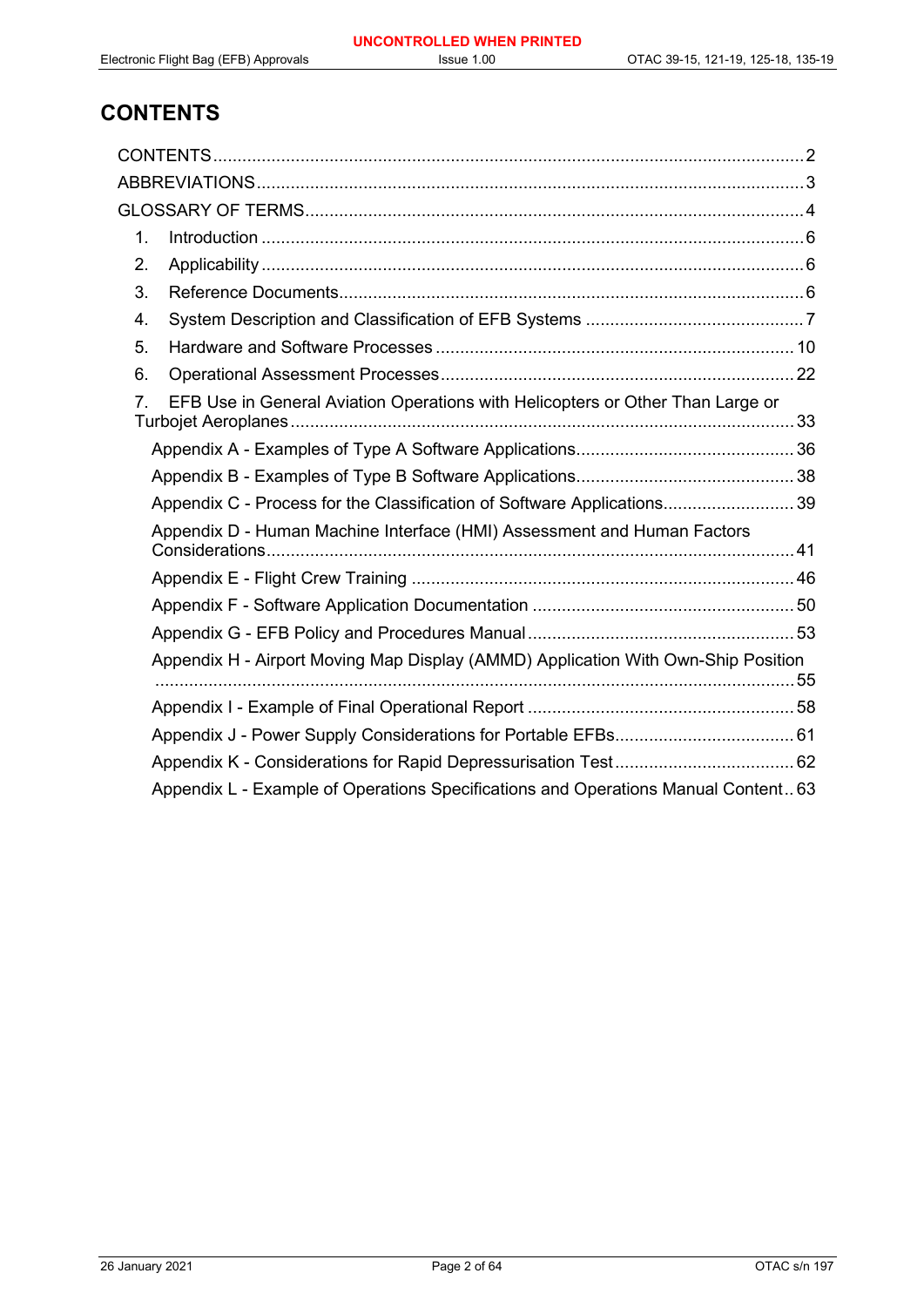# CONTENTS

CONTENTS ........................................................................................................................ 2
ABBREVIATIONS ............................................................................................................... 3
GLOSSARY OF TERMS ...................................................................................................... 4

1. Introduction ................................................................................................................ 6
2. Applicability ................................................................................................................ 6
3. Reference Documents ................................................................................................. 6
4. System Description and Classification of EFB Systems .............................................. 7
5. Hardware and Software Processes .......................................................................... 10
6. Operational Assessment Processes ......................................................................... 22
7. EFB Use in General Aviation Operations with Helicopters or Other Than Large or Turbojet Aeroplanes ......................................................................................................... 33

Appendix A - Examples of Type A Software Applications ............................................ 36
Appendix B - Examples of Type B Software Applications ............................................ 38
Appendix C - Process for the Classification of Software Applications .......................... 39
Appendix D - Human Machine Interface (HMI) Assessment and Human Factors Considerations ............................................................................................................. 41
Appendix E - Flight Crew Training ............................................................................... 46
Appendix F - Software Application Documentation ..................................................... 50
Appendix G - EFB Policy and Procedures Manual ....................................................... 53
Appendix H - Airport Moving Map Display (AMMD) Application With Own-Ship Position ..................................................................................................................................... 55
Appendix I - Example of Final Operational Report ....................................................... 58
Appendix J - Power Supply Considerations for Portable EFBs .................................... 61
Appendix K - Considerations for Rapid Depressurisation Test .................................... 62
Appendix L - Example of Operations Specifications and Operations Manual Content .. 63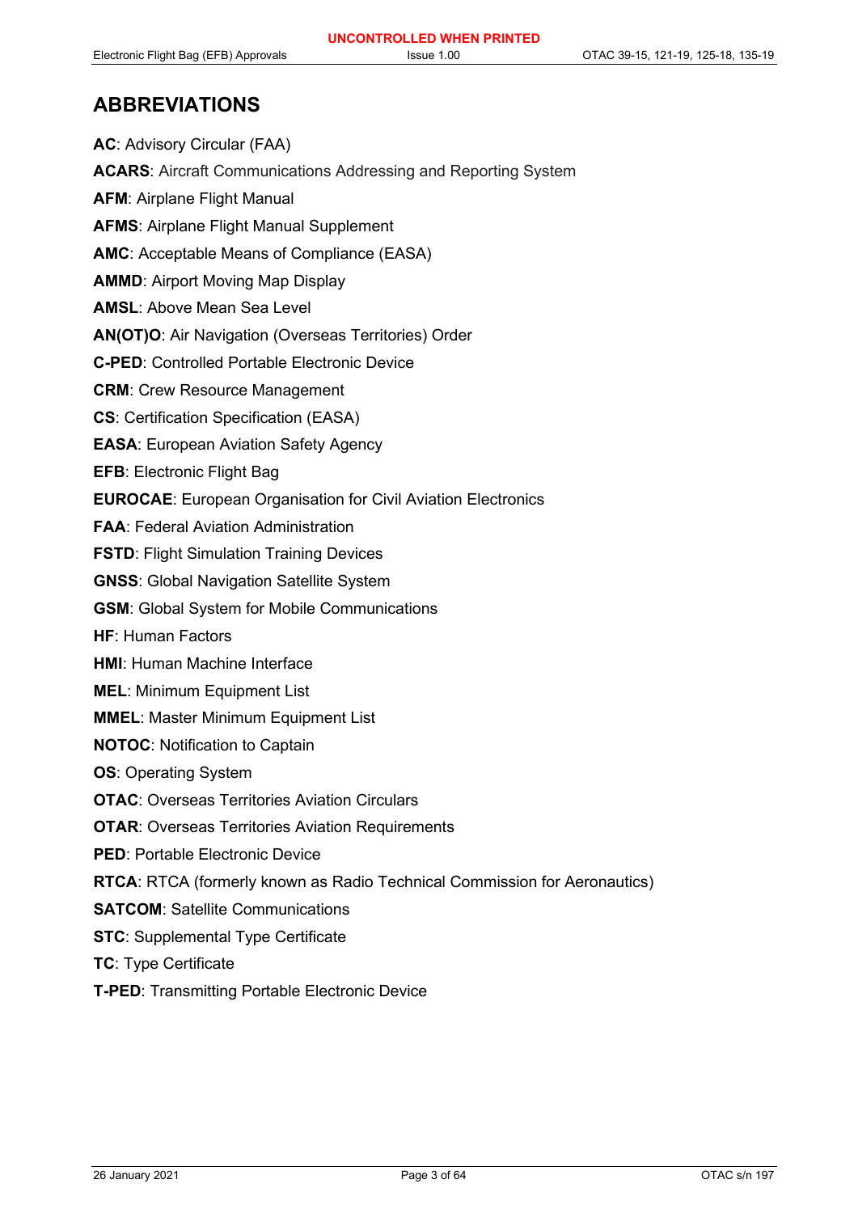## ABBREVIATIONS

**AC**: Advisory Circular (FAA)

**ACARS**: Aircraft Communications Addressing and Reporting System

**AFM**: Airplane Flight Manual

**AFMS**: Airplane Flight Manual Supplement

**AMC**: Acceptable Means of Compliance (EASA)

**AMMD**: Airport Moving Map Display

**AMSL**: Above Mean Sea Level

**AN(OT)O**: Air Navigation (Overseas Territories) Order

**C-PED**: Controlled Portable Electronic Device

**CRM**: Crew Resource Management

**CS**: Certification Specification (EASA)

**EASA**: European Aviation Safety Agency

**EFB**: Electronic Flight Bag

**EUROCAE**: European Organisation for Civil Aviation Electronics

**FAA**: Federal Aviation Administration

**FSTD**: Flight Simulation Training Devices

**GNSS**: Global Navigation Satellite System

**GSM**: Global System for Mobile Communications

**HF**: Human Factors

**HMI**: Human Machine Interface

**MEL**: Minimum Equipment List

**MMEL**: Master Minimum Equipment List

**NOTOC**: Notification to Captain

**OS**: Operating System

**OTAC**: Overseas Territories Aviation Circulars

**OTAR**: Overseas Territories Aviation Requirements

**PED**: Portable Electronic Device

**RTCA**: RTCA (formerly known as Radio Technical Commission for Aeronautics)

**SATCOM**: Satellite Communications

**STC**: Supplemental Type Certificate

**TC**: Type Certificate

**T-PED**: Transmitting Portable Electronic Device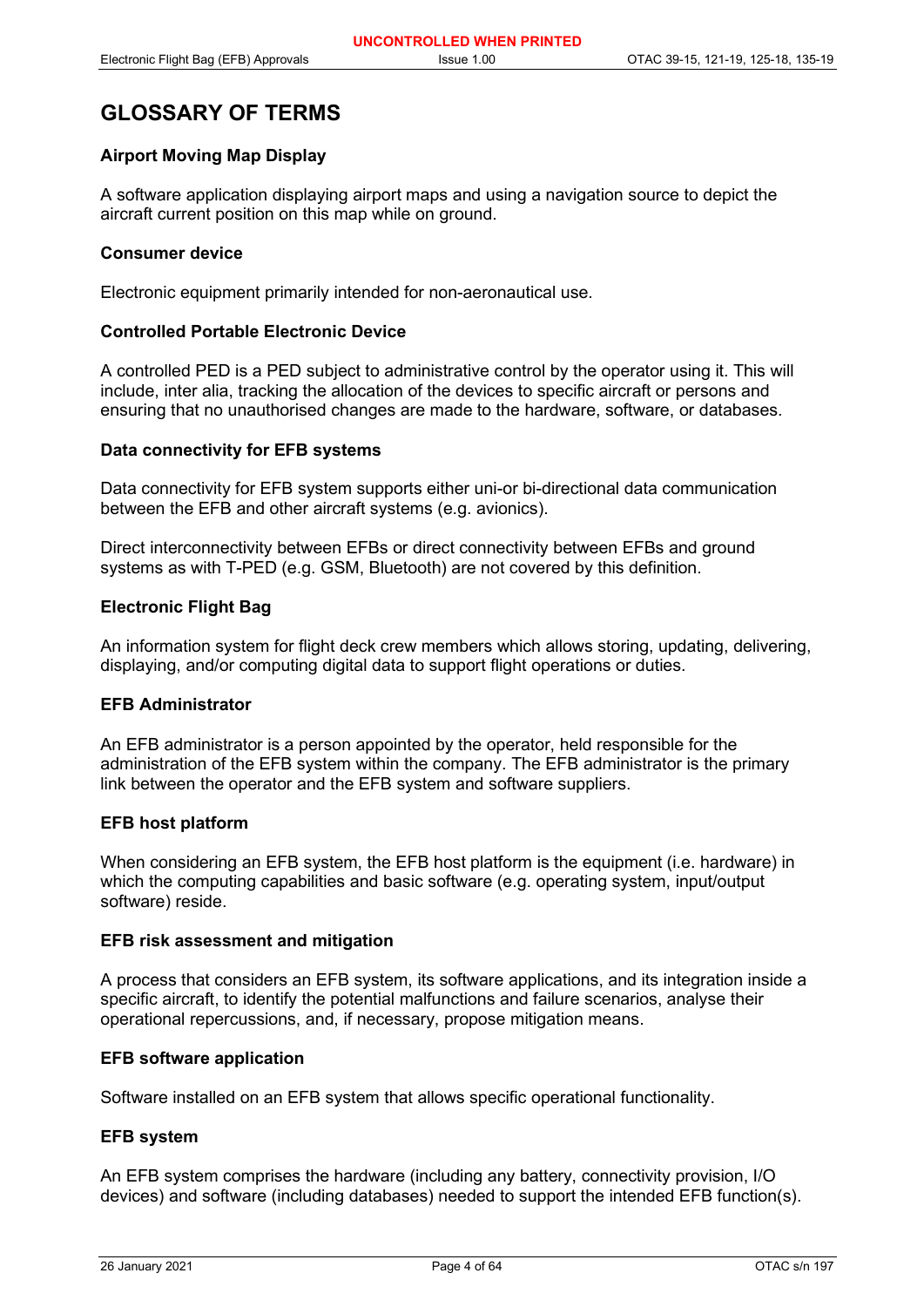# GLOSSARY OF TERMS

### Airport Moving Map Display

A software application displaying airport maps and using a navigation source to depict the aircraft current position on this map while on ground.

### Consumer device

Electronic equipment primarily intended for non-aeronautical use.

### Controlled Portable Electronic Device

A controlled PED is a PED subject to administrative control by the operator using it. This will include, inter alia, tracking the allocation of the devices to specific aircraft or persons and ensuring that no unauthorised changes are made to the hardware, software, or databases.

### Data connectivity for EFB systems

Data connectivity for EFB system supports either uni-or bi-directional data communication between the EFB and other aircraft systems (e.g. avionics).

Direct interconnectivity between EFBs or direct connectivity between EFBs and ground systems as with T-PED (e.g. GSM, Bluetooth) are not covered by this definition.

### Electronic Flight Bag

An information system for flight deck crew members which allows storing, updating, delivering, displaying, and/or computing digital data to support flight operations or duties.

### EFB Administrator

An EFB administrator is a person appointed by the operator, held responsible for the administration of the EFB system within the company. The EFB administrator is the primary link between the operator and the EFB system and software suppliers.

### EFB host platform

When considering an EFB system, the EFB host platform is the equipment (i.e. hardware) in which the computing capabilities and basic software (e.g. operating system, input/output software) reside.

### EFB risk assessment and mitigation

A process that considers an EFB system, its software applications, and its integration inside a specific aircraft, to identify the potential malfunctions and failure scenarios, analyse their operational repercussions, and, if necessary, propose mitigation means.

### EFB software application

Software installed on an EFB system that allows specific operational functionality.

### EFB system

An EFB system comprises the hardware (including any battery, connectivity provision, I/O devices) and software (including databases) needed to support the intended EFB function(s).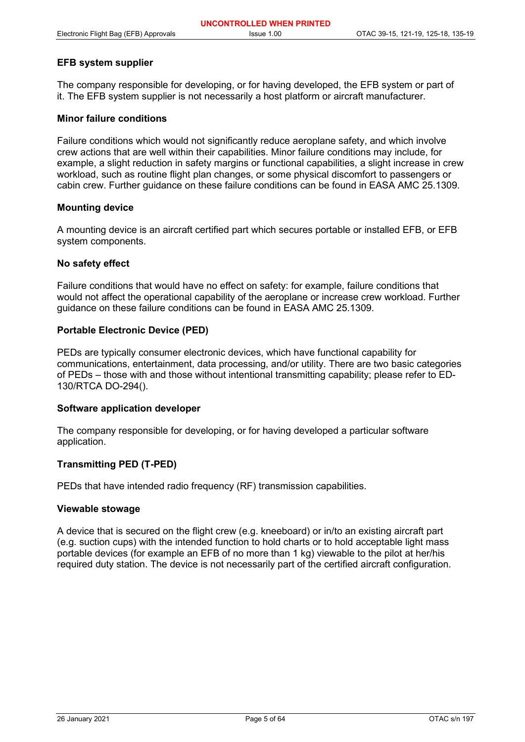#### EFB system supplier

The company responsible for developing, or for having developed, the EFB system or part of it. The EFB system supplier is not necessarily a host platform or aircraft manufacturer.

#### Minor failure conditions

Failure conditions which would not significantly reduce aeroplane safety, and which involve crew actions that are well within their capabilities. Minor failure conditions may include, for example, a slight reduction in safety margins or functional capabilities, a slight increase in crew workload, such as routine flight plan changes, or some physical discomfort to passengers or cabin crew. Further guidance on these failure conditions can be found in EASA AMC 25.1309.

#### Mounting device

A mounting device is an aircraft certified part which secures portable or installed EFB, or EFB system components.

#### No safety effect

Failure conditions that would have no effect on safety: for example, failure conditions that would not affect the operational capability of the aeroplane or increase crew workload. Further guidance on these failure conditions can be found in EASA AMC 25.1309.

#### Portable Electronic Device (PED)

PEDs are typically consumer electronic devices, which have functional capability for communications, entertainment, data processing, and/or utility. There are two basic categories of PEDs – those with and those without intentional transmitting capability; please refer to ED-130/RTCA DO-294().

#### Software application developer

The company responsible for developing, or for having developed a particular software application.

#### Transmitting PED (T-PED)

PEDs that have intended radio frequency (RF) transmission capabilities.

#### Viewable stowage

A device that is secured on the flight crew (e.g. kneeboard) or in/to an existing aircraft part (e.g. suction cups) with the intended function to hold charts or to hold acceptable light mass portable devices (for example an EFB of no more than 1 kg) viewable to the pilot at her/his required duty station. The device is not necessarily part of the certified aircraft configuration.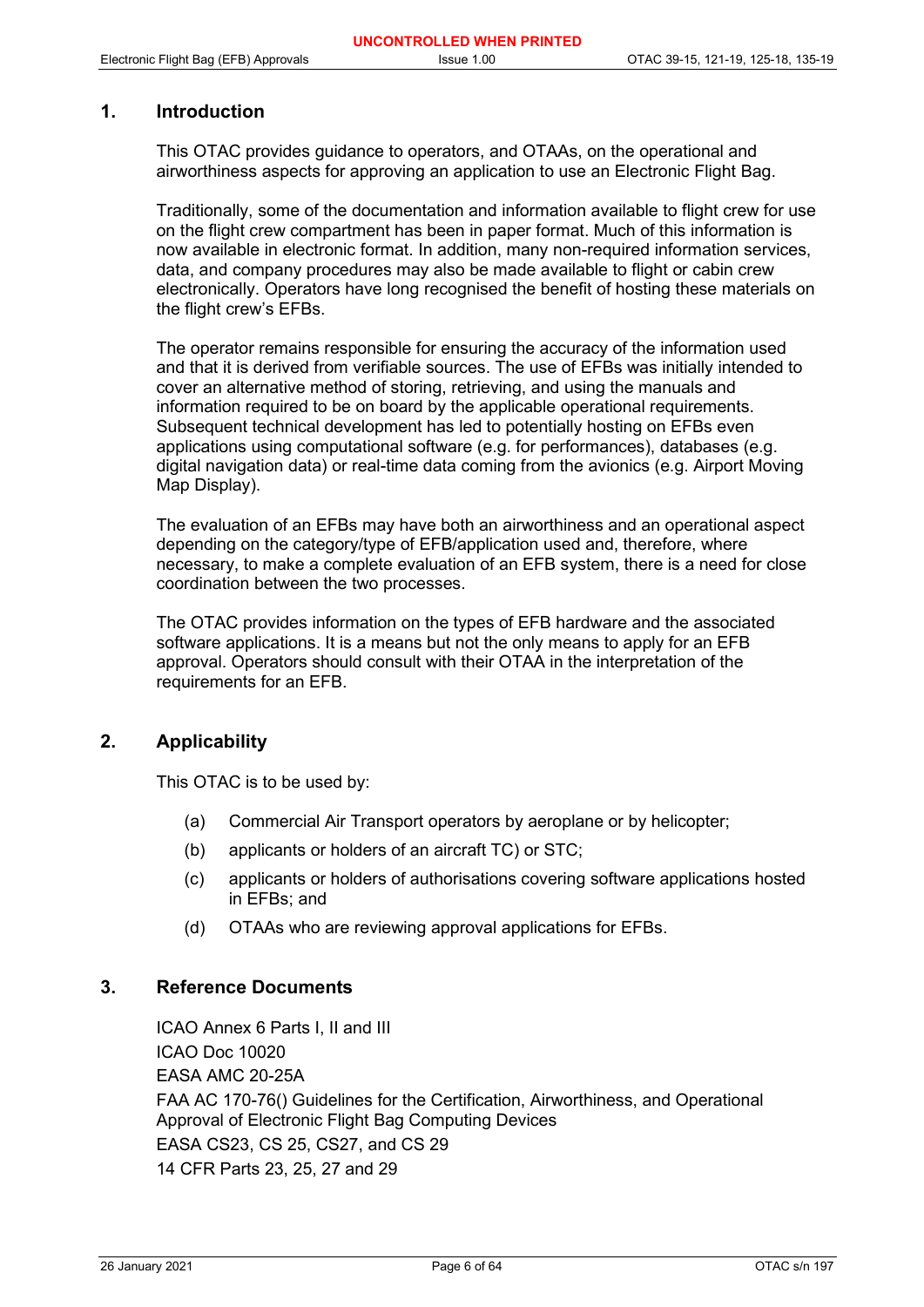## 1. Introduction

This OTAC provides guidance to operators, and OTAAs, on the operational and airworthiness aspects for approving an application to use an Electronic Flight Bag.

Traditionally, some of the documentation and information available to flight crew for use on the flight crew compartment has been in paper format. Much of this information is now available in electronic format. In addition, many non-required information services, data, and company procedures may also be made available to flight or cabin crew electronically. Operators have long recognised the benefit of hosting these materials on the flight crew's EFBs.

The operator remains responsible for ensuring the accuracy of the information used and that it is derived from verifiable sources. The use of EFBs was initially intended to cover an alternative method of storing, retrieving, and using the manuals and information required to be on board by the applicable operational requirements. Subsequent technical development has led to potentially hosting on EFBs even applications using computational software (e.g. for performances), databases (e.g. digital navigation data) or real-time data coming from the avionics (e.g. Airport Moving Map Display).

The evaluation of an EFBs may have both an airworthiness and an operational aspect depending on the category/type of EFB/application used and, therefore, where necessary, to make a complete evaluation of an EFB system, there is a need for close coordination between the two processes.

The OTAC provides information on the types of EFB hardware and the associated software applications. It is a means but not the only means to apply for an EFB approval. Operators should consult with their OTAA in the interpretation of the requirements for an EFB.

## 2. Applicability

This OTAC is to be used by:

(a) Commercial Air Transport operators by aeroplane or by helicopter;

(b) applicants or holders of an aircraft TC) or STC;

(c) applicants or holders of authorisations covering software applications hosted in EFBs; and

(d) OTAAs who are reviewing approval applications for EFBs.

## 3. Reference Documents

ICAO Annex 6 Parts I, II and III
ICAO Doc 10020
EASA AMC 20-25A
FAA AC 170-76() Guidelines for the Certification, Airworthiness, and Operational Approval of Electronic Flight Bag Computing Devices
EASA CS23, CS 25, CS27, and CS 29
14 CFR Parts 23, 25, 27 and 29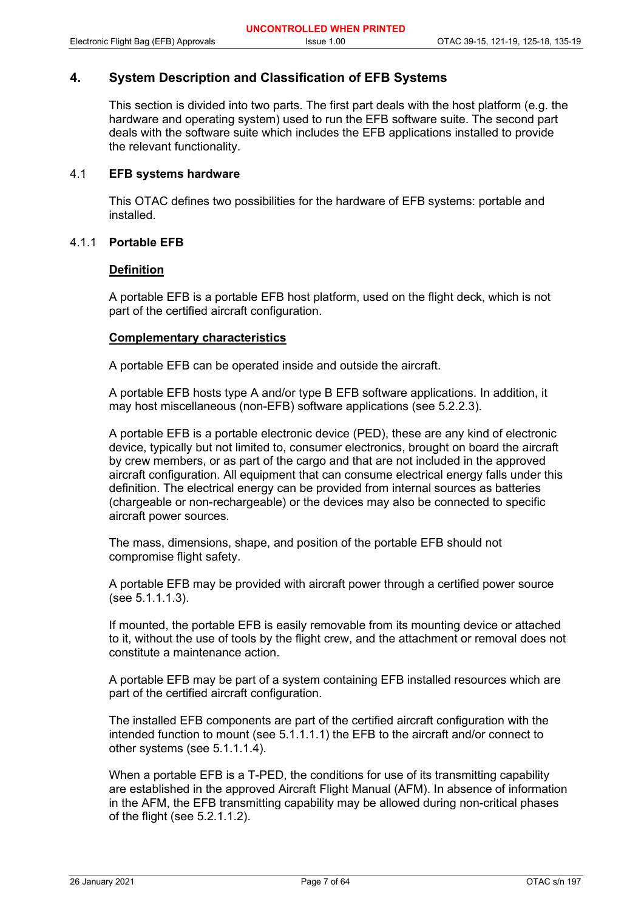## 4. System Description and Classification of EFB Systems

This section is divided into two parts. The first part deals with the host platform (e.g. the hardware and operating system) used to run the EFB software suite. The second part deals with the software suite which includes the EFB applications installed to provide the relevant functionality.

### 4.1 EFB systems hardware

This OTAC defines two possibilities for the hardware of EFB systems: portable and installed.

#### 4.1.1 Portable EFB

**Definition**

A portable EFB is a portable EFB host platform, used on the flight deck, which is not part of the certified aircraft configuration.

**Complementary characteristics**

A portable EFB can be operated inside and outside the aircraft.

A portable EFB hosts type A and/or type B EFB software applications. In addition, it may host miscellaneous (non-EFB) software applications (see 5.2.2.3).

A portable EFB is a portable electronic device (PED), these are any kind of electronic device, typically but not limited to, consumer electronics, brought on board the aircraft by crew members, or as part of the cargo and that are not included in the approved aircraft configuration. All equipment that can consume electrical energy falls under this definition. The electrical energy can be provided from internal sources as batteries (chargeable or non-rechargeable) or the devices may also be connected to specific aircraft power sources.

The mass, dimensions, shape, and position of the portable EFB should not compromise flight safety.

A portable EFB may be provided with aircraft power through a certified power source (see 5.1.1.1.3).

If mounted, the portable EFB is easily removable from its mounting device or attached to it, without the use of tools by the flight crew, and the attachment or removal does not constitute a maintenance action.

A portable EFB may be part of a system containing EFB installed resources which are part of the certified aircraft configuration.

The installed EFB components are part of the certified aircraft configuration with the intended function to mount (see 5.1.1.1.1) the EFB to the aircraft and/or connect to other systems (see 5.1.1.1.4).

When a portable EFB is a T-PED, the conditions for use of its transmitting capability are established in the approved Aircraft Flight Manual (AFM). In absence of information in the AFM, the EFB transmitting capability may be allowed during non-critical phases of the flight (see 5.2.1.1.2).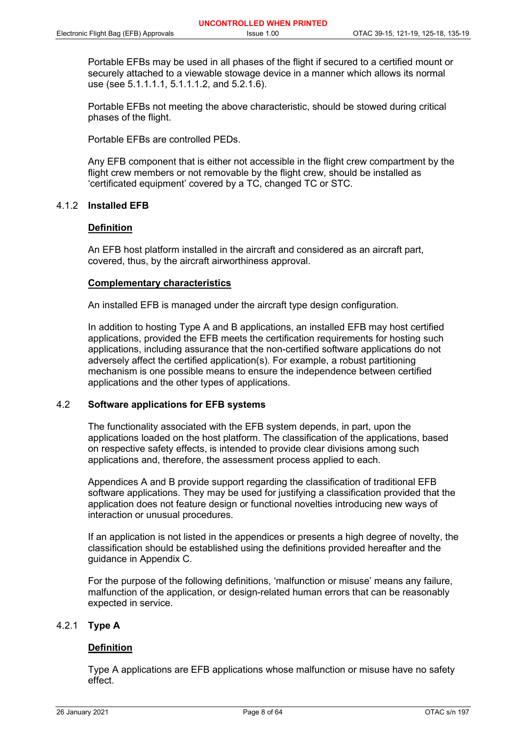Portable EFBs may be used in all phases of the flight if secured to a certified mount or securely attached to a viewable stowage device in a manner which allows its normal use (see 5.1.1.1.1, 5.1.1.1.2, and 5.2.1.6).

Portable EFBs not meeting the above characteristic, should be stowed during critical phases of the flight.

Portable EFBs are controlled PEDs.

Any EFB component that is either not accessible in the flight crew compartment by the flight crew members or not removable by the flight crew, should be installed as 'certificated equipment' covered by a TC, changed TC or STC.

### 4.1.2 Installed EFB

**Definition**

An EFB host platform installed in the aircraft and considered as an aircraft part, covered, thus, by the aircraft airworthiness approval.

**Complementary characteristics**

An installed EFB is managed under the aircraft type design configuration.

In addition to hosting Type A and B applications, an installed EFB may host certified applications, provided the EFB meets the certification requirements for hosting such applications, including assurance that the non-certified software applications do not adversely affect the certified application(s). For example, a robust partitioning mechanism is one possible means to ensure the independence between certified applications and the other types of applications.

## 4.2 Software applications for EFB systems

The functionality associated with the EFB system depends, in part, upon the applications loaded on the host platform. The classification of the applications, based on respective safety effects, is intended to provide clear divisions among such applications and, therefore, the assessment process applied to each.

Appendices A and B provide support regarding the classification of traditional EFB software applications. They may be used for justifying a classification provided that the application does not feature design or functional novelties introducing new ways of interaction or unusual procedures.

If an application is not listed in the appendices or presents a high degree of novelty, the classification should be established using the definitions provided hereafter and the guidance in Appendix C.

For the purpose of the following definitions, 'malfunction or misuse' means any failure, malfunction of the application, or design-related human errors that can be reasonably expected in service.

### 4.2.1 Type A

**Definition**

Type A applications are EFB applications whose malfunction or misuse have no safety effect.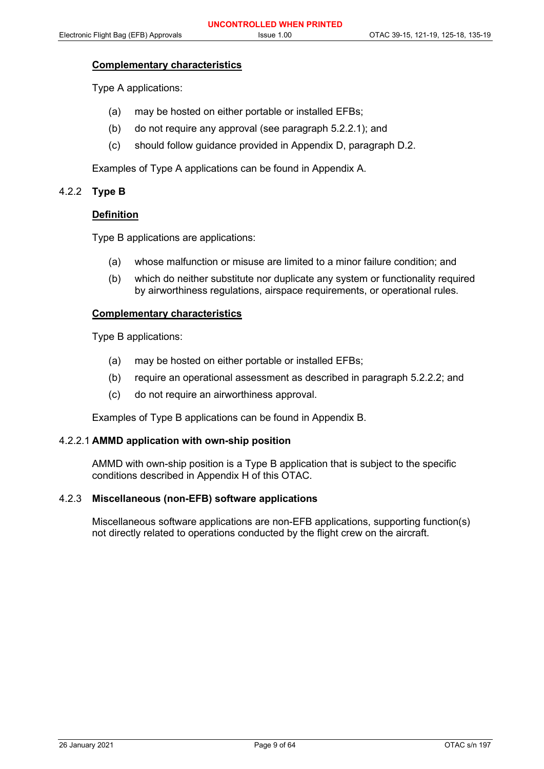**Complementary characteristics**

Type A applications:

(a) may be hosted on either portable or installed EFBs;

(b) do not require any approval (see paragraph 5.2.2.1); and

(c) should follow guidance provided in Appendix D, paragraph D.2.

Examples of Type A applications can be found in Appendix A.

### 4.2.2 Type B

**Definition**

Type B applications are applications:

(a) whose malfunction or misuse are limited to a minor failure condition; and

(b) which do neither substitute nor duplicate any system or functionality required by airworthiness regulations, airspace requirements, or operational rules.

**Complementary characteristics**

Type B applications:

(a) may be hosted on either portable or installed EFBs;

(b) require an operational assessment as described in paragraph 5.2.2.2; and

(c) do not require an airworthiness approval.

Examples of Type B applications can be found in Appendix B.

#### 4.2.2.1 AMMD application with own-ship position

AMMD with own-ship position is a Type B application that is subject to the specific conditions described in Appendix H of this OTAC.

### 4.2.3 Miscellaneous (non-EFB) software applications

Miscellaneous software applications are non-EFB applications, supporting function(s) not directly related to operations conducted by the flight crew on the aircraft.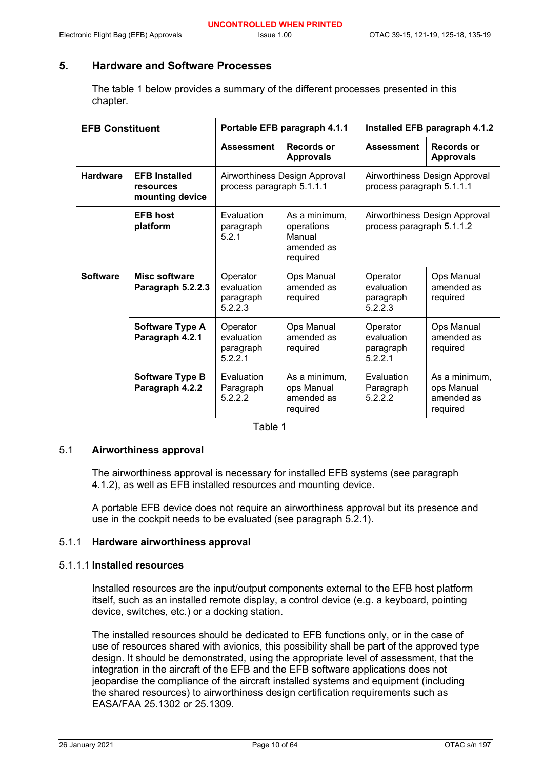## 5. Hardware and Software Processes

The table 1 below provides a summary of the different processes presented in this chapter.

| EFB Constituent | | Portable EFB paragraph 4.1.1 | | Installed EFB paragraph 4.1.2 | |
|---|---|---|---|---|---|
| | | **Assessment** | **Records or Approvals** | **Assessment** | **Records or Approvals** |
| **Hardware** | **EFB Installed resources mounting device** | Airworthiness Design Approval process paragraph 5.1.1.1 | | Airworthiness Design Approval process paragraph 5.1.1.1 | |
| | **EFB host platform** | Evaluation paragraph 5.2.1 | As a minimum, operations Manual amended as required | Airworthiness Design Approval process paragraph 5.1.1.2 | |
| **Software** | **Misc software Paragraph 5.2.2.3** | Operator evaluation paragraph 5.2.2.3 | Ops Manual amended as required | Operator evaluation paragraph 5.2.2.3 | Ops Manual amended as required |
| | **Software Type A Paragraph 4.2.1** | Operator evaluation paragraph 5.2.2.1 | Ops Manual amended as required | Operator evaluation paragraph 5.2.2.1 | Ops Manual amended as required |
| | **Software Type B Paragraph 4.2.2** | Evaluation Paragraph 5.2.2.2 | As a minimum, ops Manual amended as required | Evaluation Paragraph 5.2.2.2 | As a minimum, ops Manual amended as required |

Table 1

### 5.1 Airworthiness approval

The airworthiness approval is necessary for installed EFB systems (see paragraph 4.1.2), as well as EFB installed resources and mounting device.

A portable EFB device does not require an airworthiness approval but its presence and use in the cockpit needs to be evaluated (see paragraph 5.2.1).

#### 5.1.1 Hardware airworthiness approval

##### 5.1.1.1 Installed resources

Installed resources are the input/output components external to the EFB host platform itself, such as an installed remote display, a control device (e.g. a keyboard, pointing device, switches, etc.) or a docking station.

The installed resources should be dedicated to EFB functions only, or in the case of use of resources shared with avionics, this possibility shall be part of the approved type design. It should be demonstrated, using the appropriate level of assessment, that the integration in the aircraft of the EFB and the EFB software applications does not jeopardise the compliance of the aircraft installed systems and equipment (including the shared resources) to airworthiness design certification requirements such as EASA/FAA 25.1302 or 25.1309.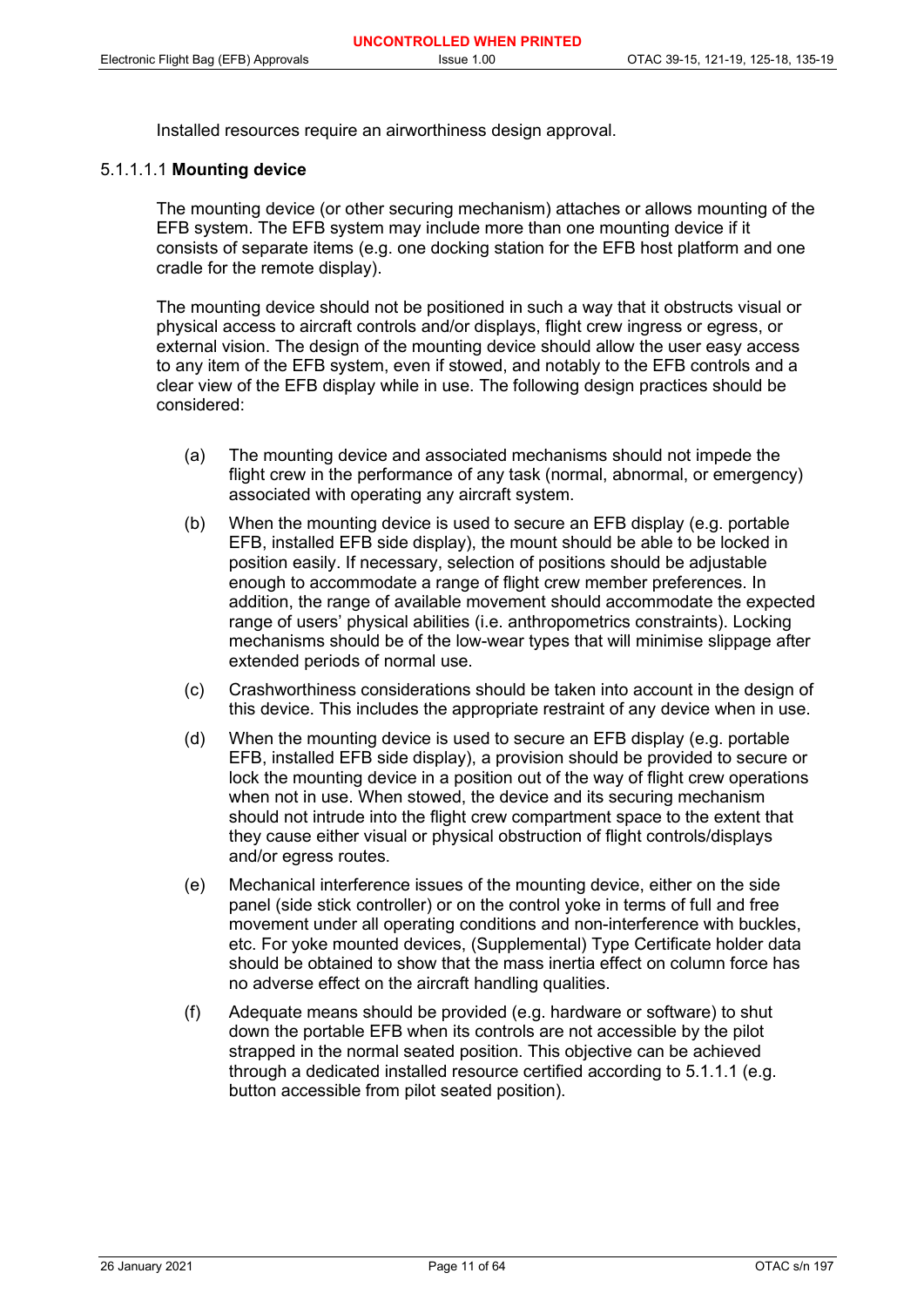Installed resources require an airworthiness design approval.

#### 5.1.1.1.1 **Mounting device**

The mounting device (or other securing mechanism) attaches or allows mounting of the EFB system. The EFB system may include more than one mounting device if it consists of separate items (e.g. one docking station for the EFB host platform and one cradle for the remote display).

The mounting device should not be positioned in such a way that it obstructs visual or physical access to aircraft controls and/or displays, flight crew ingress or egress, or external vision. The design of the mounting device should allow the user easy access to any item of the EFB system, even if stowed, and notably to the EFB controls and a clear view of the EFB display while in use. The following design practices should be considered:

(a) The mounting device and associated mechanisms should not impede the flight crew in the performance of any task (normal, abnormal, or emergency) associated with operating any aircraft system.

(b) When the mounting device is used to secure an EFB display (e.g. portable EFB, installed EFB side display), the mount should be able to be locked in position easily. If necessary, selection of positions should be adjustable enough to accommodate a range of flight crew member preferences. In addition, the range of available movement should accommodate the expected range of users' physical abilities (i.e. anthropometrics constraints). Locking mechanisms should be of the low-wear types that will minimise slippage after extended periods of normal use.

(c) Crashworthiness considerations should be taken into account in the design of this device. This includes the appropriate restraint of any device when in use.

(d) When the mounting device is used to secure an EFB display (e.g. portable EFB, installed EFB side display), a provision should be provided to secure or lock the mounting device in a position out of the way of flight crew operations when not in use. When stowed, the device and its securing mechanism should not intrude into the flight crew compartment space to the extent that they cause either visual or physical obstruction of flight controls/displays and/or egress routes.

(e) Mechanical interference issues of the mounting device, either on the side panel (side stick controller) or on the control yoke in terms of full and free movement under all operating conditions and non-interference with buckles, etc. For yoke mounted devices, (Supplemental) Type Certificate holder data should be obtained to show that the mass inertia effect on column force has no adverse effect on the aircraft handling qualities.

(f) Adequate means should be provided (e.g. hardware or software) to shut down the portable EFB when its controls are not accessible by the pilot strapped in the normal seated position. This objective can be achieved through a dedicated installed resource certified according to 5.1.1.1 (e.g. button accessible from pilot seated position).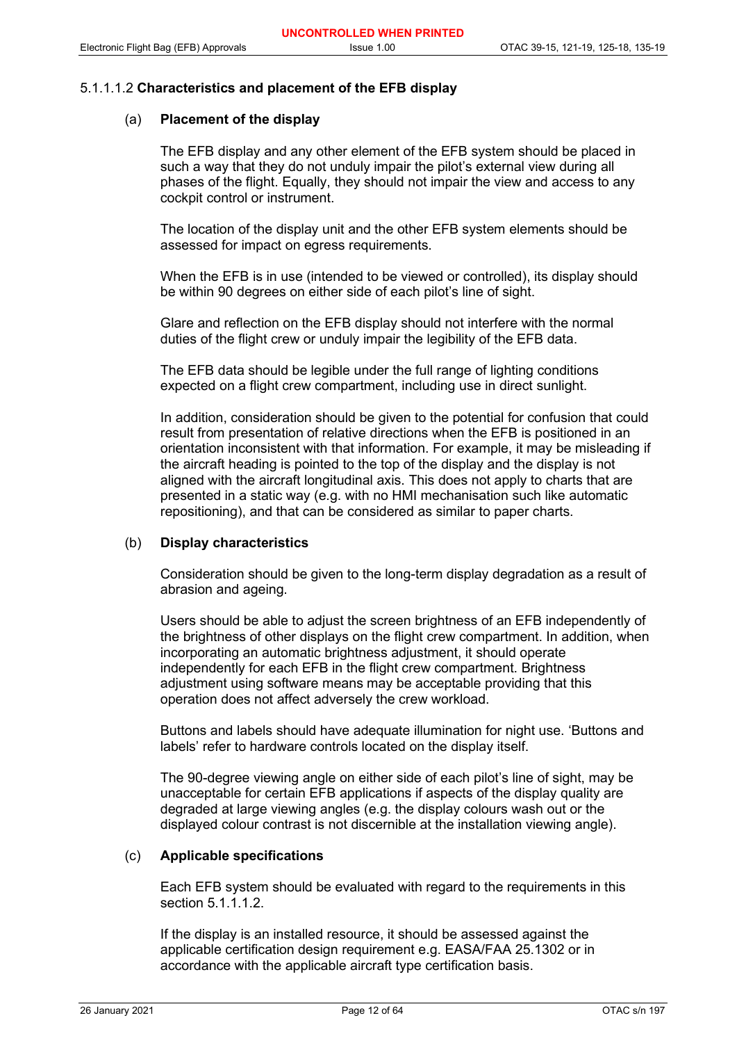5.1.1.1.2 **Characteristics and placement of the EFB display**

(a) **Placement of the display**

The EFB display and any other element of the EFB system should be placed in such a way that they do not unduly impair the pilot's external view during all phases of the flight. Equally, they should not impair the view and access to any cockpit control or instrument.

The location of the display unit and the other EFB system elements should be assessed for impact on egress requirements.

When the EFB is in use (intended to be viewed or controlled), its display should be within 90 degrees on either side of each pilot's line of sight.

Glare and reflection on the EFB display should not interfere with the normal duties of the flight crew or unduly impair the legibility of the EFB data.

The EFB data should be legible under the full range of lighting conditions expected on a flight crew compartment, including use in direct sunlight.

In addition, consideration should be given to the potential for confusion that could result from presentation of relative directions when the EFB is positioned in an orientation inconsistent with that information. For example, it may be misleading if the aircraft heading is pointed to the top of the display and the display is not aligned with the aircraft longitudinal axis. This does not apply to charts that are presented in a static way (e.g. with no HMI mechanisation such like automatic repositioning), and that can be considered as similar to paper charts.

(b) **Display characteristics**

Consideration should be given to the long-term display degradation as a result of abrasion and ageing.

Users should be able to adjust the screen brightness of an EFB independently of the brightness of other displays on the flight crew compartment. In addition, when incorporating an automatic brightness adjustment, it should operate independently for each EFB in the flight crew compartment. Brightness adjustment using software means may be acceptable providing that this operation does not affect adversely the crew workload.

Buttons and labels should have adequate illumination for night use. 'Buttons and labels' refer to hardware controls located on the display itself.

The 90-degree viewing angle on either side of each pilot's line of sight, may be unacceptable for certain EFB applications if aspects of the display quality are degraded at large viewing angles (e.g. the display colours wash out or the displayed colour contrast is not discernible at the installation viewing angle).

(c) **Applicable specifications**

Each EFB system should be evaluated with regard to the requirements in this section 5.1.1.1.2.

If the display is an installed resource, it should be assessed against the applicable certification design requirement e.g. EASA/FAA 25.1302 or in accordance with the applicable aircraft type certification basis.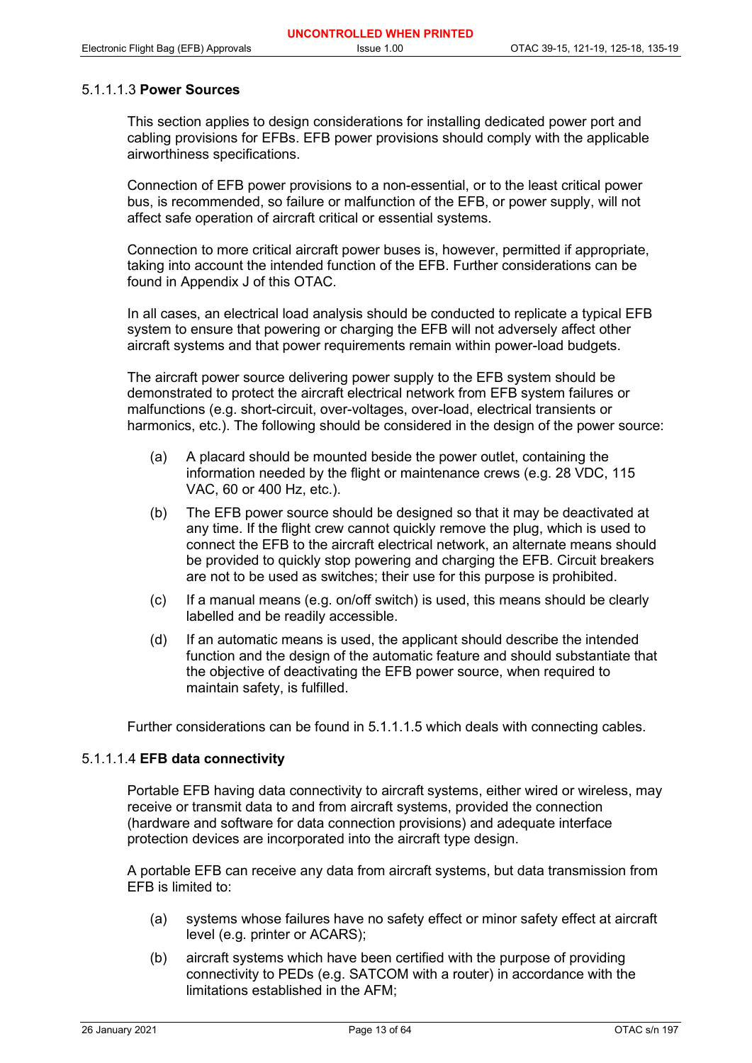#### 5.1.1.3 **Power Sources**

This section applies to design considerations for installing dedicated power port and cabling provisions for EFBs. EFB power provisions should comply with the applicable airworthiness specifications.

Connection of EFB power provisions to a non-essential, or to the least critical power bus, is recommended, so failure or malfunction of the EFB, or power supply, will not affect safe operation of aircraft critical or essential systems.

Connection to more critical aircraft power buses is, however, permitted if appropriate, taking into account the intended function of the EFB. Further considerations can be found in Appendix J of this OTAC.

In all cases, an electrical load analysis should be conducted to replicate a typical EFB system to ensure that powering or charging the EFB will not adversely affect other aircraft systems and that power requirements remain within power-load budgets.

The aircraft power source delivering power supply to the EFB system should be demonstrated to protect the aircraft electrical network from EFB system failures or malfunctions (e.g. short-circuit, over-voltages, over-load, electrical transients or harmonics, etc.). The following should be considered in the design of the power source:

(a) A placard should be mounted beside the power outlet, containing the information needed by the flight or maintenance crews (e.g. 28 VDC, 115 VAC, 60 or 400 Hz, etc.).

(b) The EFB power source should be designed so that it may be deactivated at any time. If the flight crew cannot quickly remove the plug, which is used to connect the EFB to the aircraft electrical network, an alternate means should be provided to quickly stop powering and charging the EFB. Circuit breakers are not to be used as switches; their use for this purpose is prohibited.

(c) If a manual means (e.g. on/off switch) is used, this means should be clearly labelled and be readily accessible.

(d) If an automatic means is used, the applicant should describe the intended function and the design of the automatic feature and should substantiate that the objective of deactivating the EFB power source, when required to maintain safety, is fulfilled.

Further considerations can be found in 5.1.1.1.5 which deals with connecting cables.

#### 5.1.1.4 **EFB data connectivity**

Portable EFB having data connectivity to aircraft systems, either wired or wireless, may receive or transmit data to and from aircraft systems, provided the connection (hardware and software for data connection provisions) and adequate interface protection devices are incorporated into the aircraft type design.

A portable EFB can receive any data from aircraft systems, but data transmission from EFB is limited to:

(a) systems whose failures have no safety effect or minor safety effect at aircraft level (e.g. printer or ACARS);

(b) aircraft systems which have been certified with the purpose of providing connectivity to PEDs (e.g. SATCOM with a router) in accordance with the limitations established in the AFM;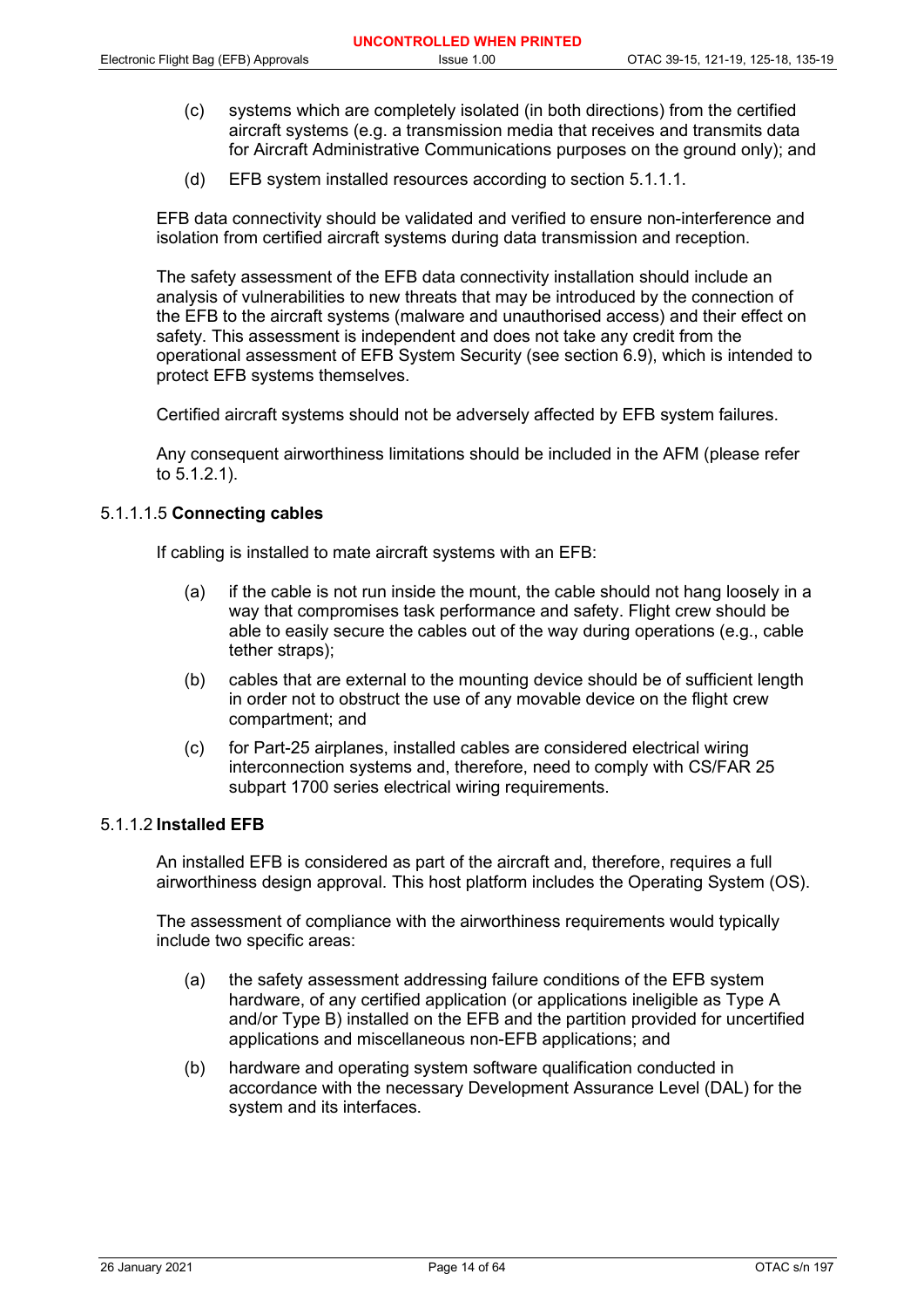(c) systems which are completely isolated (in both directions) from the certified aircraft systems (e.g. a transmission media that receives and transmits data for Aircraft Administrative Communications purposes on the ground only); and

(d) EFB system installed resources according to section 5.1.1.1.

EFB data connectivity should be validated and verified to ensure non-interference and isolation from certified aircraft systems during data transmission and reception.

The safety assessment of the EFB data connectivity installation should include an analysis of vulnerabilities to new threats that may be introduced by the connection of the EFB to the aircraft systems (malware and unauthorised access) and their effect on safety. This assessment is independent and does not take any credit from the operational assessment of EFB System Security (see section 6.9), which is intended to protect EFB systems themselves.

Certified aircraft systems should not be adversely affected by EFB system failures.

Any consequent airworthiness limitations should be included in the AFM (please refer to 5.1.2.1).

#### 5.1.1.1.5 **Connecting cables**

If cabling is installed to mate aircraft systems with an EFB:

(a) if the cable is not run inside the mount, the cable should not hang loosely in a way that compromises task performance and safety. Flight crew should be able to easily secure the cables out of the way during operations (e.g., cable tether straps);

(b) cables that are external to the mounting device should be of sufficient length in order not to obstruct the use of any movable device on the flight crew compartment; and

(c) for Part-25 airplanes, installed cables are considered electrical wiring interconnection systems and, therefore, need to comply with CS/FAR 25 subpart 1700 series electrical wiring requirements.

### 5.1.2 **Installed EFB**

An installed EFB is considered as part of the aircraft and, therefore, requires a full airworthiness design approval. This host platform includes the Operating System (OS).

The assessment of compliance with the airworthiness requirements would typically include two specific areas:

(a) the safety assessment addressing failure conditions of the EFB system hardware, of any certified application (or applications ineligible as Type A and/or Type B) installed on the EFB and the partition provided for uncertified applications and miscellaneous non-EFB applications; and

(b) hardware and operating system software qualification conducted in accordance with the necessary Development Assurance Level (DAL) for the system and its interfaces.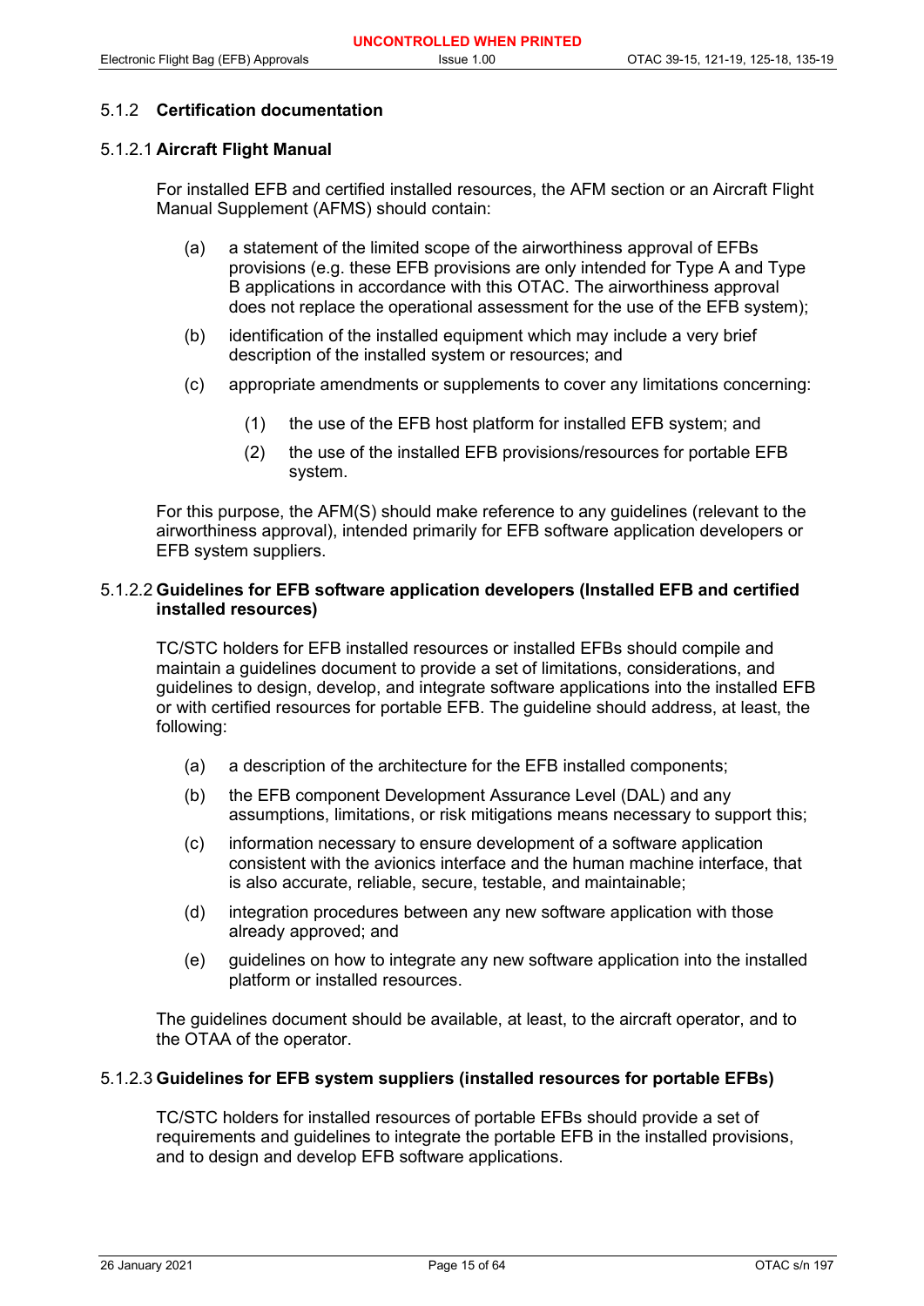### 5.1.2 Certification documentation

#### 5.1.2.1 Aircraft Flight Manual

For installed EFB and certified installed resources, the AFM section or an Aircraft Flight Manual Supplement (AFMS) should contain:

(a) a statement of the limited scope of the airworthiness approval of EFBs provisions (e.g. these EFB provisions are only intended for Type A and Type B applications in accordance with this OTAC. The airworthiness approval does not replace the operational assessment for the use of the EFB system);

(b) identification of the installed equipment which may include a very brief description of the installed system or resources; and

(c) appropriate amendments or supplements to cover any limitations concerning:

   (1) the use of the EFB host platform for installed EFB system; and

   (2) the use of the installed EFB provisions/resources for portable EFB system.

For this purpose, the AFM(S) should make reference to any guidelines (relevant to the airworthiness approval), intended primarily for EFB software application developers or EFB system suppliers.

#### 5.1.2.2 Guidelines for EFB software application developers (Installed EFB and certified installed resources)

TC/STC holders for EFB installed resources or installed EFBs should compile and maintain a guidelines document to provide a set of limitations, considerations, and guidelines to design, develop, and integrate software applications into the installed EFB or with certified resources for portable EFB. The guideline should address, at least, the following:

(a) a description of the architecture for the EFB installed components;

(b) the EFB component Development Assurance Level (DAL) and any assumptions, limitations, or risk mitigations means necessary to support this;

(c) information necessary to ensure development of a software application consistent with the avionics interface and the human machine interface, that is also accurate, reliable, secure, testable, and maintainable;

(d) integration procedures between any new software application with those already approved; and

(e) guidelines on how to integrate any new software application into the installed platform or installed resources.

The guidelines document should be available, at least, to the aircraft operator, and to the OTAA of the operator.

#### 5.1.2.3 Guidelines for EFB system suppliers (installed resources for portable EFBs)

TC/STC holders for installed resources of portable EFBs should provide a set of requirements and guidelines to integrate the portable EFB in the installed provisions, and to design and develop EFB software applications.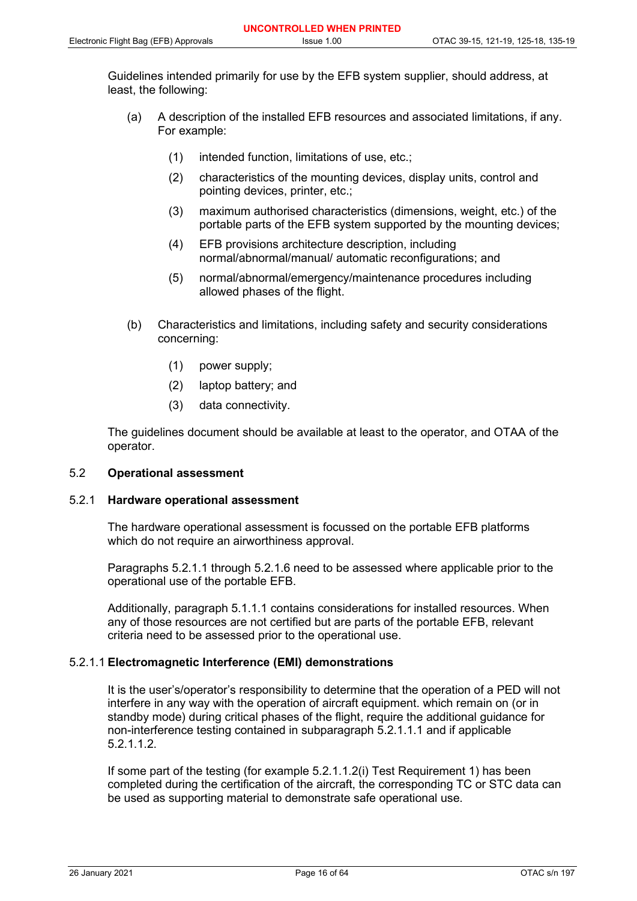Guidelines intended primarily for use by the EFB system supplier, should address, at least, the following:

(a) A description of the installed EFB resources and associated limitations, if any. For example:

  (1) intended function, limitations of use, etc.;

  (2) characteristics of the mounting devices, display units, control and pointing devices, printer, etc.;

  (3) maximum authorised characteristics (dimensions, weight, etc.) of the portable parts of the EFB system supported by the mounting devices;

  (4) EFB provisions architecture description, including normal/abnormal/manual/ automatic reconfigurations; and

  (5) normal/abnormal/emergency/maintenance procedures including allowed phases of the flight.

(b) Characteristics and limitations, including safety and security considerations concerning:

  (1) power supply;

  (2) laptop battery; and

  (3) data connectivity.

The guidelines document should be available at least to the operator, and OTAA of the operator.

## 5.2 Operational assessment

### 5.2.1 Hardware operational assessment

The hardware operational assessment is focussed on the portable EFB platforms which do not require an airworthiness approval.

Paragraphs 5.2.1.1 through 5.2.1.6 need to be assessed where applicable prior to the operational use of the portable EFB.

Additionally, paragraph 5.1.1.1 contains considerations for installed resources. When any of those resources are not certified but are parts of the portable EFB, relevant criteria need to be assessed prior to the operational use.

#### 5.2.1.1 Electromagnetic Interference (EMI) demonstrations

It is the user's/operator's responsibility to determine that the operation of a PED will not interfere in any way with the operation of aircraft equipment. which remain on (or in standby mode) during critical phases of the flight, require the additional guidance for non-interference testing contained in subparagraph 5.2.1.1.1 and if applicable 5.2.1.1.2.

If some part of the testing (for example 5.2.1.1.2(i) Test Requirement 1) has been completed during the certification of the aircraft, the corresponding TC or STC data can be used as supporting material to demonstrate safe operational use.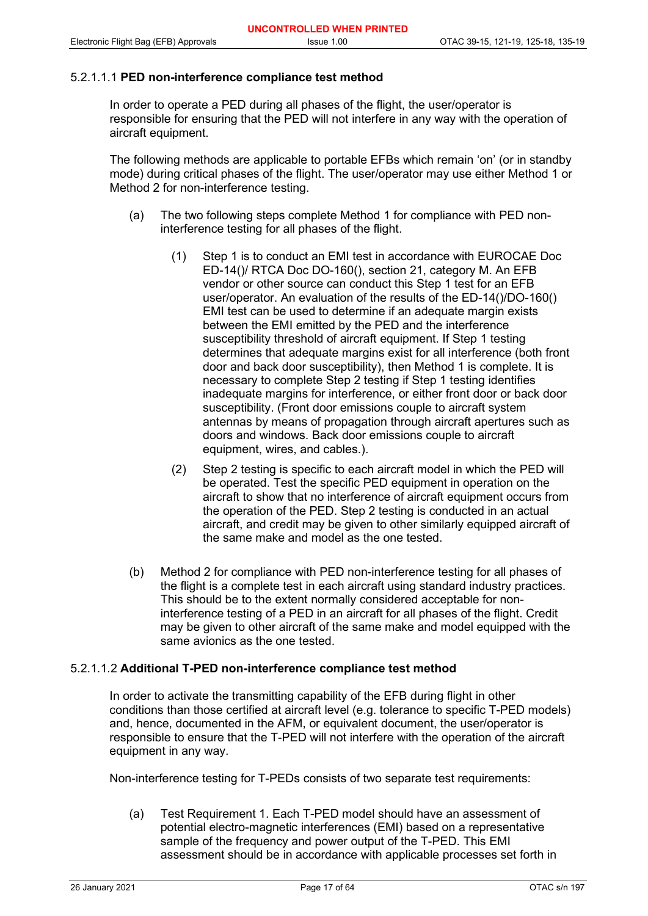#### 5.2.1.1.1 **PED non-interference compliance test method**

In order to operate a PED during all phases of the flight, the user/operator is responsible for ensuring that the PED will not interfere in any way with the operation of aircraft equipment.

The following methods are applicable to portable EFBs which remain 'on' (or in standby mode) during critical phases of the flight. The user/operator may use either Method 1 or Method 2 for non-interference testing.

(a) The two following steps complete Method 1 for compliance with PED non-interference testing for all phases of the flight.

  (1) Step 1 is to conduct an EMI test in accordance with EUROCAE Doc ED-14()/ RTCA Doc DO-160(), section 21, category M. An EFB vendor or other source can conduct this Step 1 test for an EFB user/operator. An evaluation of the results of the ED-14()/DO-160() EMI test can be used to determine if an adequate margin exists between the EMI emitted by the PED and the interference susceptibility threshold of aircraft equipment. If Step 1 testing determines that adequate margins exist for all interference (both front door and back door susceptibility), then Method 1 is complete. It is necessary to complete Step 2 testing if Step 1 testing identifies inadequate margins for interference, or either front door or back door susceptibility. (Front door emissions couple to aircraft system antennas by means of propagation through aircraft apertures such as doors and windows. Back door emissions couple to aircraft equipment, wires, and cables.).

  (2) Step 2 testing is specific to each aircraft model in which the PED will be operated. Test the specific PED equipment in operation on the aircraft to show that no interference of aircraft equipment occurs from the operation of the PED. Step 2 testing is conducted in an actual aircraft, and credit may be given to other similarly equipped aircraft of the same make and model as the one tested.

(b) Method 2 for compliance with PED non-interference testing for all phases of the flight is a complete test in each aircraft using standard industry practices. This should be to the extent normally considered acceptable for non-interference testing of a PED in an aircraft for all phases of the flight. Credit may be given to other aircraft of the same make and model equipped with the same avionics as the one tested.

#### 5.2.1.1.2 **Additional T-PED non-interference compliance test method**

In order to activate the transmitting capability of the EFB during flight in other conditions than those certified at aircraft level (e.g. tolerance to specific T-PED models) and, hence, documented in the AFM, or equivalent document, the user/operator is responsible to ensure that the T-PED will not interfere with the operation of the aircraft equipment in any way.

Non-interference testing for T-PEDs consists of two separate test requirements:

(a) Test Requirement 1. Each T-PED model should have an assessment of potential electro-magnetic interferences (EMI) based on a representative sample of the frequency and power output of the T-PED. This EMI assessment should be in accordance with applicable processes set forth in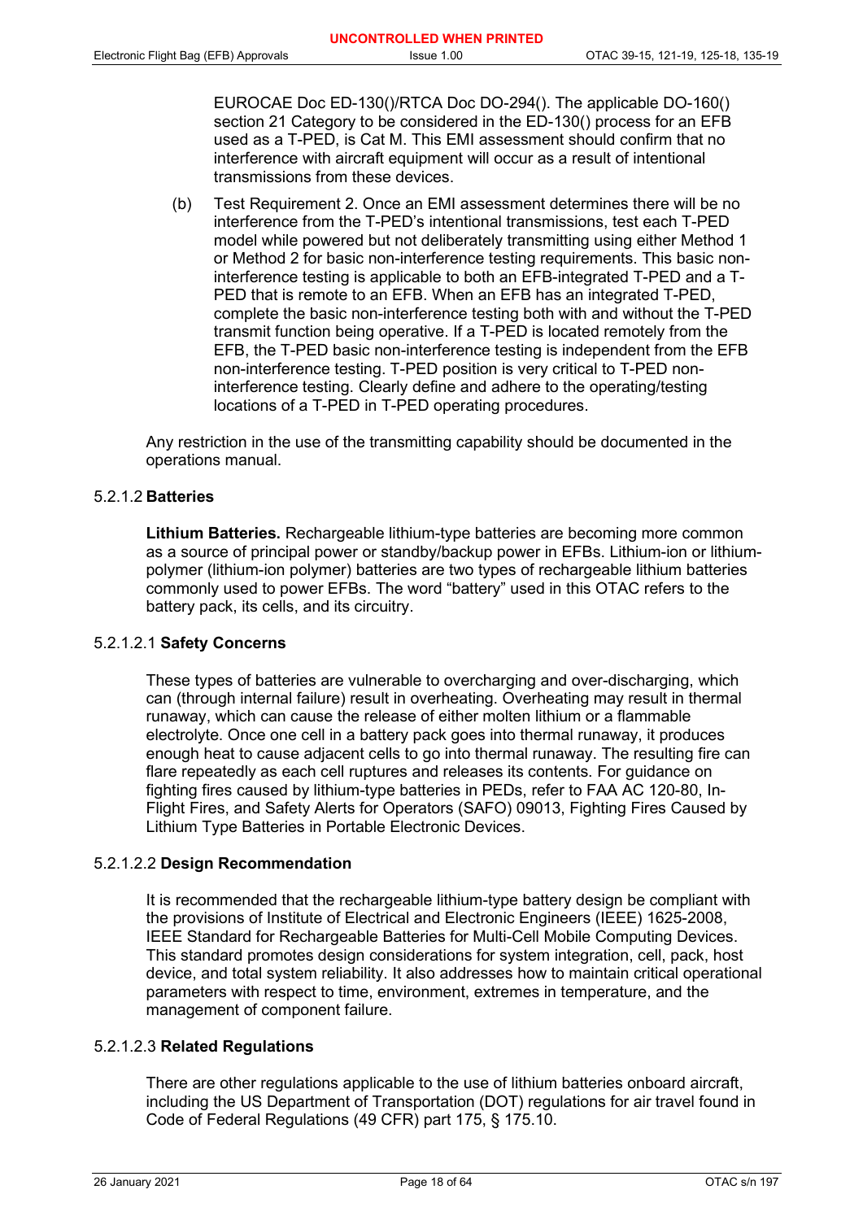EUROCAE Doc ED-130()/RTCA Doc DO-294(). The applicable DO-160() section 21 Category to be considered in the ED-130() process for an EFB used as a T-PED, is Cat M. This EMI assessment should confirm that no interference with aircraft equipment will occur as a result of intentional transmissions from these devices.

(b) Test Requirement 2. Once an EMI assessment determines there will be no interference from the T-PED's intentional transmissions, test each T-PED model while powered but not deliberately transmitting using either Method 1 or Method 2 for basic non-interference testing requirements. This basic non-interference testing is applicable to both an EFB-integrated T-PED and a T-PED that is remote to an EFB. When an EFB has an integrated T-PED, complete the basic non-interference testing both with and without the T-PED transmit function being operative. If a T-PED is located remotely from the EFB, the T-PED basic non-interference testing is independent from the EFB non-interference testing. T-PED position is very critical to T-PED non-interference testing. Clearly define and adhere to the operating/testing locations of a T-PED in T-PED operating procedures.

Any restriction in the use of the transmitting capability should be documented in the operations manual.

#### 5.2.1.2 Batteries

**Lithium Batteries.** Rechargeable lithium-type batteries are becoming more common as a source of principal power or standby/backup power in EFBs. Lithium-ion or lithium-polymer (lithium-ion polymer) batteries are two types of rechargeable lithium batteries commonly used to power EFBs. The word "battery" used in this OTAC refers to the battery pack, its cells, and its circuitry.

##### 5.2.1.2.1 Safety Concerns

These types of batteries are vulnerable to overcharging and over-discharging, which can (through internal failure) result in overheating. Overheating may result in thermal runaway, which can cause the release of either molten lithium or a flammable electrolyte. Once one cell in a battery pack goes into thermal runaway, it produces enough heat to cause adjacent cells to go into thermal runaway. The resulting fire can flare repeatedly as each cell ruptures and releases its contents. For guidance on fighting fires caused by lithium-type batteries in PEDs, refer to FAA AC 120-80, In-Flight Fires, and Safety Alerts for Operators (SAFO) 09013, Fighting Fires Caused by Lithium Type Batteries in Portable Electronic Devices.

##### 5.2.1.2.2 Design Recommendation

It is recommended that the rechargeable lithium-type battery design be compliant with the provisions of Institute of Electrical and Electronic Engineers (IEEE) 1625-2008, IEEE Standard for Rechargeable Batteries for Multi-Cell Mobile Computing Devices. This standard promotes design considerations for system integration, cell, pack, host device, and total system reliability. It also addresses how to maintain critical operational parameters with respect to time, environment, extremes in temperature, and the management of component failure.

##### 5.2.1.2.3 Related Regulations

There are other regulations applicable to the use of lithium batteries onboard aircraft, including the US Department of Transportation (DOT) regulations for air travel found in Code of Federal Regulations (49 CFR) part 175, § 175.10.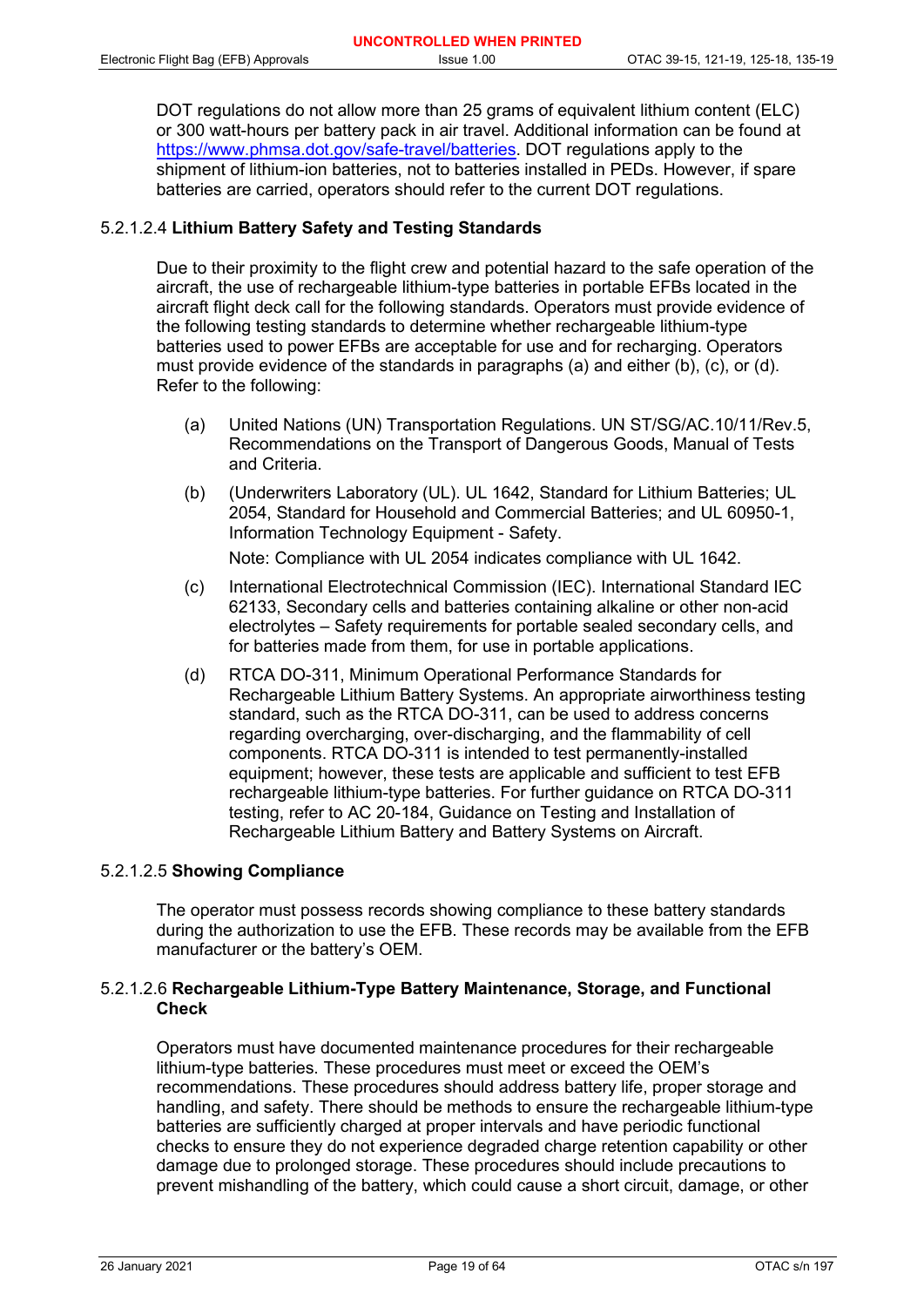DOT regulations do not allow more than 25 grams of equivalent lithium content (ELC) or 300 watt-hours per battery pack in air travel. Additional information can be found at https://www.phmsa.dot.gov/safe-travel/batteries. DOT regulations apply to the shipment of lithium-ion batteries, not to batteries installed in PEDs. However, if spare batteries are carried, operators should refer to the current DOT regulations.

#### 5.2.1.2.4 **Lithium Battery Safety and Testing Standards**

Due to their proximity to the flight crew and potential hazard to the safe operation of the aircraft, the use of rechargeable lithium-type batteries in portable EFBs located in the aircraft flight deck call for the following standards. Operators must provide evidence of the following testing standards to determine whether rechargeable lithium-type batteries used to power EFBs are acceptable for use and for recharging. Operators must provide evidence of the standards in paragraphs (a) and either (b), (c), or (d). Refer to the following:

(a) United Nations (UN) Transportation Regulations. UN ST/SG/AC.10/11/Rev.5, Recommendations on the Transport of Dangerous Goods, Manual of Tests and Criteria.

(b) (Underwriters Laboratory (UL). UL 1642, Standard for Lithium Batteries; UL 2054, Standard for Household and Commercial Batteries; and UL 60950-1, Information Technology Equipment - Safety.

Note: Compliance with UL 2054 indicates compliance with UL 1642.

(c) International Electrotechnical Commission (IEC). International Standard IEC 62133, Secondary cells and batteries containing alkaline or other non-acid electrolytes – Safety requirements for portable sealed secondary cells, and for batteries made from them, for use in portable applications.

(d) RTCA DO-311, Minimum Operational Performance Standards for Rechargeable Lithium Battery Systems. An appropriate airworthiness testing standard, such as the RTCA DO-311, can be used to address concerns regarding overcharging, over-discharging, and the flammability of cell components. RTCA DO-311 is intended to test permanently-installed equipment; however, these tests are applicable and sufficient to test EFB rechargeable lithium-type batteries. For further guidance on RTCA DO-311 testing, refer to AC 20-184, Guidance on Testing and Installation of Rechargeable Lithium Battery and Battery Systems on Aircraft.

#### 5.2.1.2.5 **Showing Compliance**

The operator must possess records showing compliance to these battery standards during the authorization to use the EFB. These records may be available from the EFB manufacturer or the battery's OEM.

#### 5.2.1.2.6 **Rechargeable Lithium-Type Battery Maintenance, Storage, and Functional Check**

Operators must have documented maintenance procedures for their rechargeable lithium-type batteries. These procedures must meet or exceed the OEM's recommendations. These procedures should address battery life, proper storage and handling, and safety. There should be methods to ensure the rechargeable lithium-type batteries are sufficiently charged at proper intervals and have periodic functional checks to ensure they do not experience degraded charge retention capability or other damage due to prolonged storage. These procedures should include precautions to prevent mishandling of the battery, which could cause a short circuit, damage, or other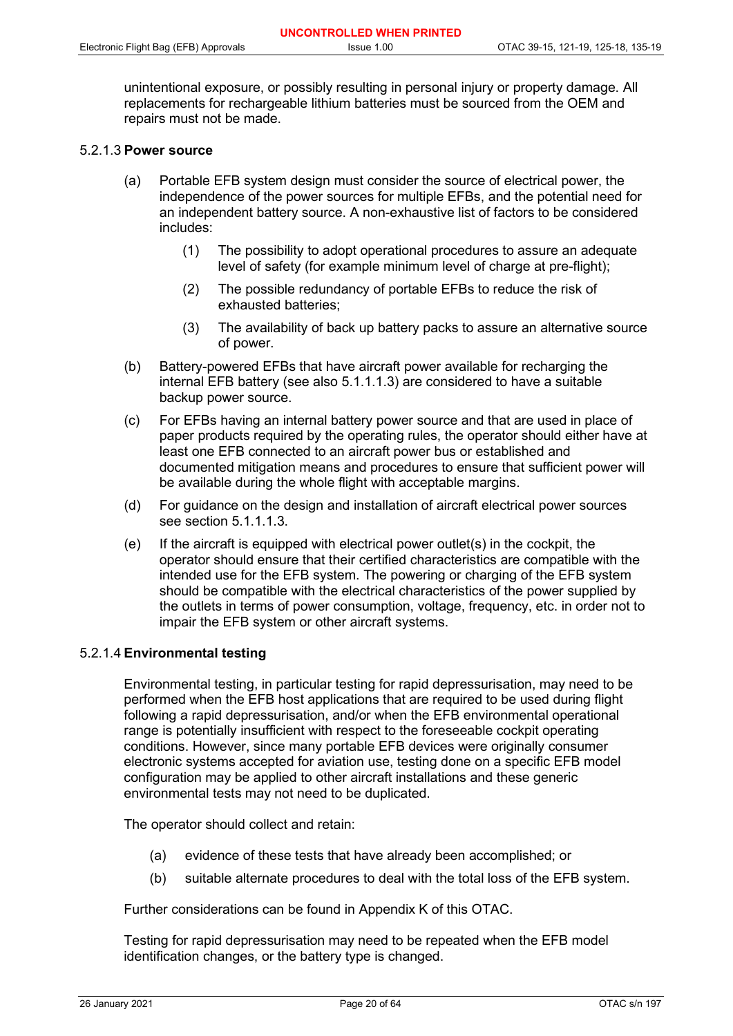unintentional exposure, or possibly resulting in personal injury or property damage. All replacements for rechargeable lithium batteries must be sourced from the OEM and repairs must not be made.

#### 5.2.1.3 **Power source**

(a) Portable EFB system design must consider the source of electrical power, the independence of the power sources for multiple EFBs, and the potential need for an independent battery source. A non-exhaustive list of factors to be considered includes:

  (1) The possibility to adopt operational procedures to assure an adequate level of safety (for example minimum level of charge at pre-flight);

  (2) The possible redundancy of portable EFBs to reduce the risk of exhausted batteries;

  (3) The availability of back up battery packs to assure an alternative source of power.

(b) Battery-powered EFBs that have aircraft power available for recharging the internal EFB battery (see also 5.1.1.1.3) are considered to have a suitable backup power source.

(c) For EFBs having an internal battery power source and that are used in place of paper products required by the operating rules, the operator should either have at least one EFB connected to an aircraft power bus or established and documented mitigation means and procedures to ensure that sufficient power will be available during the whole flight with acceptable margins.

(d) For guidance on the design and installation of aircraft electrical power sources see section 5.1.1.1.3.

(e) If the aircraft is equipped with electrical power outlet(s) in the cockpit, the operator should ensure that their certified characteristics are compatible with the intended use for the EFB system. The powering or charging of the EFB system should be compatible with the electrical characteristics of the power supplied by the outlets in terms of power consumption, voltage, frequency, etc. in order not to impair the EFB system or other aircraft systems.

#### 5.2.1.4 **Environmental testing**

Environmental testing, in particular testing for rapid depressurisation, may need to be performed when the EFB host applications that are required to be used during flight following a rapid depressurisation, and/or when the EFB environmental operational range is potentially insufficient with respect to the foreseeable cockpit operating conditions. However, since many portable EFB devices were originally consumer electronic systems accepted for aviation use, testing done on a specific EFB model configuration may be applied to other aircraft installations and these generic environmental tests may not need to be duplicated.

The operator should collect and retain:

(a) evidence of these tests that have already been accomplished; or

(b) suitable alternate procedures to deal with the total loss of the EFB system.

Further considerations can be found in Appendix K of this OTAC.

Testing for rapid depressurisation may need to be repeated when the EFB model identification changes, or the battery type is changed.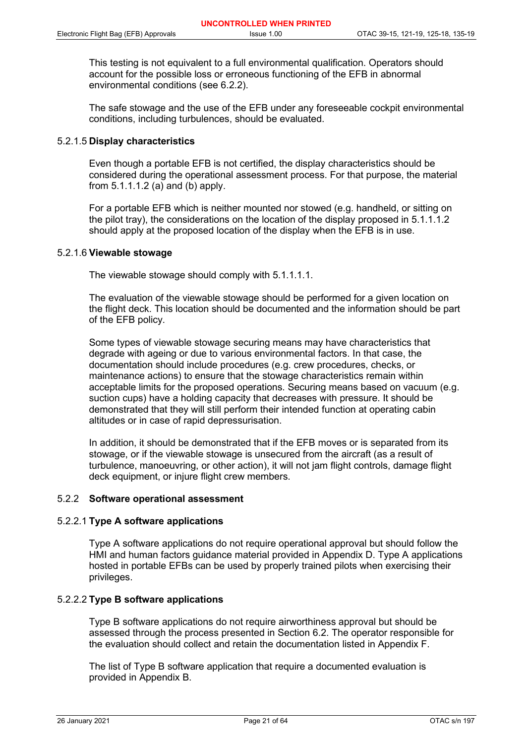This testing is not equivalent to a full environmental qualification. Operators should account for the possible loss or erroneous functioning of the EFB in abnormal environmental conditions (see 6.2.2).

The safe stowage and the use of the EFB under any foreseeable cockpit environmental conditions, including turbulences, should be evaluated.

#### 5.2.1.5 Display characteristics

Even though a portable EFB is not certified, the display characteristics should be considered during the operational assessment process. For that purpose, the material from 5.1.1.1.2 (a) and (b) apply.

For a portable EFB which is neither mounted nor stowed (e.g. handheld, or sitting on the pilot tray), the considerations on the location of the display proposed in 5.1.1.1.2 should apply at the proposed location of the display when the EFB is in use.

#### 5.2.1.6 Viewable stowage

The viewable stowage should comply with 5.1.1.1.1.

The evaluation of the viewable stowage should be performed for a given location on the flight deck. This location should be documented and the information should be part of the EFB policy.

Some types of viewable stowage securing means may have characteristics that degrade with ageing or due to various environmental factors. In that case, the documentation should include procedures (e.g. crew procedures, checks, or maintenance actions) to ensure that the stowage characteristics remain within acceptable limits for the proposed operations. Securing means based on vacuum (e.g. suction cups) have a holding capacity that decreases with pressure. It should be demonstrated that they will still perform their intended function at operating cabin altitudes or in case of rapid depressurisation.

In addition, it should be demonstrated that if the EFB moves or is separated from its stowage, or if the viewable stowage is unsecured from the aircraft (as a result of turbulence, manoeuvring, or other action), it will not jam flight controls, damage flight deck equipment, or injure flight crew members.

### 5.2.2 Software operational assessment

#### 5.2.2.1 Type A software applications

Type A software applications do not require operational approval but should follow the HMI and human factors guidance material provided in Appendix D. Type A applications hosted in portable EFBs can be used by properly trained pilots when exercising their privileges.

#### 5.2.2.2 Type B software applications

Type B software applications do not require airworthiness approval but should be assessed through the process presented in Section 6.2. The operator responsible for the evaluation should collect and retain the documentation listed in Appendix F.

The list of Type B software application that require a documented evaluation is provided in Appendix B.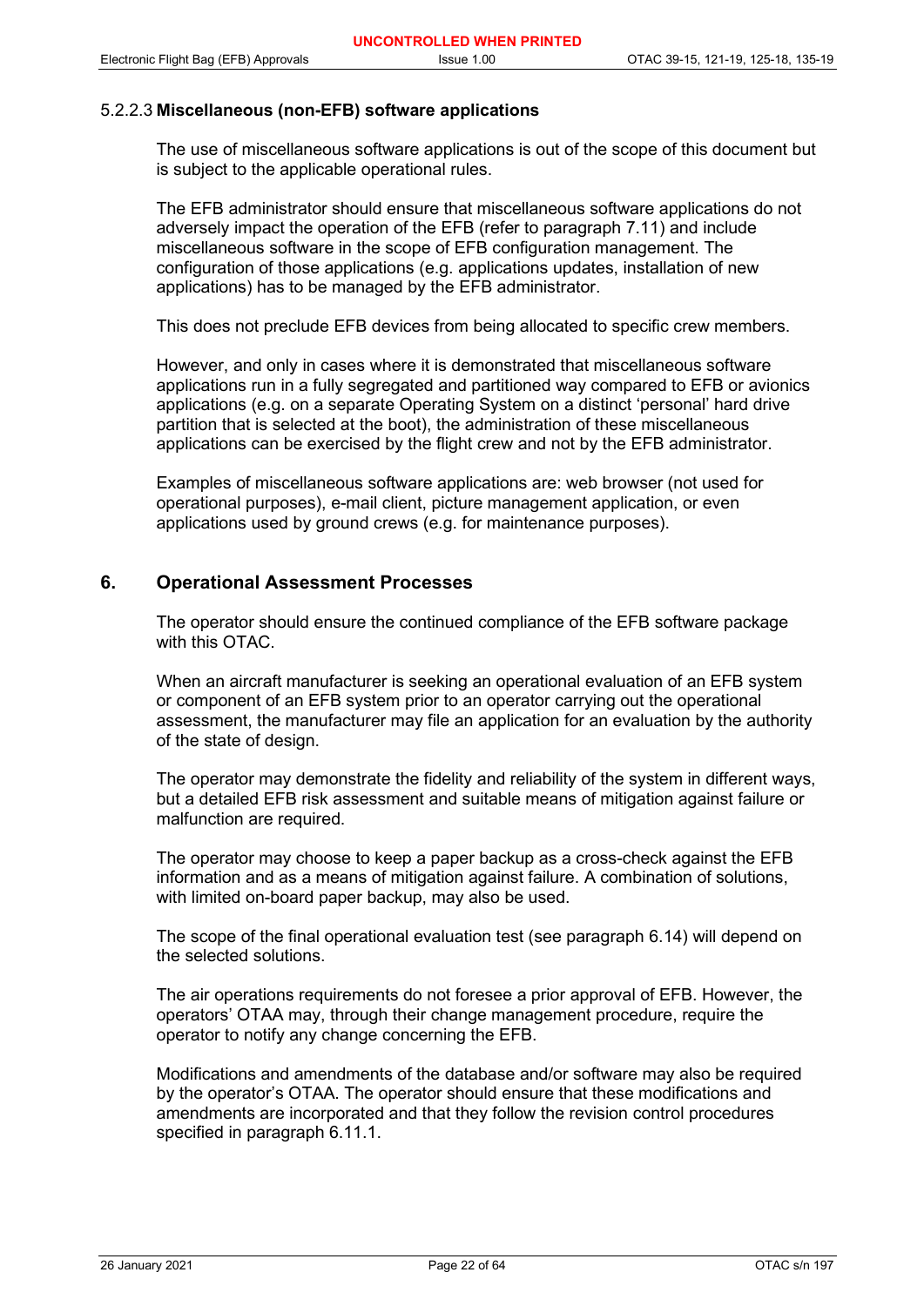#### 5.2.2.3 **Miscellaneous (non-EFB) software applications**

The use of miscellaneous software applications is out of the scope of this document but is subject to the applicable operational rules.

The EFB administrator should ensure that miscellaneous software applications do not adversely impact the operation of the EFB (refer to paragraph 7.11) and include miscellaneous software in the scope of EFB configuration management. The configuration of those applications (e.g. applications updates, installation of new applications) has to be managed by the EFB administrator.

This does not preclude EFB devices from being allocated to specific crew members.

However, and only in cases where it is demonstrated that miscellaneous software applications run in a fully segregated and partitioned way compared to EFB or avionics applications (e.g. on a separate Operating System on a distinct 'personal' hard drive partition that is selected at the boot), the administration of these miscellaneous applications can be exercised by the flight crew and not by the EFB administrator.

Examples of miscellaneous software applications are: web browser (not used for operational purposes), e-mail client, picture management application, or even applications used by ground crews (e.g. for maintenance purposes).

## 6. Operational Assessment Processes

The operator should ensure the continued compliance of the EFB software package with this OTAC.

When an aircraft manufacturer is seeking an operational evaluation of an EFB system or component of an EFB system prior to an operator carrying out the operational assessment, the manufacturer may file an application for an evaluation by the authority of the state of design.

The operator may demonstrate the fidelity and reliability of the system in different ways, but a detailed EFB risk assessment and suitable means of mitigation against failure or malfunction are required.

The operator may choose to keep a paper backup as a cross-check against the EFB information and as a means of mitigation against failure. A combination of solutions, with limited on-board paper backup, may also be used.

The scope of the final operational evaluation test (see paragraph 6.14) will depend on the selected solutions.

The air operations requirements do not foresee a prior approval of EFB. However, the operators' OTAA may, through their change management procedure, require the operator to notify any change concerning the EFB.

Modifications and amendments of the database and/or software may also be required by the operator's OTAA. The operator should ensure that these modifications and amendments are incorporated and that they follow the revision control procedures specified in paragraph 6.11.1.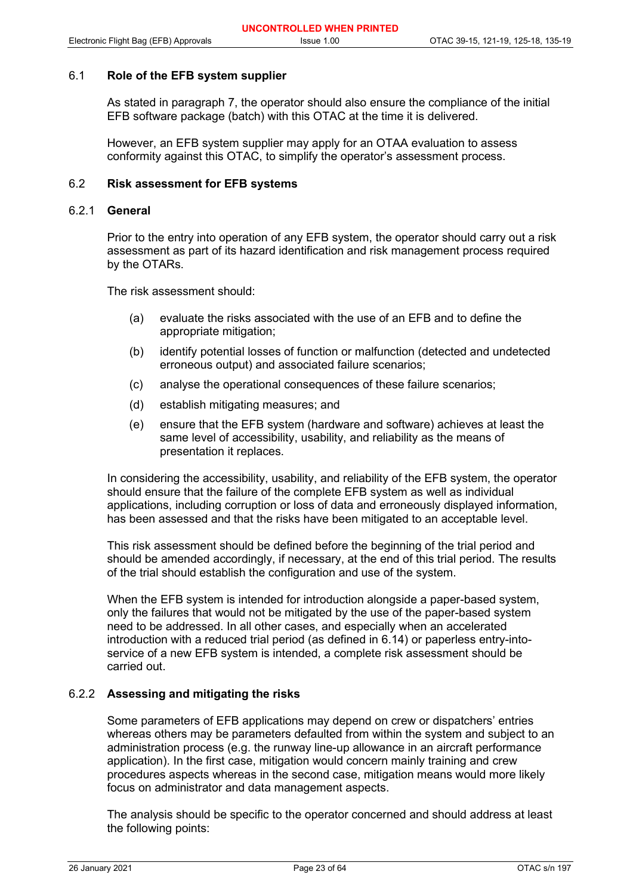### 6.1 Role of the EFB system supplier

As stated in paragraph 7, the operator should also ensure the compliance of the initial EFB software package (batch) with this OTAC at the time it is delivered.

However, an EFB system supplier may apply for an OTAA evaluation to assess conformity against this OTAC, to simplify the operator's assessment process.

### 6.2 Risk assessment for EFB systems

#### 6.2.1 General

Prior to the entry into operation of any EFB system, the operator should carry out a risk assessment as part of its hazard identification and risk management process required by the OTARs.

The risk assessment should:

(a) evaluate the risks associated with the use of an EFB and to define the appropriate mitigation;

(b) identify potential losses of function or malfunction (detected and undetected erroneous output) and associated failure scenarios;

(c) analyse the operational consequences of these failure scenarios;

(d) establish mitigating measures; and

(e) ensure that the EFB system (hardware and software) achieves at least the same level of accessibility, usability, and reliability as the means of presentation it replaces.

In considering the accessibility, usability, and reliability of the EFB system, the operator should ensure that the failure of the complete EFB system as well as individual applications, including corruption or loss of data and erroneously displayed information, has been assessed and that the risks have been mitigated to an acceptable level.

This risk assessment should be defined before the beginning of the trial period and should be amended accordingly, if necessary, at the end of this trial period. The results of the trial should establish the configuration and use of the system.

When the EFB system is intended for introduction alongside a paper-based system, only the failures that would not be mitigated by the use of the paper-based system need to be addressed. In all other cases, and especially when an accelerated introduction with a reduced trial period (as defined in 6.14) or paperless entry-into-service of a new EFB system is intended, a complete risk assessment should be carried out.

#### 6.2.2 Assessing and mitigating the risks

Some parameters of EFB applications may depend on crew or dispatchers' entries whereas others may be parameters defaulted from within the system and subject to an administration process (e.g. the runway line-up allowance in an aircraft performance application). In the first case, mitigation would concern mainly training and crew procedures aspects whereas in the second case, mitigation means would more likely focus on administrator and data management aspects.

The analysis should be specific to the operator concerned and should address at least the following points: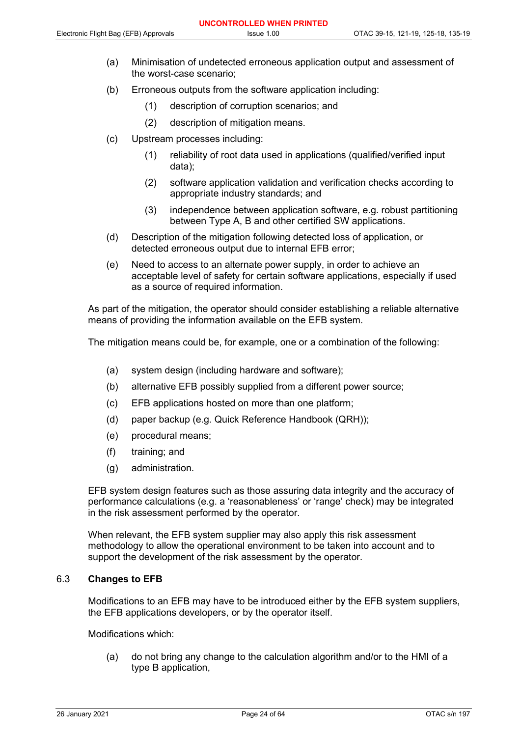(a) Minimisation of undetected erroneous application output and assessment of the worst-case scenario;

(b) Erroneous outputs from the software application including:

   (1) description of corruption scenarios; and

   (2) description of mitigation means.

(c) Upstream processes including:

   (1) reliability of root data used in applications (qualified/verified input data);

   (2) software application validation and verification checks according to appropriate industry standards; and

   (3) independence between application software, e.g. robust partitioning between Type A, B and other certified SW applications.

(d) Description of the mitigation following detected loss of application, or detected erroneous output due to internal EFB error;

(e) Need to access to an alternate power supply, in order to achieve an acceptable level of safety for certain software applications, especially if used as a source of required information.

As part of the mitigation, the operator should consider establishing a reliable alternative means of providing the information available on the EFB system.

The mitigation means could be, for example, one or a combination of the following:

(a) system design (including hardware and software);

(b) alternative EFB possibly supplied from a different power source;

(c) EFB applications hosted on more than one platform;

(d) paper backup (e.g. Quick Reference Handbook (QRH));

(e) procedural means;

(f) training; and

(g) administration.

EFB system design features such as those assuring data integrity and the accuracy of performance calculations (e.g. a 'reasonableness' or 'range' check) may be integrated in the risk assessment performed by the operator.

When relevant, the EFB system supplier may also apply this risk assessment methodology to allow the operational environment to be taken into account and to support the development of the risk assessment by the operator.

## 6.3 Changes to EFB

Modifications to an EFB may have to be introduced either by the EFB system suppliers, the EFB applications developers, or by the operator itself.

Modifications which:

(a) do not bring any change to the calculation algorithm and/or to the HMI of a type B application,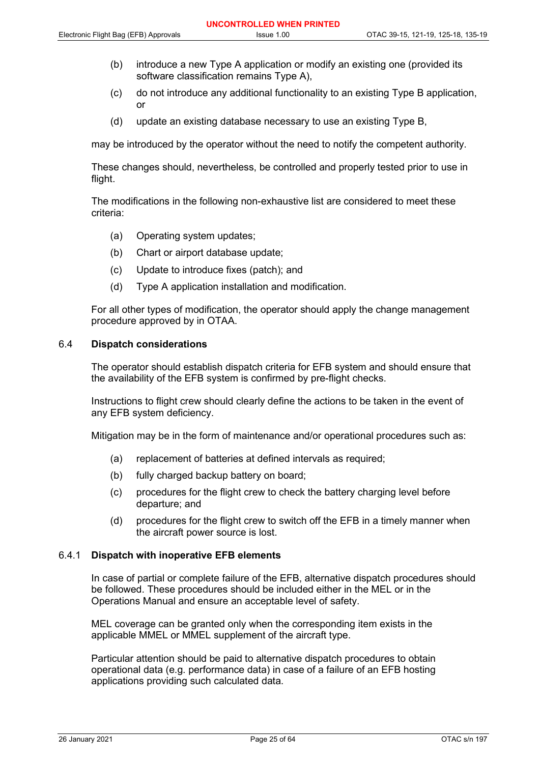(b) introduce a new Type A application or modify an existing one (provided its software classification remains Type A),

(c) do not introduce any additional functionality to an existing Type B application, or

(d) update an existing database necessary to use an existing Type B,

may be introduced by the operator without the need to notify the competent authority.

These changes should, nevertheless, be controlled and properly tested prior to use in flight.

The modifications in the following non-exhaustive list are considered to meet these criteria:

(a) Operating system updates;

(b) Chart or airport database update;

(c) Update to introduce fixes (patch); and

(d) Type A application installation and modification.

For all other types of modification, the operator should apply the change management procedure approved by in OTAA.

## 6.4 Dispatch considerations

The operator should establish dispatch criteria for EFB system and should ensure that the availability of the EFB system is confirmed by pre-flight checks.

Instructions to flight crew should clearly define the actions to be taken in the event of any EFB system deficiency.

Mitigation may be in the form of maintenance and/or operational procedures such as:

(a) replacement of batteries at defined intervals as required;

(b) fully charged backup battery on board;

(c) procedures for the flight crew to check the battery charging level before departure; and

(d) procedures for the flight crew to switch off the EFB in a timely manner when the aircraft power source is lost.

### 6.4.1 Dispatch with inoperative EFB elements

In case of partial or complete failure of the EFB, alternative dispatch procedures should be followed. These procedures should be included either in the MEL or in the Operations Manual and ensure an acceptable level of safety.

MEL coverage can be granted only when the corresponding item exists in the applicable MMEL or MMEL supplement of the aircraft type.

Particular attention should be paid to alternative dispatch procedures to obtain operational data (e.g. performance data) in case of a failure of an EFB hosting applications providing such calculated data.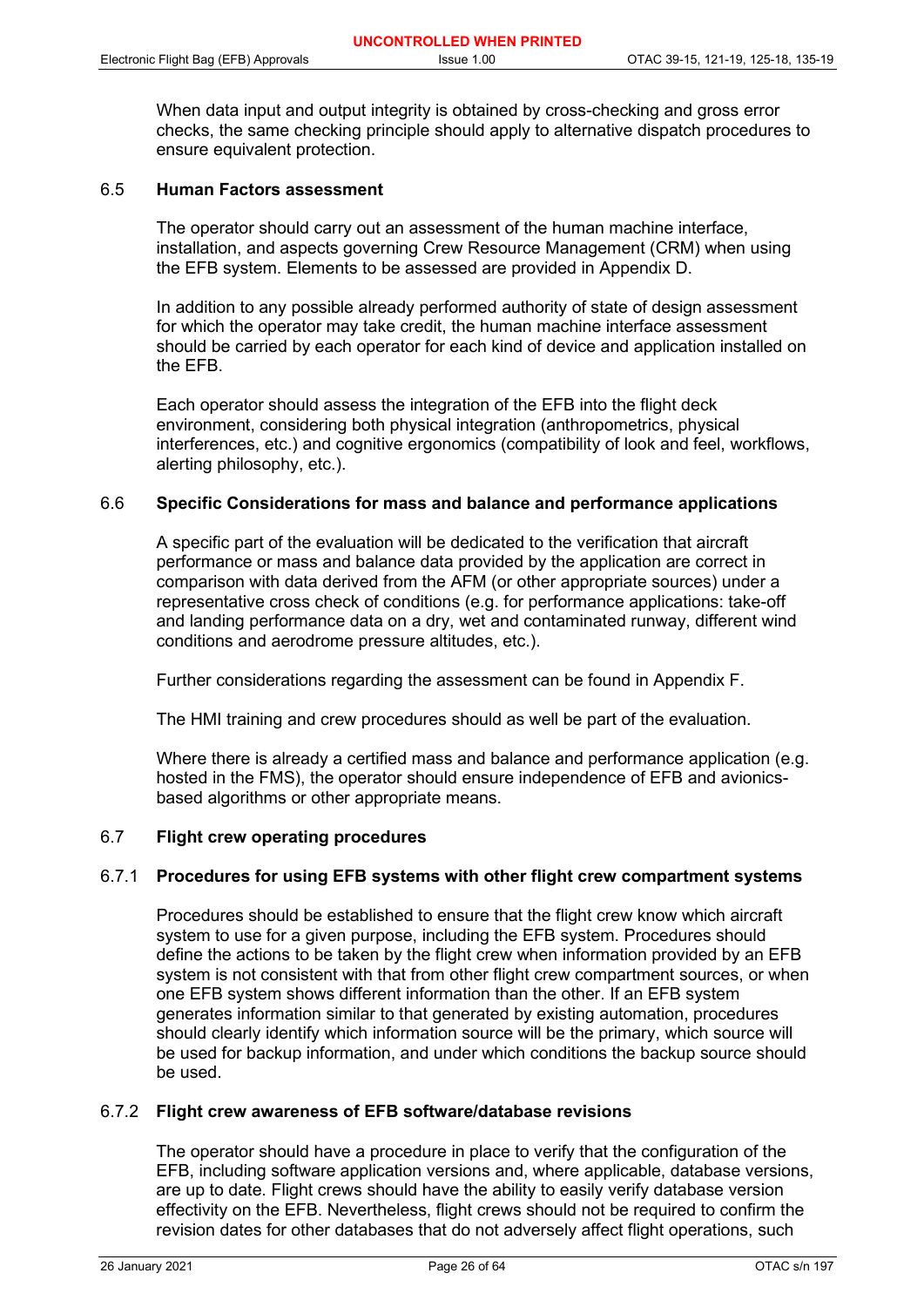When data input and output integrity is obtained by cross-checking and gross error checks, the same checking principle should apply to alternative dispatch procedures to ensure equivalent protection.

## 6.5 Human Factors assessment

The operator should carry out an assessment of the human machine interface, installation, and aspects governing Crew Resource Management (CRM) when using the EFB system. Elements to be assessed are provided in Appendix D.

In addition to any possible already performed authority of state of design assessment for which the operator may take credit, the human machine interface assessment should be carried by each operator for each kind of device and application installed on the EFB.

Each operator should assess the integration of the EFB into the flight deck environment, considering both physical integration (anthropometrics, physical interferences, etc.) and cognitive ergonomics (compatibility of look and feel, workflows, alerting philosophy, etc.).

## 6.6 Specific Considerations for mass and balance and performance applications

A specific part of the evaluation will be dedicated to the verification that aircraft performance or mass and balance data provided by the application are correct in comparison with data derived from the AFM (or other appropriate sources) under a representative cross check of conditions (e.g. for performance applications: take-off and landing performance data on a dry, wet and contaminated runway, different wind conditions and aerodrome pressure altitudes, etc.).

Further considerations regarding the assessment can be found in Appendix F.

The HMI training and crew procedures should as well be part of the evaluation.

Where there is already a certified mass and balance and performance application (e.g. hosted in the FMS), the operator should ensure independence of EFB and avionics-based algorithms or other appropriate means.

## 6.7 Flight crew operating procedures

### 6.7.1 Procedures for using EFB systems with other flight crew compartment systems

Procedures should be established to ensure that the flight crew know which aircraft system to use for a given purpose, including the EFB system. Procedures should define the actions to be taken by the flight crew when information provided by an EFB system is not consistent with that from other flight crew compartment sources, or when one EFB system shows different information than the other. If an EFB system generates information similar to that generated by existing automation, procedures should clearly identify which information source will be the primary, which source will be used for backup information, and under which conditions the backup source should be used.

### 6.7.2 Flight crew awareness of EFB software/database revisions

The operator should have a procedure in place to verify that the configuration of the EFB, including software application versions and, where applicable, database versions, are up to date. Flight crews should have the ability to easily verify database version effectivity on the EFB. Nevertheless, flight crews should not be required to confirm the revision dates for other databases that do not adversely affect flight operations, such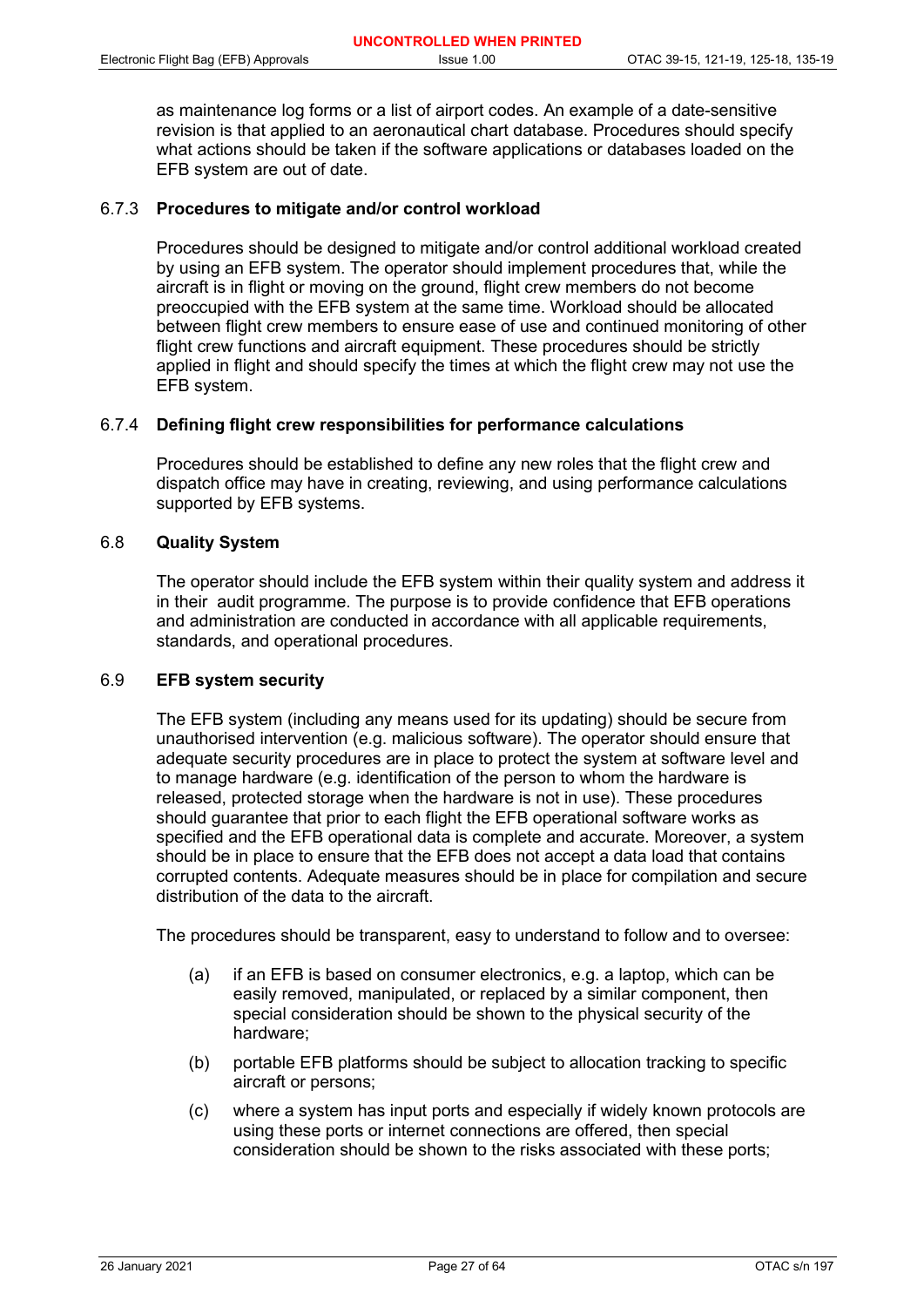as maintenance log forms or a list of airport codes. An example of a date-sensitive revision is that applied to an aeronautical chart database. Procedures should specify what actions should be taken if the software applications or databases loaded on the EFB system are out of date.

#### 6.7.3 Procedures to mitigate and/or control workload

Procedures should be designed to mitigate and/or control additional workload created by using an EFB system. The operator should implement procedures that, while the aircraft is in flight or moving on the ground, flight crew members do not become preoccupied with the EFB system at the same time. Workload should be allocated between flight crew members to ensure ease of use and continued monitoring of other flight crew functions and aircraft equipment. These procedures should be strictly applied in flight and should specify the times at which the flight crew may not use the EFB system.

#### 6.7.4 Defining flight crew responsibilities for performance calculations

Procedures should be established to define any new roles that the flight crew and dispatch office may have in creating, reviewing, and using performance calculations supported by EFB systems.

### 6.8 Quality System

The operator should include the EFB system within their quality system and address it in their audit programme. The purpose is to provide confidence that EFB operations and administration are conducted in accordance with all applicable requirements, standards, and operational procedures.

### 6.9 EFB system security

The EFB system (including any means used for its updating) should be secure from unauthorised intervention (e.g. malicious software). The operator should ensure that adequate security procedures are in place to protect the system at software level and to manage hardware (e.g. identification of the person to whom the hardware is released, protected storage when the hardware is not in use). These procedures should guarantee that prior to each flight the EFB operational software works as specified and the EFB operational data is complete and accurate. Moreover, a system should be in place to ensure that the EFB does not accept a data load that contains corrupted contents. Adequate measures should be in place for compilation and secure distribution of the data to the aircraft.

The procedures should be transparent, easy to understand to follow and to oversee:

(a) if an EFB is based on consumer electronics, e.g. a laptop, which can be easily removed, manipulated, or replaced by a similar component, then special consideration should be shown to the physical security of the hardware;

(b) portable EFB platforms should be subject to allocation tracking to specific aircraft or persons;

(c) where a system has input ports and especially if widely known protocols are using these ports or internet connections are offered, then special consideration should be shown to the risks associated with these ports;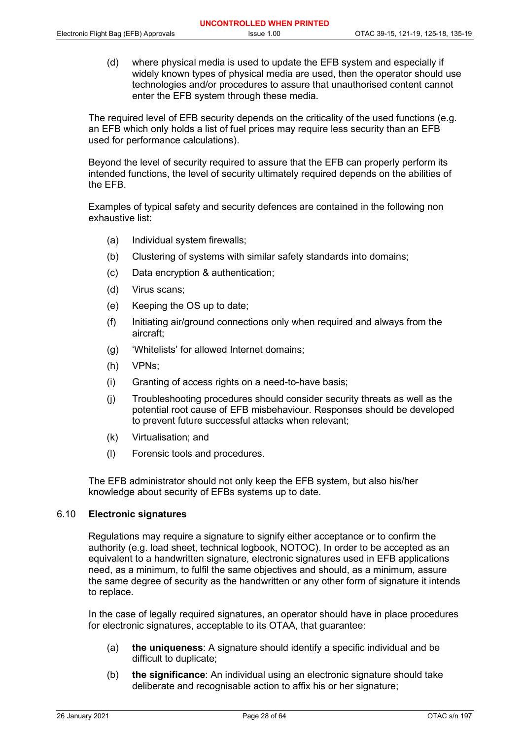(d) where physical media is used to update the EFB system and especially if widely known types of physical media are used, then the operator should use technologies and/or procedures to assure that unauthorised content cannot enter the EFB system through these media.

The required level of EFB security depends on the criticality of the used functions (e.g. an EFB which only holds a list of fuel prices may require less security than an EFB used for performance calculations).

Beyond the level of security required to assure that the EFB can properly perform its intended functions, the level of security ultimately required depends on the abilities of the EFB.

Examples of typical safety and security defences are contained in the following non exhaustive list:

(a) Individual system firewalls;

(b) Clustering of systems with similar safety standards into domains;

(c) Data encryption & authentication;

(d) Virus scans;

(e) Keeping the OS up to date;

(f) Initiating air/ground connections only when required and always from the aircraft;

(g) 'Whitelists' for allowed Internet domains;

(h) VPNs;

(i) Granting of access rights on a need-to-have basis;

(j) Troubleshooting procedures should consider security threats as well as the potential root cause of EFB misbehaviour. Responses should be developed to prevent future successful attacks when relevant;

(k) Virtualisation; and

(l) Forensic tools and procedures.

The EFB administrator should not only keep the EFB system, but also his/her knowledge about security of EFBs systems up to date.

## 6.10 Electronic signatures

Regulations may require a signature to signify either acceptance or to confirm the authority (e.g. load sheet, technical logbook, NOTOC). In order to be accepted as an equivalent to a handwritten signature, electronic signatures used in EFB applications need, as a minimum, to fulfil the same objectives and should, as a minimum, assure the same degree of security as the handwritten or any other form of signature it intends to replace.

In the case of legally required signatures, an operator should have in place procedures for electronic signatures, acceptable to its OTAA, that guarantee:

(a) **the uniqueness**: A signature should identify a specific individual and be difficult to duplicate;

(b) **the significance**: An individual using an electronic signature should take deliberate and recognisable action to affix his or her signature;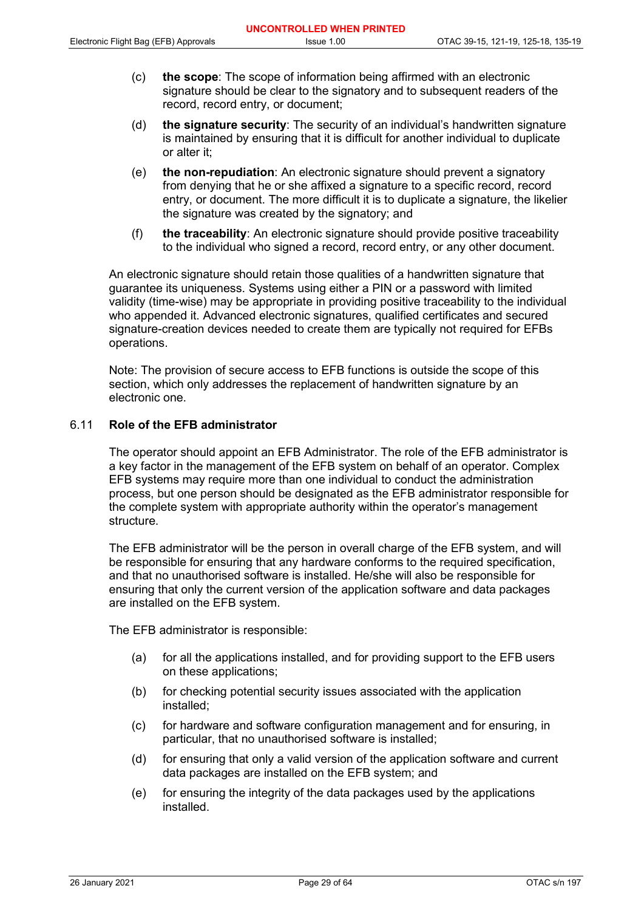(c) **the scope**: The scope of information being affirmed with an electronic signature should be clear to the signatory and to subsequent readers of the record, record entry, or document;

(d) **the signature security**: The security of an individual's handwritten signature is maintained by ensuring that it is difficult for another individual to duplicate or alter it;

(e) **the non-repudiation**: An electronic signature should prevent a signatory from denying that he or she affixed a signature to a specific record, record entry, or document. The more difficult it is to duplicate a signature, the likelier the signature was created by the signatory; and

(f) **the traceability**: An electronic signature should provide positive traceability to the individual who signed a record, record entry, or any other document.

An electronic signature should retain those qualities of a handwritten signature that guarantee its uniqueness. Systems using either a PIN or a password with limited validity (time-wise) may be appropriate in providing positive traceability to the individual who appended it. Advanced electronic signatures, qualified certificates and secured signature-creation devices needed to create them are typically not required for EFBs operations.

Note: The provision of secure access to EFB functions is outside the scope of this section, which only addresses the replacement of handwritten signature by an electronic one.

## 6.11 Role of the EFB administrator

The operator should appoint an EFB Administrator. The role of the EFB administrator is a key factor in the management of the EFB system on behalf of an operator. Complex EFB systems may require more than one individual to conduct the administration process, but one person should be designated as the EFB administrator responsible for the complete system with appropriate authority within the operator's management structure.

The EFB administrator will be the person in overall charge of the EFB system, and will be responsible for ensuring that any hardware conforms to the required specification, and that no unauthorised software is installed. He/she will also be responsible for ensuring that only the current version of the application software and data packages are installed on the EFB system.

The EFB administrator is responsible:

(a) for all the applications installed, and for providing support to the EFB users on these applications;

(b) for checking potential security issues associated with the application installed;

(c) for hardware and software configuration management and for ensuring, in particular, that no unauthorised software is installed;

(d) for ensuring that only a valid version of the application software and current data packages are installed on the EFB system; and

(e) for ensuring the integrity of the data packages used by the applications installed.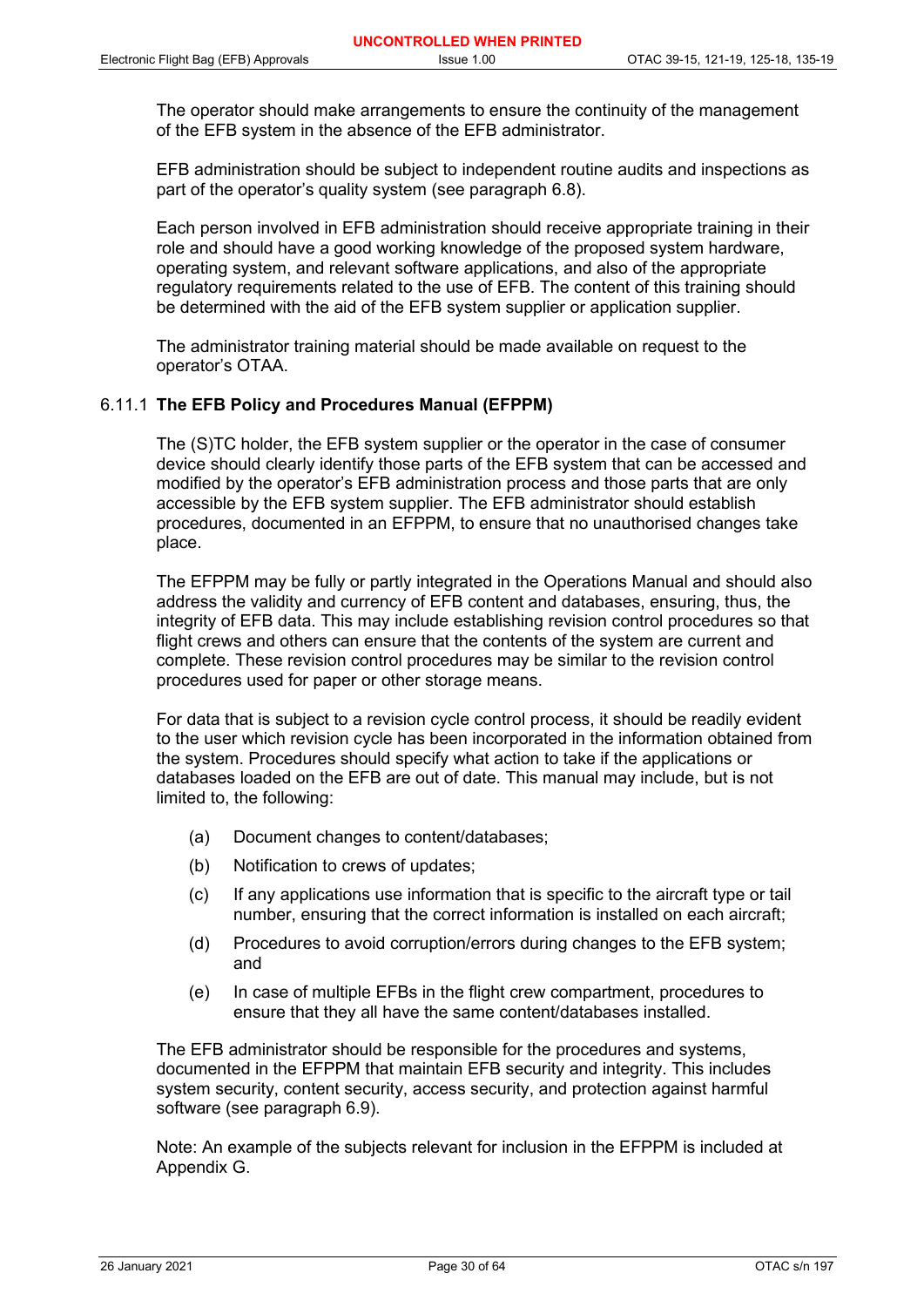The operator should make arrangements to ensure the continuity of the management of the EFB system in the absence of the EFB administrator.

EFB administration should be subject to independent routine audits and inspections as part of the operator's quality system (see paragraph 6.8).

Each person involved in EFB administration should receive appropriate training in their role and should have a good working knowledge of the proposed system hardware, operating system, and relevant software applications, and also of the appropriate regulatory requirements related to the use of EFB. The content of this training should be determined with the aid of the EFB system supplier or application supplier.

The administrator training material should be made available on request to the operator's OTAA.

### 6.11.1 The EFB Policy and Procedures Manual (EFPPM)

The (S)TC holder, the EFB system supplier or the operator in the case of consumer device should clearly identify those parts of the EFB system that can be accessed and modified by the operator's EFB administration process and those parts that are only accessible by the EFB system supplier. The EFB administrator should establish procedures, documented in an EFPPM, to ensure that no unauthorised changes take place.

The EFPPM may be fully or partly integrated in the Operations Manual and should also address the validity and currency of EFB content and databases, ensuring, thus, the integrity of EFB data. This may include establishing revision control procedures so that flight crews and others can ensure that the contents of the system are current and complete. These revision control procedures may be similar to the revision control procedures used for paper or other storage means.

For data that is subject to a revision cycle control process, it should be readily evident to the user which revision cycle has been incorporated in the information obtained from the system. Procedures should specify what action to take if the applications or databases loaded on the EFB are out of date. This manual may include, but is not limited to, the following:

(a) Document changes to content/databases;

(b) Notification to crews of updates;

(c) If any applications use information that is specific to the aircraft type or tail number, ensuring that the correct information is installed on each aircraft;

(d) Procedures to avoid corruption/errors during changes to the EFB system; and

(e) In case of multiple EFBs in the flight crew compartment, procedures to ensure that they all have the same content/databases installed.

The EFB administrator should be responsible for the procedures and systems, documented in the EFPPM that maintain EFB security and integrity. This includes system security, content security, access security, and protection against harmful software (see paragraph 6.9).

Note: An example of the subjects relevant for inclusion in the EFPPM is included at Appendix G.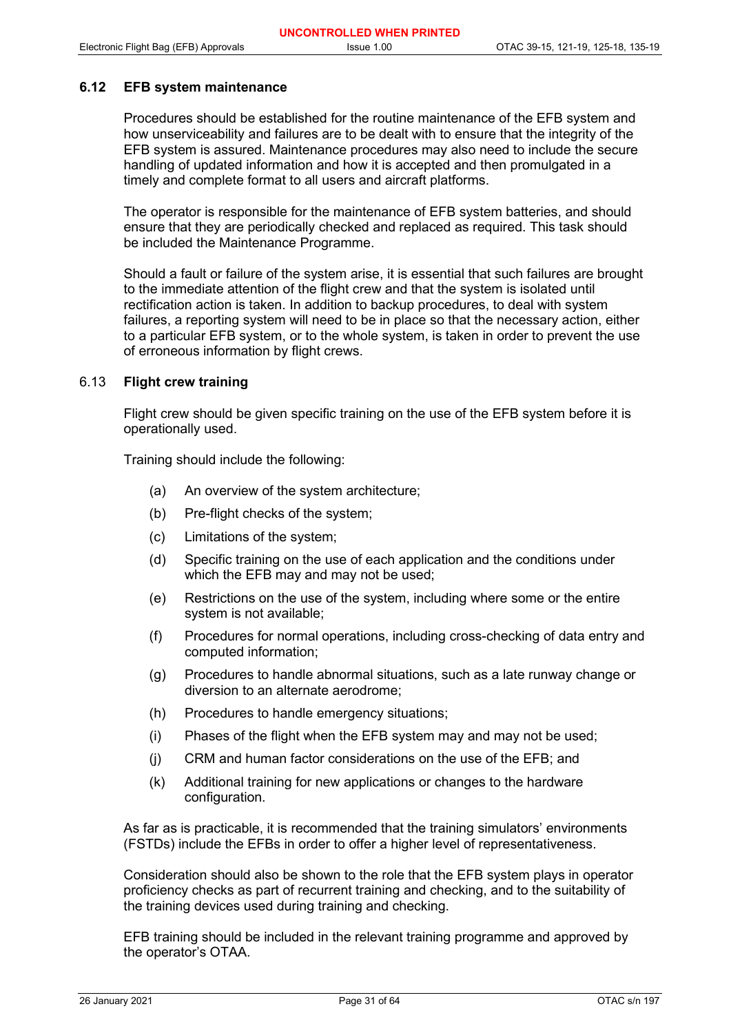### 6.12 EFB system maintenance

Procedures should be established for the routine maintenance of the EFB system and how unserviceability and failures are to be dealt with to ensure that the integrity of the EFB system is assured. Maintenance procedures may also need to include the secure handling of updated information and how it is accepted and then promulgated in a timely and complete format to all users and aircraft platforms.

The operator is responsible for the maintenance of EFB system batteries, and should ensure that they are periodically checked and replaced as required. This task should be included the Maintenance Programme.

Should a fault or failure of the system arise, it is essential that such failures are brought to the immediate attention of the flight crew and that the system is isolated until rectification action is taken. In addition to backup procedures, to deal with system failures, a reporting system will need to be in place so that the necessary action, either to a particular EFB system, or to the whole system, is taken in order to prevent the use of erroneous information by flight crews.

### 6.13 Flight crew training

Flight crew should be given specific training on the use of the EFB system before it is operationally used.

Training should include the following:

(a) An overview of the system architecture;

(b) Pre-flight checks of the system;

(c) Limitations of the system;

(d) Specific training on the use of each application and the conditions under which the EFB may and may not be used;

(e) Restrictions on the use of the system, including where some or the entire system is not available;

(f) Procedures for normal operations, including cross-checking of data entry and computed information;

(g) Procedures to handle abnormal situations, such as a late runway change or diversion to an alternate aerodrome;

(h) Procedures to handle emergency situations;

(i) Phases of the flight when the EFB system may and may not be used;

(j) CRM and human factor considerations on the use of the EFB; and

(k) Additional training for new applications or changes to the hardware configuration.

As far as is practicable, it is recommended that the training simulators' environments (FSTDs) include the EFBs in order to offer a higher level of representativeness.

Consideration should also be shown to the role that the EFB system plays in operator proficiency checks as part of recurrent training and checking, and to the suitability of the training devices used during training and checking.

EFB training should be included in the relevant training programme and approved by the operator's OTAA.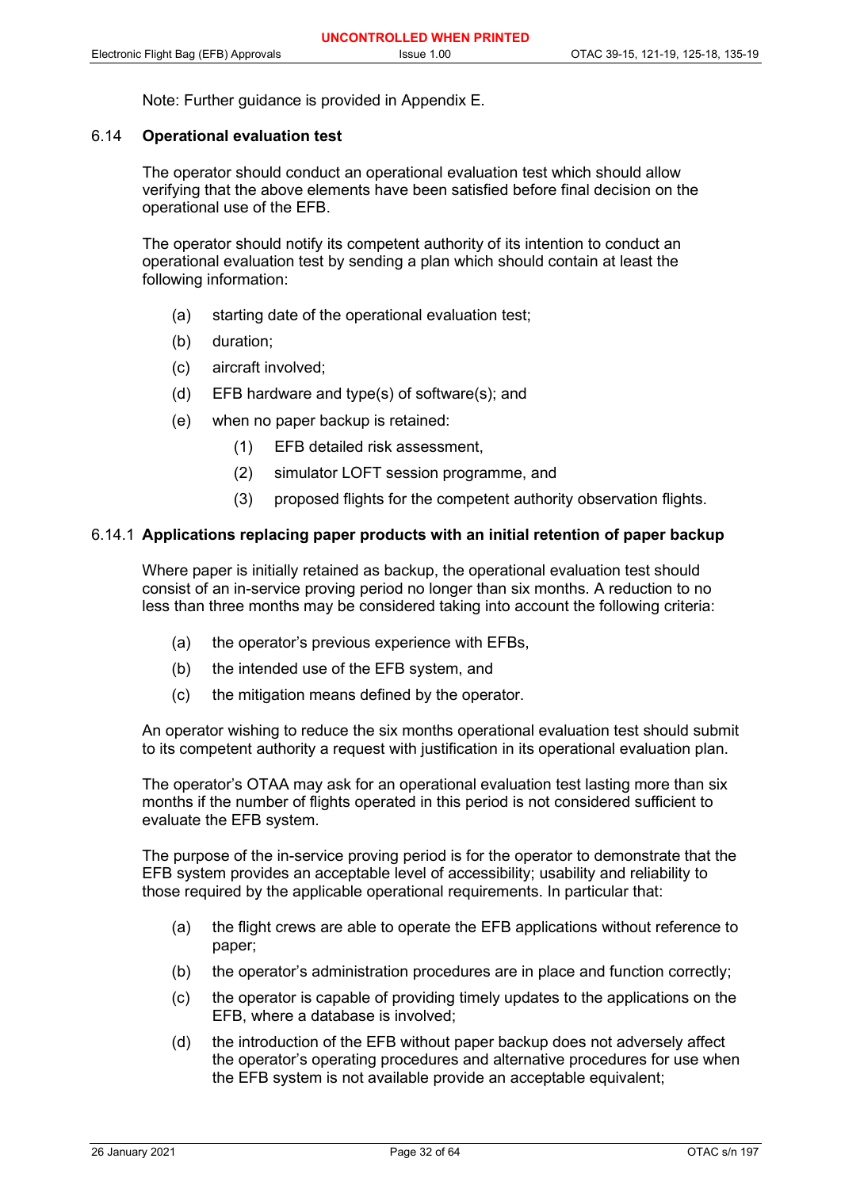Note: Further guidance is provided in Appendix E.

### 6.14 Operational evaluation test

The operator should conduct an operational evaluation test which should allow verifying that the above elements have been satisfied before final decision on the operational use of the EFB.

The operator should notify its competent authority of its intention to conduct an operational evaluation test by sending a plan which should contain at least the following information:

(a) starting date of the operational evaluation test;

(b) duration;

(c) aircraft involved;

(d) EFB hardware and type(s) of software(s); and

(e) when no paper backup is retained:

   (1) EFB detailed risk assessment,

   (2) simulator LOFT session programme, and

   (3) proposed flights for the competent authority observation flights.

#### 6.14.1 Applications replacing paper products with an initial retention of paper backup

Where paper is initially retained as backup, the operational evaluation test should consist of an in-service proving period no longer than six months. A reduction to no less than three months may be considered taking into account the following criteria:

(a) the operator's previous experience with EFBs,

(b) the intended use of the EFB system, and

(c) the mitigation means defined by the operator.

An operator wishing to reduce the six months operational evaluation test should submit to its competent authority a request with justification in its operational evaluation plan.

The operator's OTAA may ask for an operational evaluation test lasting more than six months if the number of flights operated in this period is not considered sufficient to evaluate the EFB system.

The purpose of the in-service proving period is for the operator to demonstrate that the EFB system provides an acceptable level of accessibility; usability and reliability to those required by the applicable operational requirements. In particular that:

(a) the flight crews are able to operate the EFB applications without reference to paper;

(b) the operator's administration procedures are in place and function correctly;

(c) the operator is capable of providing timely updates to the applications on the EFB, where a database is involved;

(d) the introduction of the EFB without paper backup does not adversely affect the operator's operating procedures and alternative procedures for use when the EFB system is not available provide an acceptable equivalent;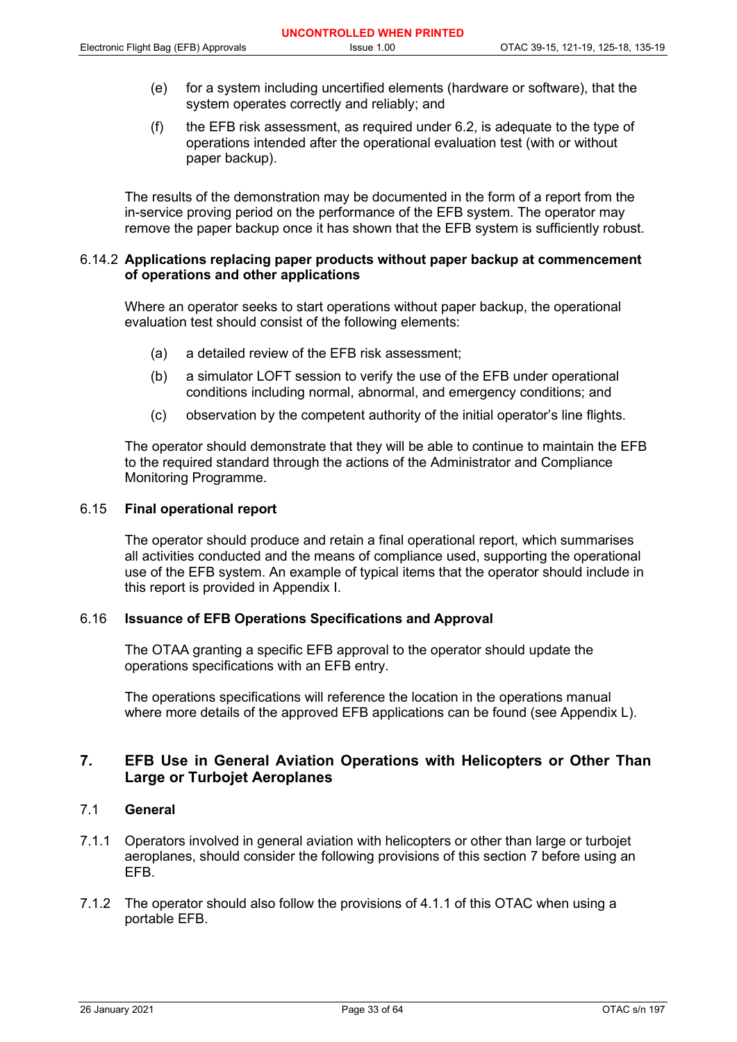(e) for a system including uncertified elements (hardware or software), that the system operates correctly and reliably; and

(f) the EFB risk assessment, as required under 6.2, is adequate to the type of operations intended after the operational evaluation test (with or without paper backup).

The results of the demonstration may be documented in the form of a report from the in-service proving period on the performance of the EFB system. The operator may remove the paper backup once it has shown that the EFB system is sufficiently robust.

#### 6.14.2 Applications replacing paper products without paper backup at commencement of operations and other applications

Where an operator seeks to start operations without paper backup, the operational evaluation test should consist of the following elements:

(a) a detailed review of the EFB risk assessment;

(b) a simulator LOFT session to verify the use of the EFB under operational conditions including normal, abnormal, and emergency conditions; and

(c) observation by the competent authority of the initial operator's line flights.

The operator should demonstrate that they will be able to continue to maintain the EFB to the required standard through the actions of the Administrator and Compliance Monitoring Programme.

### 6.15 Final operational report

The operator should produce and retain a final operational report, which summarises all activities conducted and the means of compliance used, supporting the operational use of the EFB system. An example of typical items that the operator should include in this report is provided in Appendix I.

### 6.16 Issuance of EFB Operations Specifications and Approval

The OTAA granting a specific EFB approval to the operator should update the operations specifications with an EFB entry.

The operations specifications will reference the location in the operations manual where more details of the approved EFB applications can be found (see Appendix L).

## 7. EFB Use in General Aviation Operations with Helicopters or Other Than Large or Turbojet Aeroplanes

### 7.1 General

7.1.1 Operators involved in general aviation with helicopters or other than large or turbojet aeroplanes, should consider the following provisions of this section 7 before using an EFB.

7.1.2 The operator should also follow the provisions of 4.1.1 of this OTAC when using a portable EFB.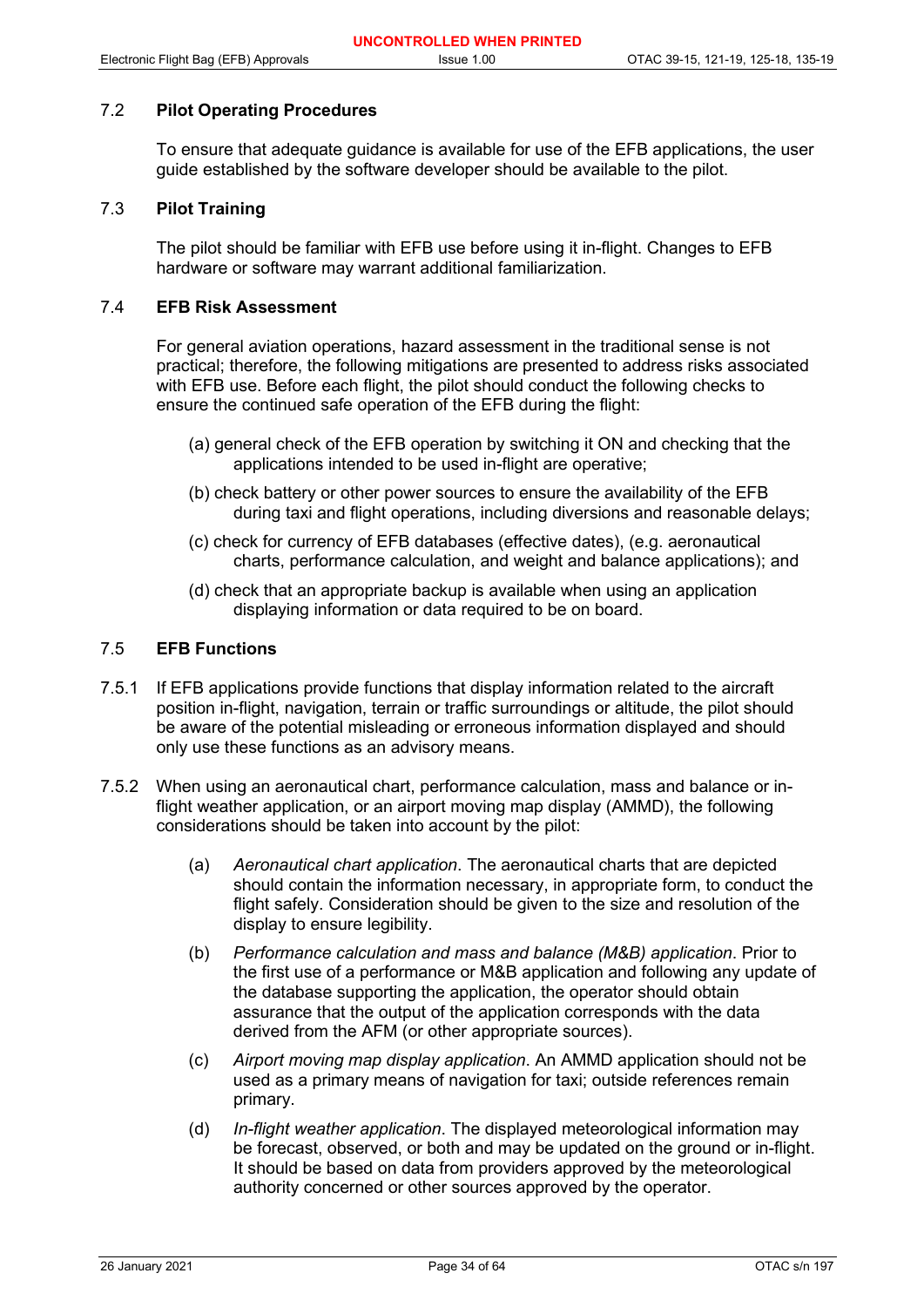## 7.2 Pilot Operating Procedures

To ensure that adequate guidance is available for use of the EFB applications, the user guide established by the software developer should be available to the pilot.

## 7.3 Pilot Training

The pilot should be familiar with EFB use before using it in-flight. Changes to EFB hardware or software may warrant additional familiarization.

## 7.4 EFB Risk Assessment

For general aviation operations, hazard assessment in the traditional sense is not practical; therefore, the following mitigations are presented to address risks associated with EFB use. Before each flight, the pilot should conduct the following checks to ensure the continued safe operation of the EFB during the flight:

(a) general check of the EFB operation by switching it ON and checking that the applications intended to be used in-flight are operative;

(b) check battery or other power sources to ensure the availability of the EFB during taxi and flight operations, including diversions and reasonable delays;

(c) check for currency of EFB databases (effective dates), (e.g. aeronautical charts, performance calculation, and weight and balance applications); and

(d) check that an appropriate backup is available when using an application displaying information or data required to be on board.

## 7.5 EFB Functions

7.5.1 If EFB applications provide functions that display information related to the aircraft position in-flight, navigation, terrain or traffic surroundings or altitude, the pilot should be aware of the potential misleading or erroneous information displayed and should only use these functions as an advisory means.

7.5.2 When using an aeronautical chart, performance calculation, mass and balance or in-flight weather application, or an airport moving map display (AMMD), the following considerations should be taken into account by the pilot:

(a) *Aeronautical chart application*. The aeronautical charts that are depicted should contain the information necessary, in appropriate form, to conduct the flight safely. Consideration should be given to the size and resolution of the display to ensure legibility.

(b) *Performance calculation and mass and balance (M&B) application*. Prior to the first use of a performance or M&B application and following any update of the database supporting the application, the operator should obtain assurance that the output of the application corresponds with the data derived from the AFM (or other appropriate sources).

(c) *Airport moving map display application*. An AMMD application should not be used as a primary means of navigation for taxi; outside references remain primary.

(d) *In-flight weather application*. The displayed meteorological information may be forecast, observed, or both and may be updated on the ground or in-flight. It should be based on data from providers approved by the meteorological authority concerned or other sources approved by the operator.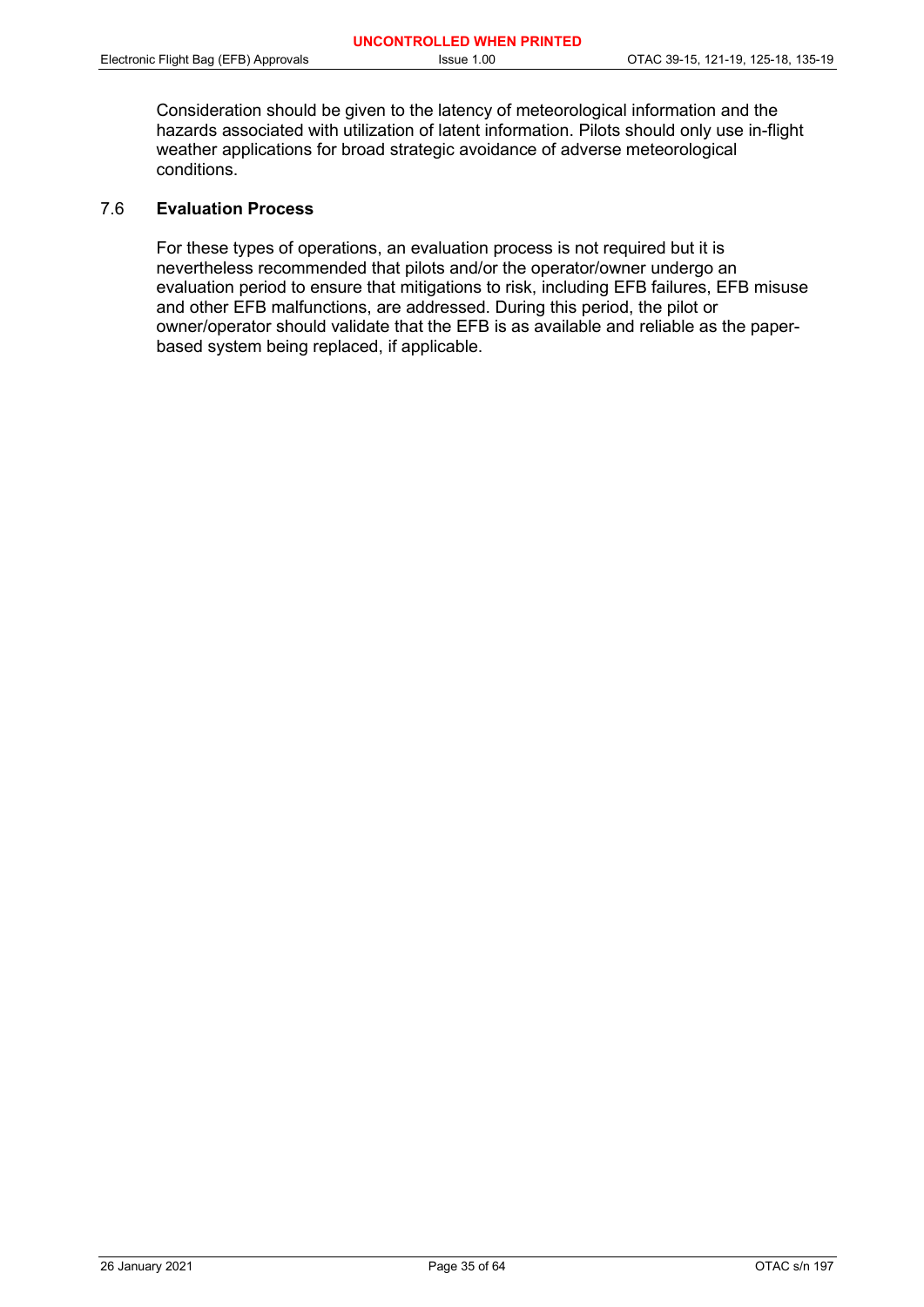Consideration should be given to the latency of meteorological information and the hazards associated with utilization of latent information. Pilots should only use in-flight weather applications for broad strategic avoidance of adverse meteorological conditions.

## 7.6 Evaluation Process

For these types of operations, an evaluation process is not required but it is nevertheless recommended that pilots and/or the operator/owner undergo an evaluation period to ensure that mitigations to risk, including EFB failures, EFB misuse and other EFB malfunctions, are addressed. During this period, the pilot or owner/operator should validate that the EFB is as available and reliable as the paper-based system being replaced, if applicable.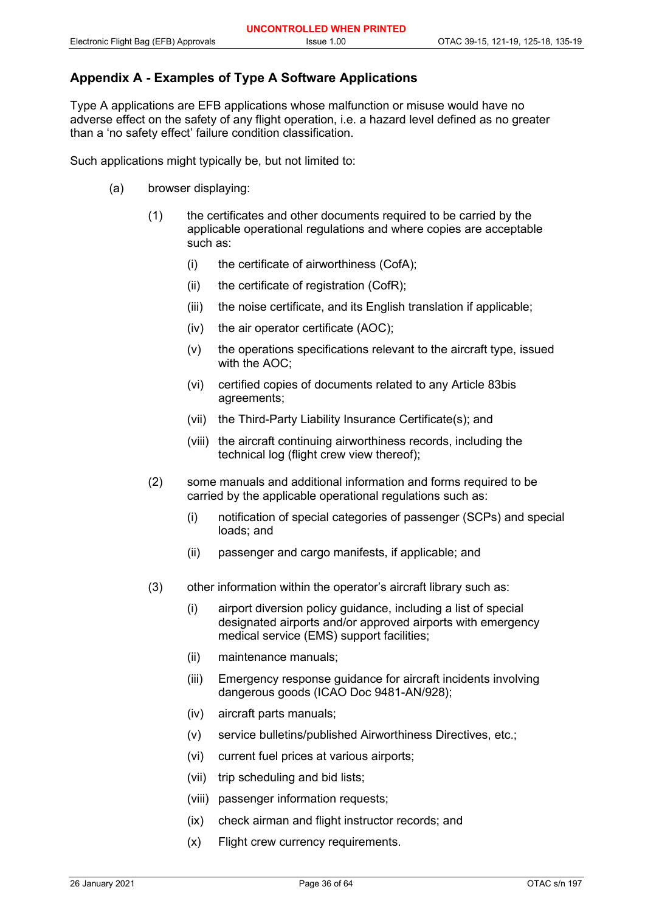## Appendix A - Examples of Type A Software Applications

Type A applications are EFB applications whose malfunction or misuse would have no adverse effect on the safety of any flight operation, i.e. a hazard level defined as no greater than a 'no safety effect' failure condition classification.

Such applications might typically be, but not limited to:

(a) browser displaying:

- (1) the certificates and other documents required to be carried by the applicable operational regulations and where copies are acceptable such as:
  - (i) the certificate of airworthiness (CofA);
  - (ii) the certificate of registration (CofR);
  - (iii) the noise certificate, and its English translation if applicable;
  - (iv) the air operator certificate (AOC);
  - (v) the operations specifications relevant to the aircraft type, issued with the AOC;
  - (vi) certified copies of documents related to any Article 83bis agreements;
  - (vii) the Third-Party Liability Insurance Certificate(s); and
  - (viii) the aircraft continuing airworthiness records, including the technical log (flight crew view thereof);
- (2) some manuals and additional information and forms required to be carried by the applicable operational regulations such as:
  - (i) notification of special categories of passenger (SCPs) and special loads; and
  - (ii) passenger and cargo manifests, if applicable; and
- (3) other information within the operator's aircraft library such as:
  - (i) airport diversion policy guidance, including a list of special designated airports and/or approved airports with emergency medical service (EMS) support facilities;
  - (ii) maintenance manuals;
  - (iii) Emergency response guidance for aircraft incidents involving dangerous goods (ICAO Doc 9481-AN/928);
  - (iv) aircraft parts manuals;
  - (v) service bulletins/published Airworthiness Directives, etc.;
  - (vi) current fuel prices at various airports;
  - (vii) trip scheduling and bid lists;
  - (viii) passenger information requests;
  - (ix) check airman and flight instructor records; and
  - (x) Flight crew currency requirements.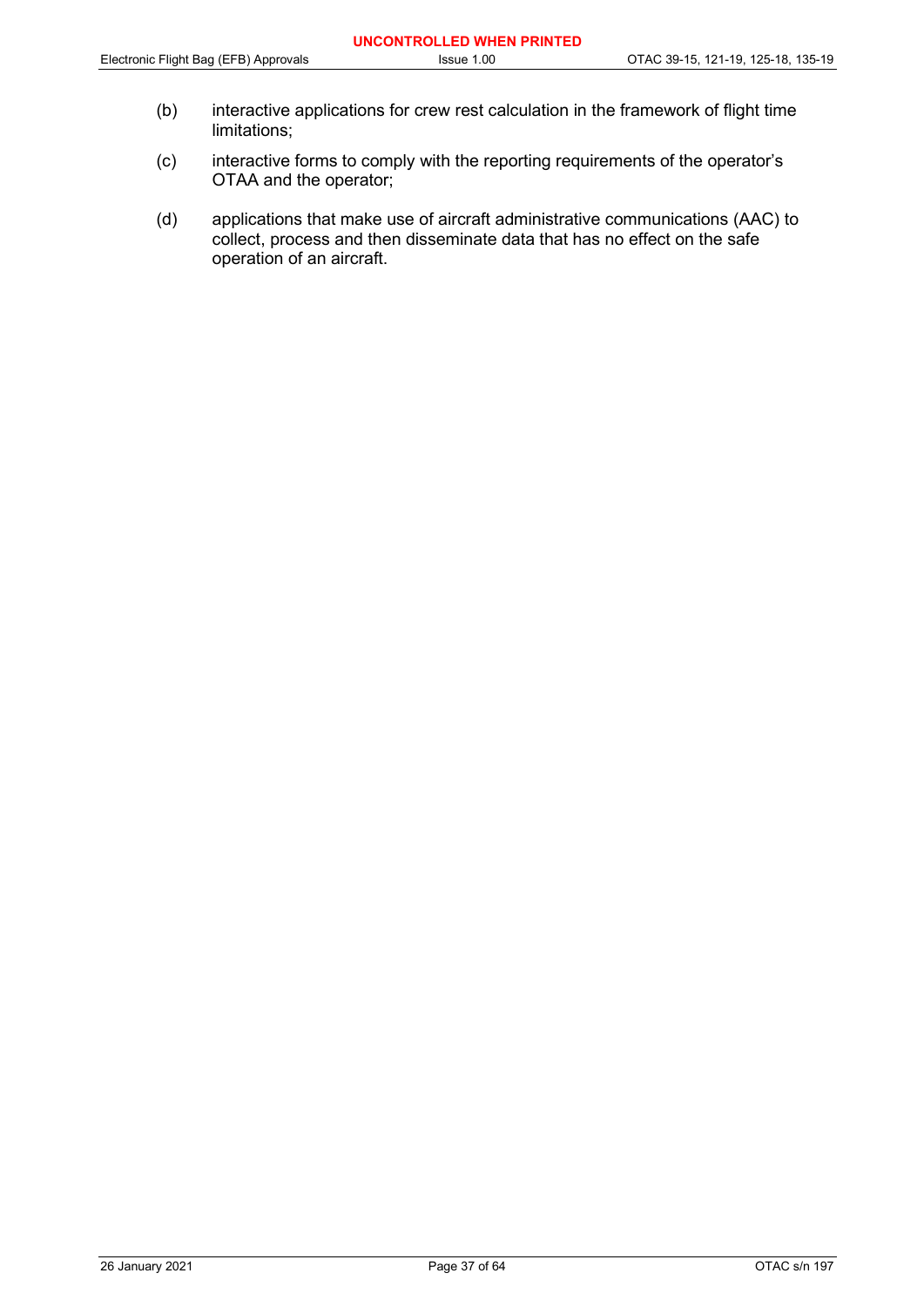(b) interactive applications for crew rest calculation in the framework of flight time limitations;

(c) interactive forms to comply with the reporting requirements of the operator's OTAA and the operator;

(d) applications that make use of aircraft administrative communications (AAC) to collect, process and then disseminate data that has no effect on the safe operation of an aircraft.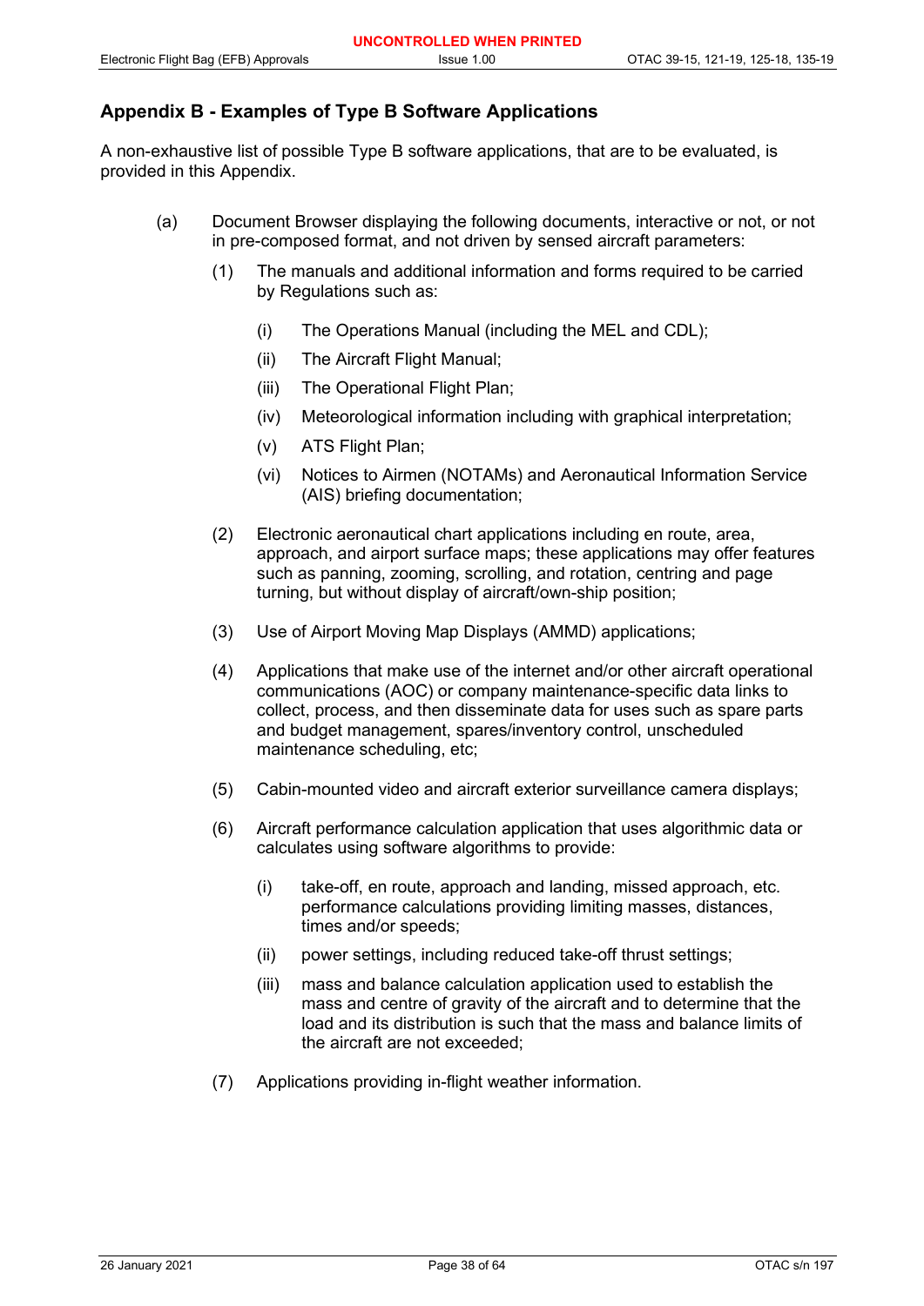## Appendix B - Examples of Type B Software Applications

A non-exhaustive list of possible Type B software applications, that are to be evaluated, is provided in this Appendix.

(a) Document Browser displaying the following documents, interactive or not, or not in pre-composed format, and not driven by sensed aircraft parameters:

  (1) The manuals and additional information and forms required to be carried by Regulations such as:

    (i) The Operations Manual (including the MEL and CDL);

    (ii) The Aircraft Flight Manual;

    (iii) The Operational Flight Plan;

    (iv) Meteorological information including with graphical interpretation;

    (v) ATS Flight Plan;

    (vi) Notices to Airmen (NOTAMs) and Aeronautical Information Service (AIS) briefing documentation;

  (2) Electronic aeronautical chart applications including en route, area, approach, and airport surface maps; these applications may offer features such as panning, zooming, scrolling, and rotation, centring and page turning, but without display of aircraft/own-ship position;

  (3) Use of Airport Moving Map Displays (AMMD) applications;

  (4) Applications that make use of the internet and/or other aircraft operational communications (AOC) or company maintenance-specific data links to collect, process, and then disseminate data for uses such as spare parts and budget management, spares/inventory control, unscheduled maintenance scheduling, etc;

  (5) Cabin-mounted video and aircraft exterior surveillance camera displays;

  (6) Aircraft performance calculation application that uses algorithmic data or calculates using software algorithms to provide:

    (i) take-off, en route, approach and landing, missed approach, etc. performance calculations providing limiting masses, distances, times and/or speeds;

    (ii) power settings, including reduced take-off thrust settings;

    (iii) mass and balance calculation application used to establish the mass and centre of gravity of the aircraft and to determine that the load and its distribution is such that the mass and balance limits of the aircraft are not exceeded;

  (7) Applications providing in-flight weather information.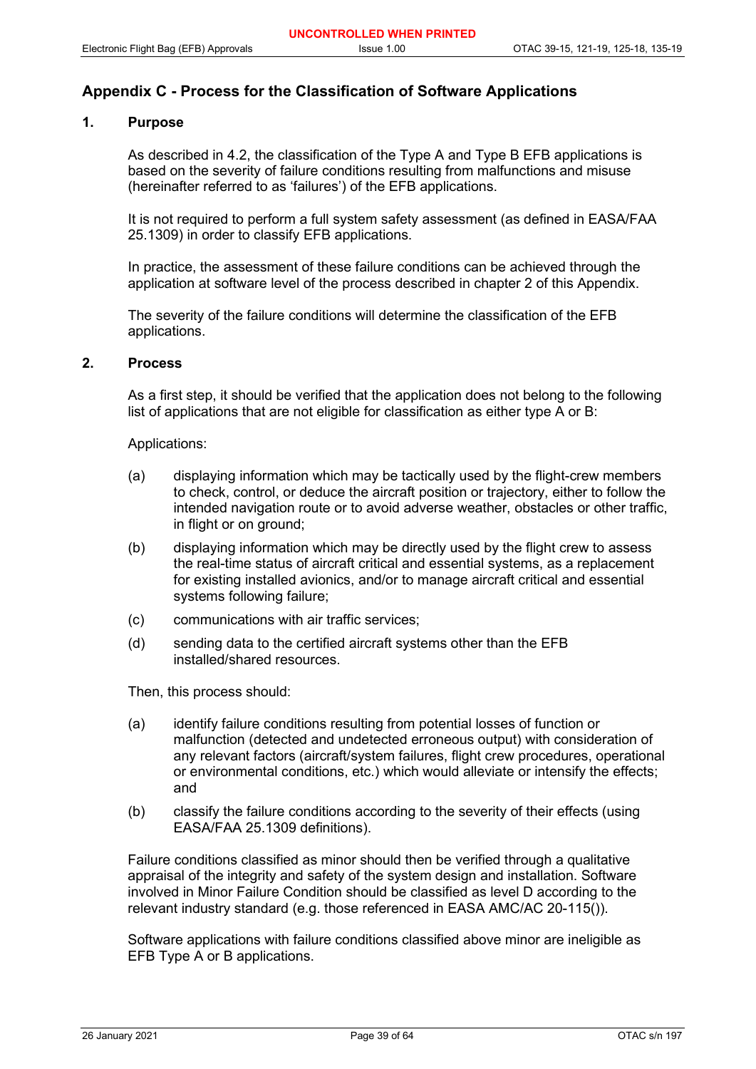## Appendix C - Process for the Classification of Software Applications

### 1. Purpose

As described in 4.2, the classification of the Type A and Type B EFB applications is based on the severity of failure conditions resulting from malfunctions and misuse (hereinafter referred to as 'failures') of the EFB applications.

It is not required to perform a full system safety assessment (as defined in EASA/FAA 25.1309) in order to classify EFB applications.

In practice, the assessment of these failure conditions can be achieved through the application at software level of the process described in chapter 2 of this Appendix.

The severity of the failure conditions will determine the classification of the EFB applications.

### 2. Process

As a first step, it should be verified that the application does not belong to the following list of applications that are not eligible for classification as either type A or B:

Applications:

(a) displaying information which may be tactically used by the flight-crew members to check, control, or deduce the aircraft position or trajectory, either to follow the intended navigation route or to avoid adverse weather, obstacles or other traffic, in flight or on ground;

(b) displaying information which may be directly used by the flight crew to assess the real-time status of aircraft critical and essential systems, as a replacement for existing installed avionics, and/or to manage aircraft critical and essential systems following failure;

(c) communications with air traffic services;

(d) sending data to the certified aircraft systems other than the EFB installed/shared resources.

Then, this process should:

(a) identify failure conditions resulting from potential losses of function or malfunction (detected and undetected erroneous output) with consideration of any relevant factors (aircraft/system failures, flight crew procedures, operational or environmental conditions, etc.) which would alleviate or intensify the effects; and

(b) classify the failure conditions according to the severity of their effects (using EASA/FAA 25.1309 definitions).

Failure conditions classified as minor should then be verified through a qualitative appraisal of the integrity and safety of the system design and installation. Software involved in Minor Failure Condition should be classified as level D according to the relevant industry standard (e.g. those referenced in EASA AMC/AC 20-115()).

Software applications with failure conditions classified above minor are ineligible as EFB Type A or B applications.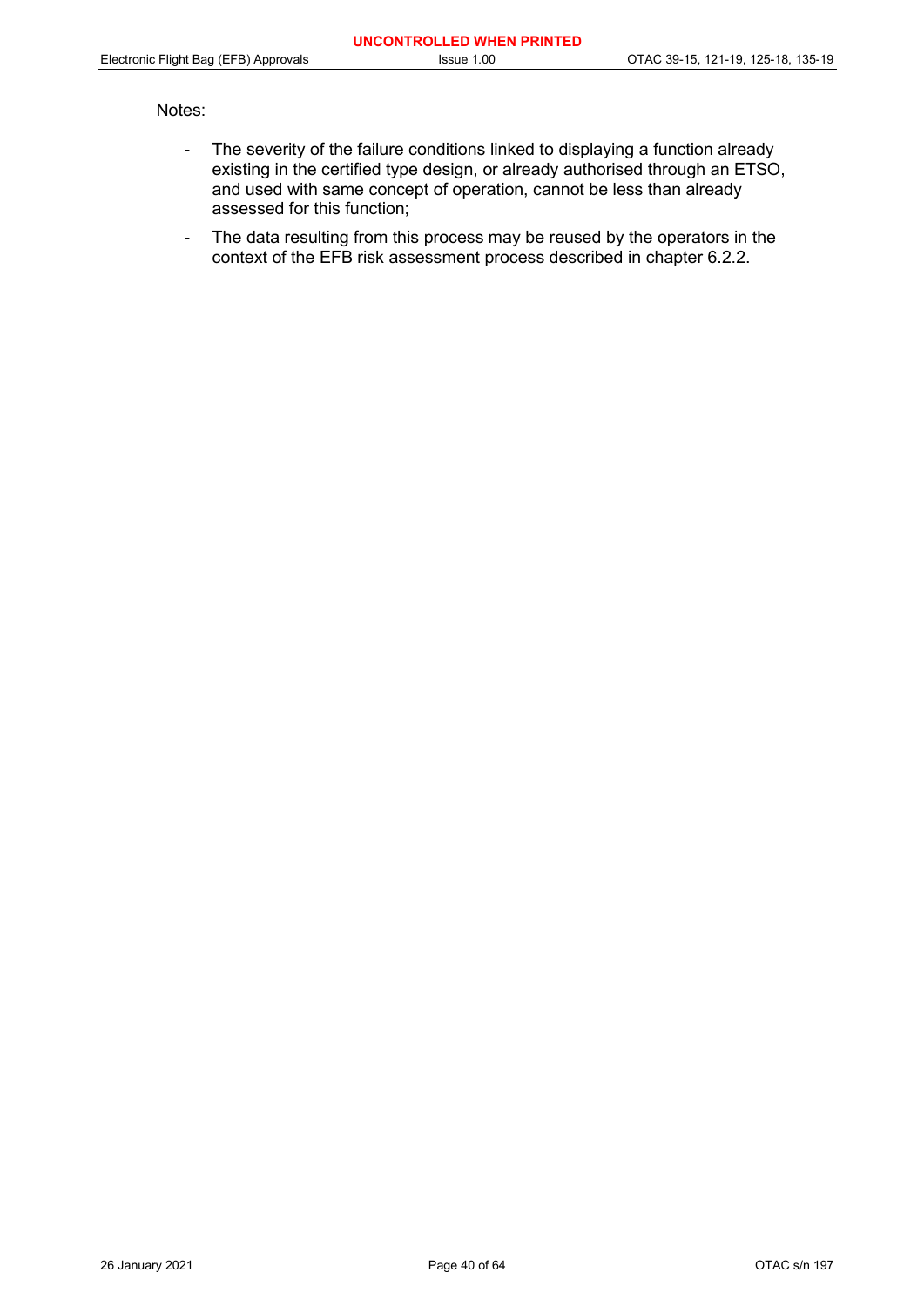Notes:

- The severity of the failure conditions linked to displaying a function already existing in the certified type design, or already authorised through an ETSO, and used with same concept of operation, cannot be less than already assessed for this function;
- The data resulting from this process may be reused by the operators in the context of the EFB risk assessment process described in chapter 6.2.2.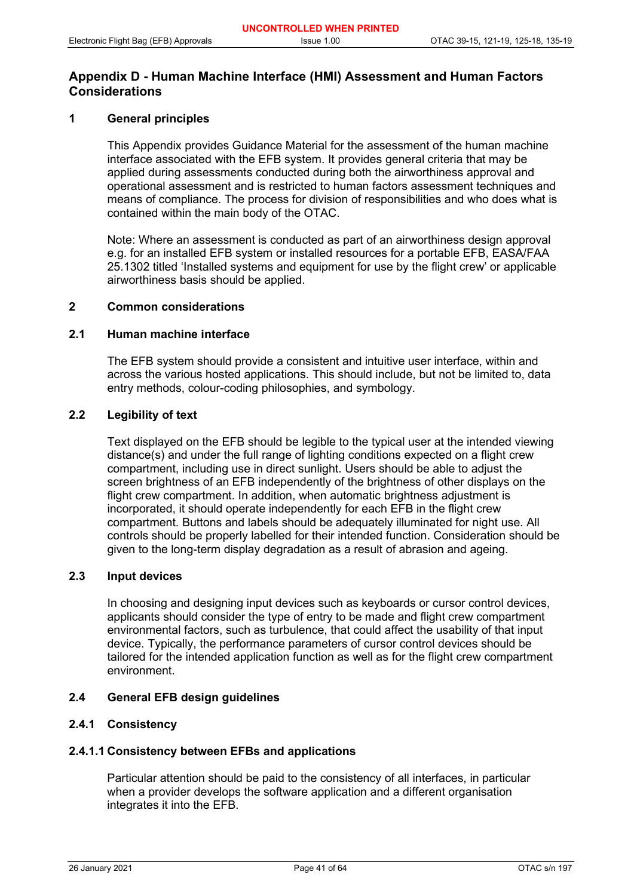## Appendix D - Human Machine Interface (HMI) Assessment and Human Factors Considerations

### 1 General principles

This Appendix provides Guidance Material for the assessment of the human machine interface associated with the EFB system. It provides general criteria that may be applied during assessments conducted during both the airworthiness approval and operational assessment and is restricted to human factors assessment techniques and means of compliance. The process for division of responsibilities and who does what is contained within the main body of the OTAC.

Note: Where an assessment is conducted as part of an airworthiness design approval e.g. for an installed EFB system or installed resources for a portable EFB, EASA/FAA 25.1302 titled 'Installed systems and equipment for use by the flight crew' or applicable airworthiness basis should be applied.

### 2 Common considerations

#### 2.1 Human machine interface

The EFB system should provide a consistent and intuitive user interface, within and across the various hosted applications. This should include, but not be limited to, data entry methods, colour-coding philosophies, and symbology.

#### 2.2 Legibility of text

Text displayed on the EFB should be legible to the typical user at the intended viewing distance(s) and under the full range of lighting conditions expected on a flight crew compartment, including use in direct sunlight. Users should be able to adjust the screen brightness of an EFB independently of the brightness of other displays on the flight crew compartment. In addition, when automatic brightness adjustment is incorporated, it should operate independently for each EFB in the flight crew compartment. Buttons and labels should be adequately illuminated for night use. All controls should be properly labelled for their intended function. Consideration should be given to the long-term display degradation as a result of abrasion and ageing.

#### 2.3 Input devices

In choosing and designing input devices such as keyboards or cursor control devices, applicants should consider the type of entry to be made and flight crew compartment environmental factors, such as turbulence, that could affect the usability of that input device. Typically, the performance parameters of cursor control devices should be tailored for the intended application function as well as for the flight crew compartment environment.

#### 2.4 General EFB design guidelines

##### 2.4.1 Consistency

###### 2.4.1.1 Consistency between EFBs and applications

Particular attention should be paid to the consistency of all interfaces, in particular when a provider develops the software application and a different organisation integrates it into the EFB.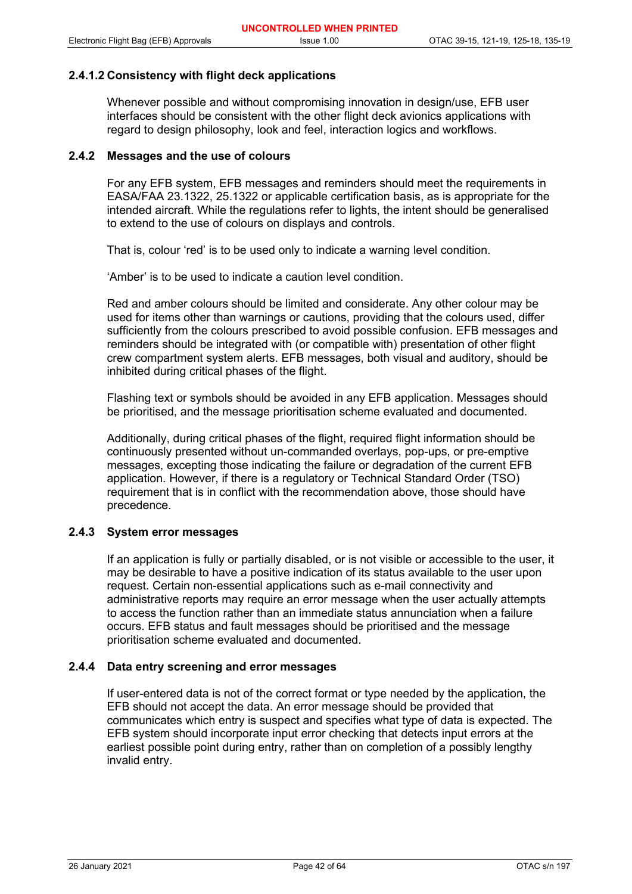#### 2.4.1.2 Consistency with flight deck applications

Whenever possible and without compromising innovation in design/use, EFB user interfaces should be consistent with the other flight deck avionics applications with regard to design philosophy, look and feel, interaction logics and workflows.

### 2.4.2 Messages and the use of colours

For any EFB system, EFB messages and reminders should meet the requirements in EASA/FAA 23.1322, 25.1322 or applicable certification basis, as is appropriate for the intended aircraft. While the regulations refer to lights, the intent should be generalised to extend to the use of colours on displays and controls.

That is, colour 'red' is to be used only to indicate a warning level condition.

'Amber' is to be used to indicate a caution level condition.

Red and amber colours should be limited and considerate. Any other colour may be used for items other than warnings or cautions, providing that the colours used, differ sufficiently from the colours prescribed to avoid possible confusion. EFB messages and reminders should be integrated with (or compatible with) presentation of other flight crew compartment system alerts. EFB messages, both visual and auditory, should be inhibited during critical phases of the flight.

Flashing text or symbols should be avoided in any EFB application. Messages should be prioritised, and the message prioritisation scheme evaluated and documented.

Additionally, during critical phases of the flight, required flight information should be continuously presented without un-commanded overlays, pop-ups, or pre-emptive messages, excepting those indicating the failure or degradation of the current EFB application. However, if there is a regulatory or Technical Standard Order (TSO) requirement that is in conflict with the recommendation above, those should have precedence.

### 2.4.3 System error messages

If an application is fully or partially disabled, or is not visible or accessible to the user, it may be desirable to have a positive indication of its status available to the user upon request. Certain non-essential applications such as e-mail connectivity and administrative reports may require an error message when the user actually attempts to access the function rather than an immediate status annunciation when a failure occurs. EFB status and fault messages should be prioritised and the message prioritisation scheme evaluated and documented.

### 2.4.4 Data entry screening and error messages

If user-entered data is not of the correct format or type needed by the application, the EFB should not accept the data. An error message should be provided that communicates which entry is suspect and specifies what type of data is expected. The EFB system should incorporate input error checking that detects input errors at the earliest possible point during entry, rather than on completion of a possibly lengthy invalid entry.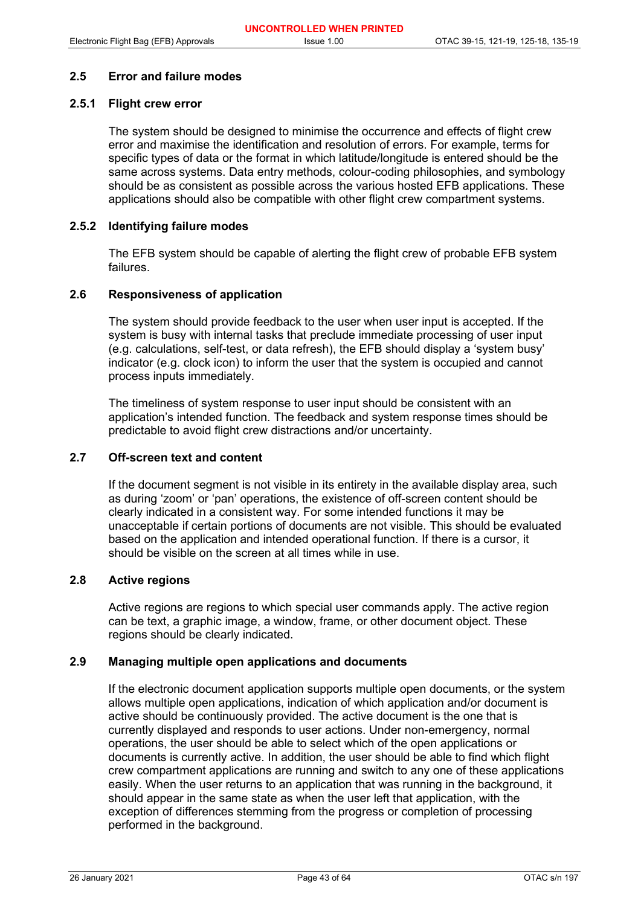### 2.5 Error and failure modes

#### 2.5.1 Flight crew error

The system should be designed to minimise the occurrence and effects of flight crew error and maximise the identification and resolution of errors. For example, terms for specific types of data or the format in which latitude/longitude is entered should be the same across systems. Data entry methods, colour-coding philosophies, and symbology should be as consistent as possible across the various hosted EFB applications. These applications should also be compatible with other flight crew compartment systems.

#### 2.5.2 Identifying failure modes

The EFB system should be capable of alerting the flight crew of probable EFB system failures.

### 2.6 Responsiveness of application

The system should provide feedback to the user when user input is accepted. If the system is busy with internal tasks that preclude immediate processing of user input (e.g. calculations, self-test, or data refresh), the EFB should display a 'system busy' indicator (e.g. clock icon) to inform the user that the system is occupied and cannot process inputs immediately.

The timeliness of system response to user input should be consistent with an application's intended function. The feedback and system response times should be predictable to avoid flight crew distractions and/or uncertainty.

### 2.7 Off-screen text and content

If the document segment is not visible in its entirety in the available display area, such as during 'zoom' or 'pan' operations, the existence of off-screen content should be clearly indicated in a consistent way. For some intended functions it may be unacceptable if certain portions of documents are not visible. This should be evaluated based on the application and intended operational function. If there is a cursor, it should be visible on the screen at all times while in use.

### 2.8 Active regions

Active regions are regions to which special user commands apply. The active region can be text, a graphic image, a window, frame, or other document object. These regions should be clearly indicated.

### 2.9 Managing multiple open applications and documents

If the electronic document application supports multiple open documents, or the system allows multiple open applications, indication of which application and/or document is active should be continuously provided. The active document is the one that is currently displayed and responds to user actions. Under non-emergency, normal operations, the user should be able to select which of the open applications or documents is currently active. In addition, the user should be able to find which flight crew compartment applications are running and switch to any one of these applications easily. When the user returns to an application that was running in the background, it should appear in the same state as when the user left that application, with the exception of differences stemming from the progress or completion of processing performed in the background.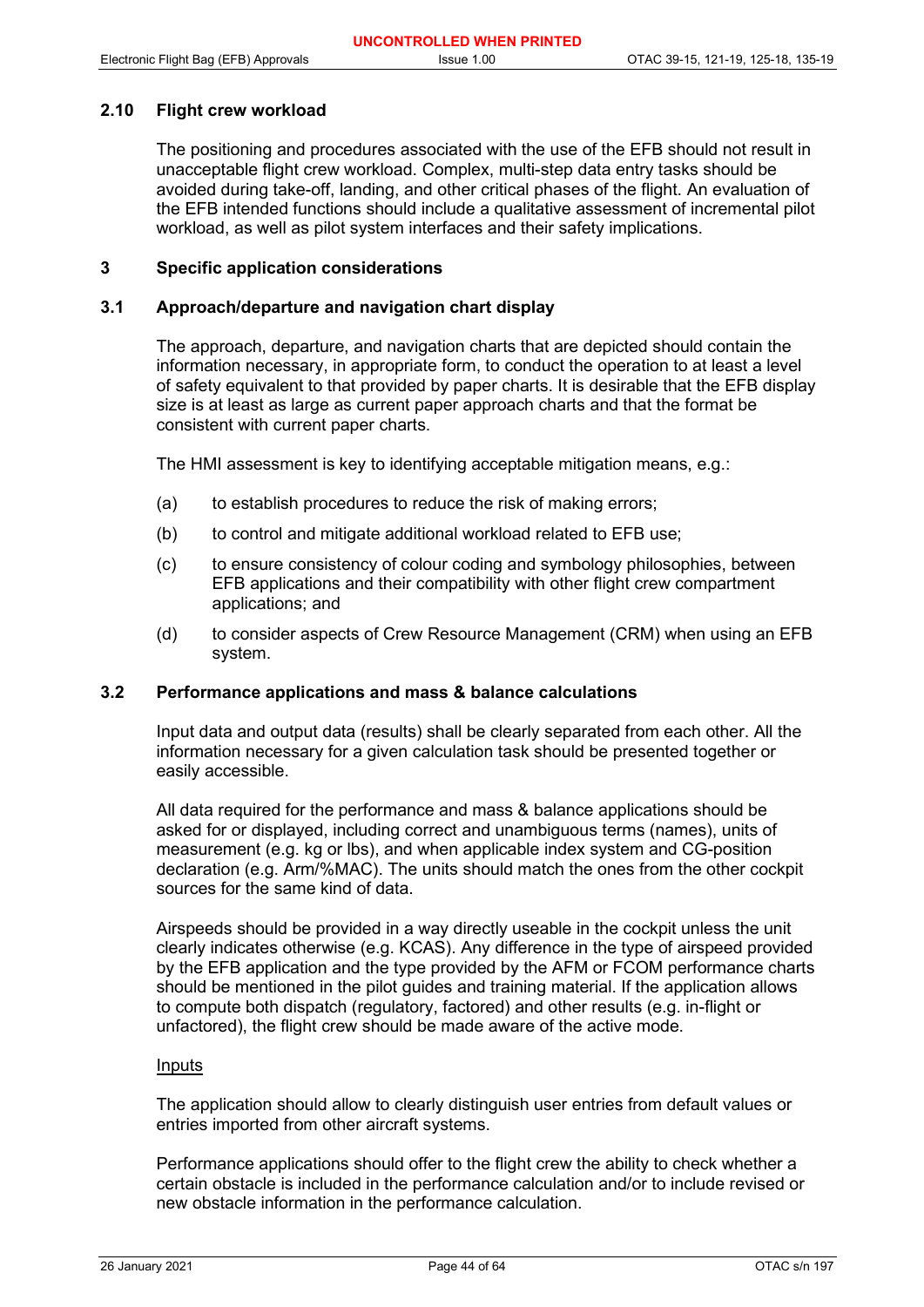### 2.10 Flight crew workload

The positioning and procedures associated with the use of the EFB should not result in unacceptable flight crew workload. Complex, multi-step data entry tasks should be avoided during take-off, landing, and other critical phases of the flight. An evaluation of the EFB intended functions should include a qualitative assessment of incremental pilot workload, as well as pilot system interfaces and their safety implications.

## 3 Specific application considerations

### 3.1 Approach/departure and navigation chart display

The approach, departure, and navigation charts that are depicted should contain the information necessary, in appropriate form, to conduct the operation to at least a level of safety equivalent to that provided by paper charts. It is desirable that the EFB display size is at least as large as current paper approach charts and that the format be consistent with current paper charts.

The HMI assessment is key to identifying acceptable mitigation means, e.g.:

(a) to establish procedures to reduce the risk of making errors;

(b) to control and mitigate additional workload related to EFB use;

(c) to ensure consistency of colour coding and symbology philosophies, between EFB applications and their compatibility with other flight crew compartment applications; and

(d) to consider aspects of Crew Resource Management (CRM) when using an EFB system.

### 3.2 Performance applications and mass & balance calculations

Input data and output data (results) shall be clearly separated from each other. All the information necessary for a given calculation task should be presented together or easily accessible.

All data required for the performance and mass & balance applications should be asked for or displayed, including correct and unambiguous terms (names), units of measurement (e.g. kg or lbs), and when applicable index system and CG-position declaration (e.g. Arm/%MAC). The units should match the ones from the other cockpit sources for the same kind of data.

Airspeeds should be provided in a way directly useable in the cockpit unless the unit clearly indicates otherwise (e.g. KCAS). Any difference in the type of airspeed provided by the EFB application and the type provided by the AFM or FCOM performance charts should be mentioned in the pilot guides and training material. If the application allows to compute both dispatch (regulatory, factored) and other results (e.g. in-flight or unfactored), the flight crew should be made aware of the active mode.

<u>Inputs</u>

The application should allow to clearly distinguish user entries from default values or entries imported from other aircraft systems.

Performance applications should offer to the flight crew the ability to check whether a certain obstacle is included in the performance calculation and/or to include revised or new obstacle information in the performance calculation.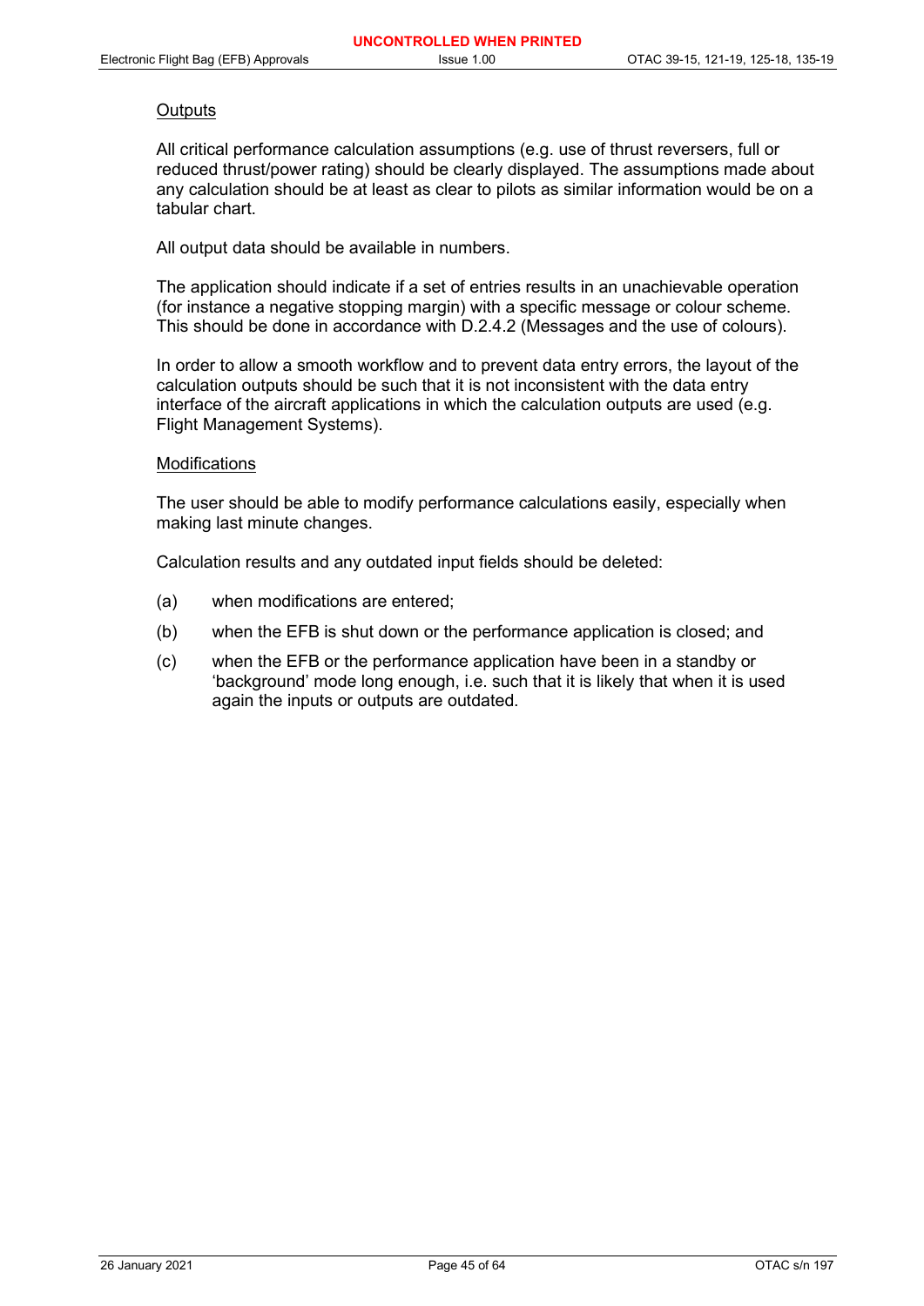Outputs

All critical performance calculation assumptions (e.g. use of thrust reversers, full or reduced thrust/power rating) should be clearly displayed. The assumptions made about any calculation should be at least as clear to pilots as similar information would be on a tabular chart.

All output data should be available in numbers.

The application should indicate if a set of entries results in an unachievable operation (for instance a negative stopping margin) with a specific message or colour scheme. This should be done in accordance with D.2.4.2 (Messages and the use of colours).

In order to allow a smooth workflow and to prevent data entry errors, the layout of the calculation outputs should be such that it is not inconsistent with the data entry interface of the aircraft applications in which the calculation outputs are used (e.g. Flight Management Systems).

Modifications

The user should be able to modify performance calculations easily, especially when making last minute changes.

Calculation results and any outdated input fields should be deleted:

(a) when modifications are entered;

(b) when the EFB is shut down or the performance application is closed; and

(c) when the EFB or the performance application have been in a standby or 'background' mode long enough, i.e. such that it is likely that when it is used again the inputs or outputs are outdated.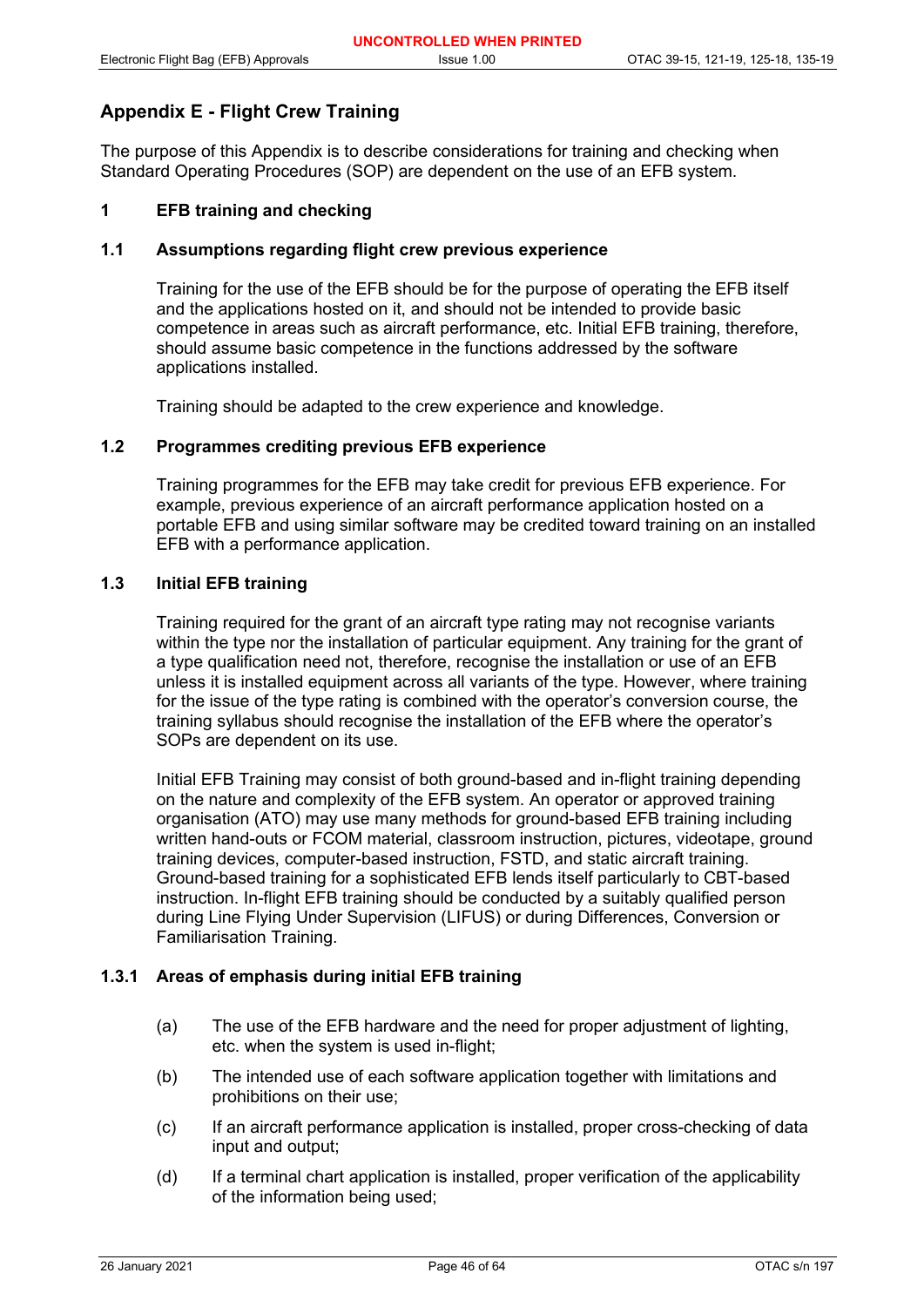## Appendix E - Flight Crew Training

The purpose of this Appendix is to describe considerations for training and checking when Standard Operating Procedures (SOP) are dependent on the use of an EFB system.

### 1 EFB training and checking

#### 1.1 Assumptions regarding flight crew previous experience

Training for the use of the EFB should be for the purpose of operating the EFB itself and the applications hosted on it, and should not be intended to provide basic competence in areas such as aircraft performance, etc. Initial EFB training, therefore, should assume basic competence in the functions addressed by the software applications installed.

Training should be adapted to the crew experience and knowledge.

#### 1.2 Programmes crediting previous EFB experience

Training programmes for the EFB may take credit for previous EFB experience. For example, previous experience of an aircraft performance application hosted on a portable EFB and using similar software may be credited toward training on an installed EFB with a performance application.

#### 1.3 Initial EFB training

Training required for the grant of an aircraft type rating may not recognise variants within the type nor the installation of particular equipment. Any training for the grant of a type qualification need not, therefore, recognise the installation or use of an EFB unless it is installed equipment across all variants of the type. However, where training for the issue of the type rating is combined with the operator's conversion course, the training syllabus should recognise the installation of the EFB where the operator's SOPs are dependent on its use.

Initial EFB Training may consist of both ground-based and in-flight training depending on the nature and complexity of the EFB system. An operator or approved training organisation (ATO) may use many methods for ground-based EFB training including written hand-outs or FCOM material, classroom instruction, pictures, videotape, ground training devices, computer-based instruction, FSTD, and static aircraft training. Ground-based training for a sophisticated EFB lends itself particularly to CBT-based instruction. In-flight EFB training should be conducted by a suitably qualified person during Line Flying Under Supervision (LIFUS) or during Differences, Conversion or Familiarisation Training.

#### 1.3.1 Areas of emphasis during initial EFB training

(a) The use of the EFB hardware and the need for proper adjustment of lighting, etc. when the system is used in-flight;

(b) The intended use of each software application together with limitations and prohibitions on their use;

(c) If an aircraft performance application is installed, proper cross-checking of data input and output;

(d) If a terminal chart application is installed, proper verification of the applicability of the information being used;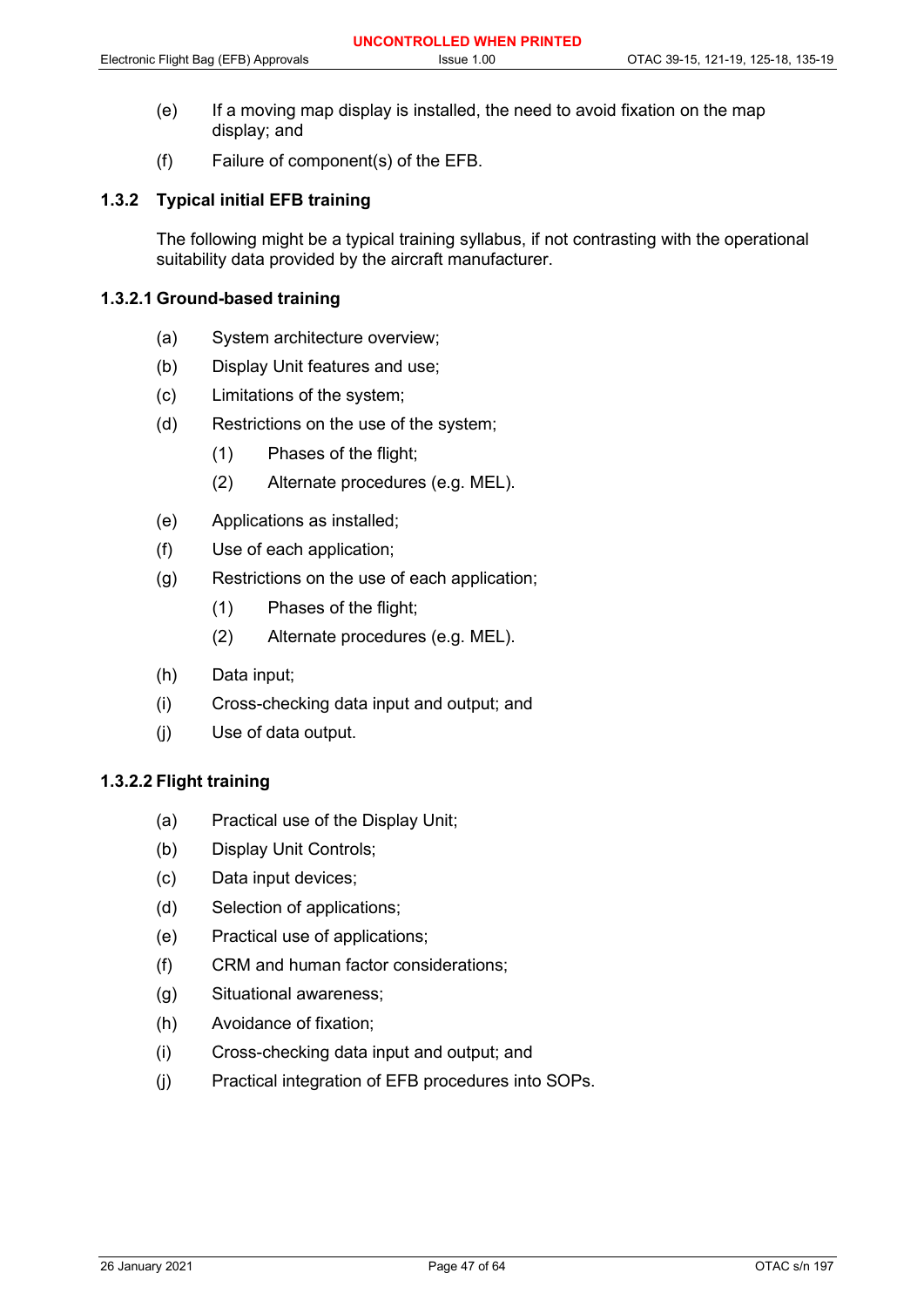(e) If a moving map display is installed, the need to avoid fixation on the map display; and

(f) Failure of component(s) of the EFB.

### 1.3.2 Typical initial EFB training

The following might be a typical training syllabus, if not contrasting with the operational suitability data provided by the aircraft manufacturer.

#### 1.3.2.1 Ground-based training

(a) System architecture overview;

(b) Display Unit features and use;

(c) Limitations of the system;

(d) Restrictions on the use of the system;

  (1) Phases of the flight;

  (2) Alternate procedures (e.g. MEL).

(e) Applications as installed;

(f) Use of each application;

(g) Restrictions on the use of each application;

  (1) Phases of the flight;

  (2) Alternate procedures (e.g. MEL).

(h) Data input;

(i) Cross-checking data input and output; and

(j) Use of data output.

#### 1.3.2.2 Flight training

(a) Practical use of the Display Unit;

(b) Display Unit Controls;

(c) Data input devices;

(d) Selection of applications;

(e) Practical use of applications;

(f) CRM and human factor considerations;

(g) Situational awareness;

(h) Avoidance of fixation;

(i) Cross-checking data input and output; and

(j) Practical integration of EFB procedures into SOPs.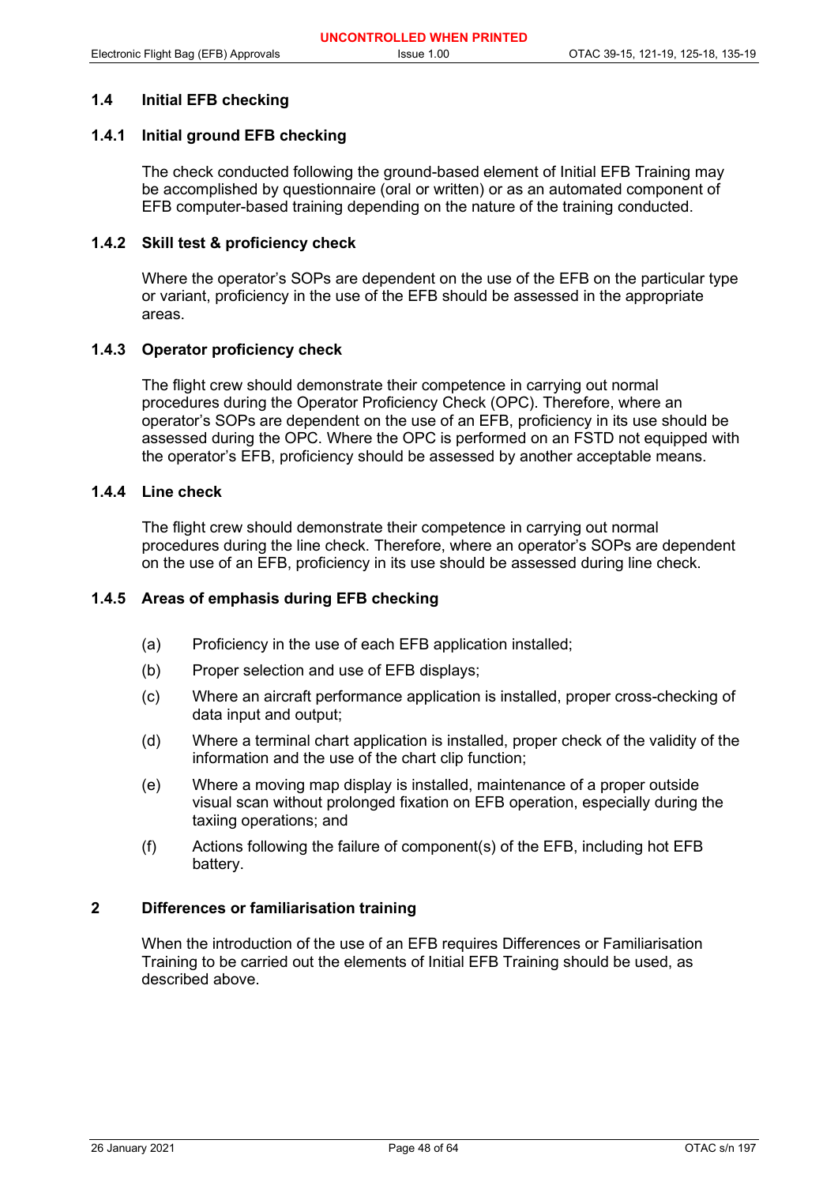### 1.4 Initial EFB checking

#### 1.4.1 Initial ground EFB checking

The check conducted following the ground-based element of Initial EFB Training may be accomplished by questionnaire (oral or written) or as an automated component of EFB computer-based training depending on the nature of the training conducted.

#### 1.4.2 Skill test & proficiency check

Where the operator's SOPs are dependent on the use of the EFB on the particular type or variant, proficiency in the use of the EFB should be assessed in the appropriate areas.

#### 1.4.3 Operator proficiency check

The flight crew should demonstrate their competence in carrying out normal procedures during the Operator Proficiency Check (OPC). Therefore, where an operator's SOPs are dependent on the use of an EFB, proficiency in its use should be assessed during the OPC. Where the OPC is performed on an FSTD not equipped with the operator's EFB, proficiency should be assessed by another acceptable means.

#### 1.4.4 Line check

The flight crew should demonstrate their competence in carrying out normal procedures during the line check. Therefore, where an operator's SOPs are dependent on the use of an EFB, proficiency in its use should be assessed during line check.

#### 1.4.5 Areas of emphasis during EFB checking

(a) Proficiency in the use of each EFB application installed;

(b) Proper selection and use of EFB displays;

(c) Where an aircraft performance application is installed, proper cross-checking of data input and output;

(d) Where a terminal chart application is installed, proper check of the validity of the information and the use of the chart clip function;

(e) Where a moving map display is installed, maintenance of a proper outside visual scan without prolonged fixation on EFB operation, especially during the taxiing operations; and

(f) Actions following the failure of component(s) of the EFB, including hot EFB battery.

## 2 Differences or familiarisation training

When the introduction of the use of an EFB requires Differences or Familiarisation Training to be carried out the elements of Initial EFB Training should be used, as described above.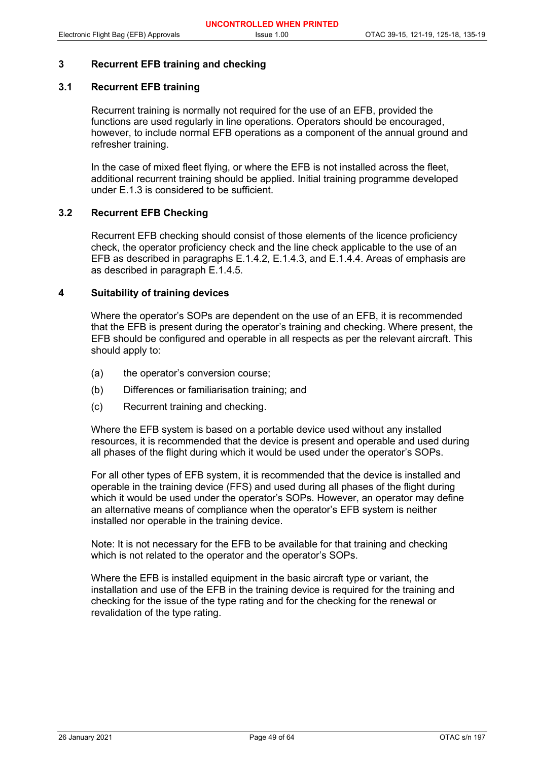## 3 Recurrent EFB training and checking

### 3.1 Recurrent EFB training

Recurrent training is normally not required for the use of an EFB, provided the functions are used regularly in line operations. Operators should be encouraged, however, to include normal EFB operations as a component of the annual ground and refresher training.

In the case of mixed fleet flying, or where the EFB is not installed across the fleet, additional recurrent training should be applied. Initial training programme developed under E.1.3 is considered to be sufficient.

### 3.2 Recurrent EFB Checking

Recurrent EFB checking should consist of those elements of the licence proficiency check, the operator proficiency check and the line check applicable to the use of an EFB as described in paragraphs E.1.4.2, E.1.4.3, and E.1.4.4. Areas of emphasis are as described in paragraph E.1.4.5.

## 4 Suitability of training devices

Where the operator's SOPs are dependent on the use of an EFB, it is recommended that the EFB is present during the operator's training and checking. Where present, the EFB should be configured and operable in all respects as per the relevant aircraft. This should apply to:

(a) the operator's conversion course;

(b) Differences or familiarisation training; and

(c) Recurrent training and checking.

Where the EFB system is based on a portable device used without any installed resources, it is recommended that the device is present and operable and used during all phases of the flight during which it would be used under the operator's SOPs.

For all other types of EFB system, it is recommended that the device is installed and operable in the training device (FFS) and used during all phases of the flight during which it would be used under the operator's SOPs. However, an operator may define an alternative means of compliance when the operator's EFB system is neither installed nor operable in the training device.

Note: It is not necessary for the EFB to be available for that training and checking which is not related to the operator and the operator's SOPs.

Where the EFB is installed equipment in the basic aircraft type or variant, the installation and use of the EFB in the training device is required for the training and checking for the issue of the type rating and for the checking for the renewal or revalidation of the type rating.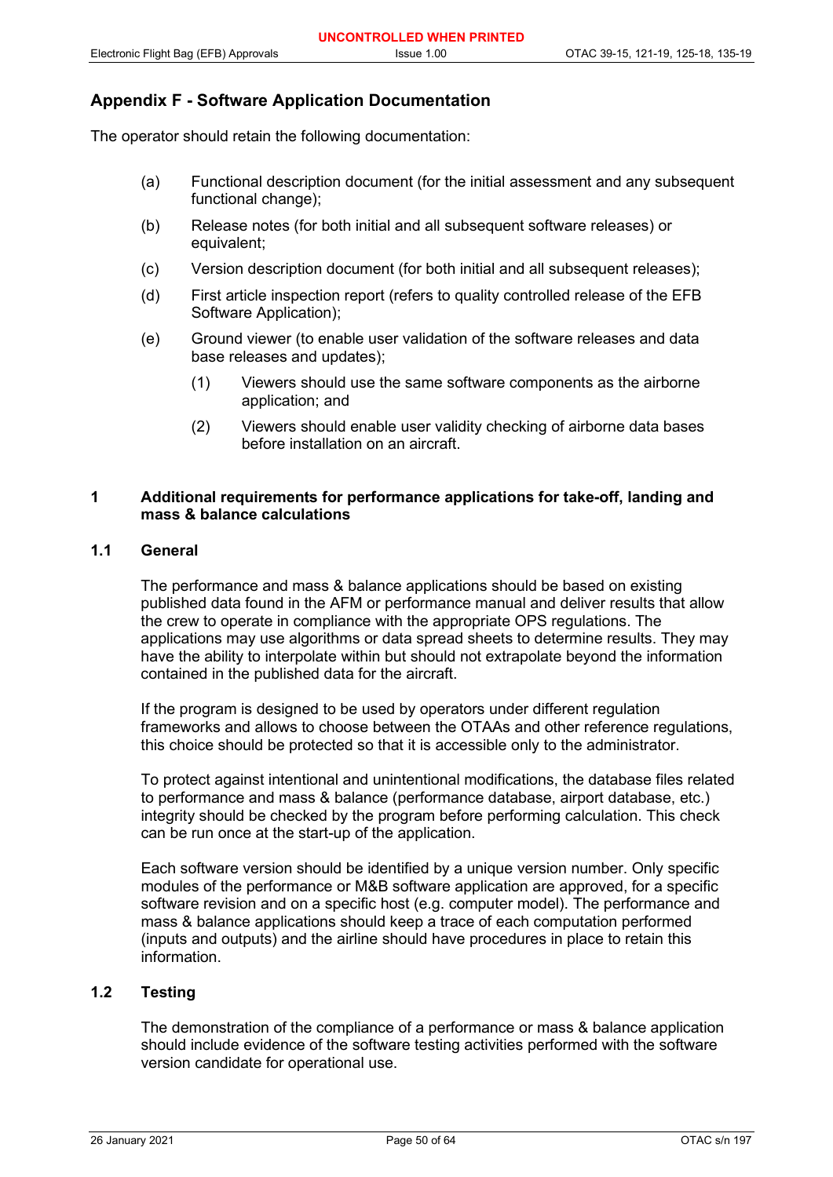## Appendix F - Software Application Documentation

The operator should retain the following documentation:

(a) Functional description document (for the initial assessment and any subsequent functional change);

(b) Release notes (for both initial and all subsequent software releases) or equivalent;

(c) Version description document (for both initial and all subsequent releases);

(d) First article inspection report (refers to quality controlled release of the EFB Software Application);

(e) Ground viewer (to enable user validation of the software releases and data base releases and updates);

 (1) Viewers should use the same software components as the airborne application; and

 (2) Viewers should enable user validity checking of airborne data bases before installation on an aircraft.

### 1 Additional requirements for performance applications for take-off, landing and mass & balance calculations

#### 1.1 General

The performance and mass & balance applications should be based on existing published data found in the AFM or performance manual and deliver results that allow the crew to operate in compliance with the appropriate OPS regulations. The applications may use algorithms or data spread sheets to determine results. They may have the ability to interpolate within but should not extrapolate beyond the information contained in the published data for the aircraft.

If the program is designed to be used by operators under different regulation frameworks and allows to choose between the OTAAs and other reference regulations, this choice should be protected so that it is accessible only to the administrator.

To protect against intentional and unintentional modifications, the database files related to performance and mass & balance (performance database, airport database, etc.) integrity should be checked by the program before performing calculation. This check can be run once at the start-up of the application.

Each software version should be identified by a unique version number. Only specific modules of the performance or M&B software application are approved, for a specific software revision and on a specific host (e.g. computer model). The performance and mass & balance applications should keep a trace of each computation performed (inputs and outputs) and the airline should have procedures in place to retain this information.

#### 1.2 Testing

The demonstration of the compliance of a performance or mass & balance application should include evidence of the software testing activities performed with the software version candidate for operational use.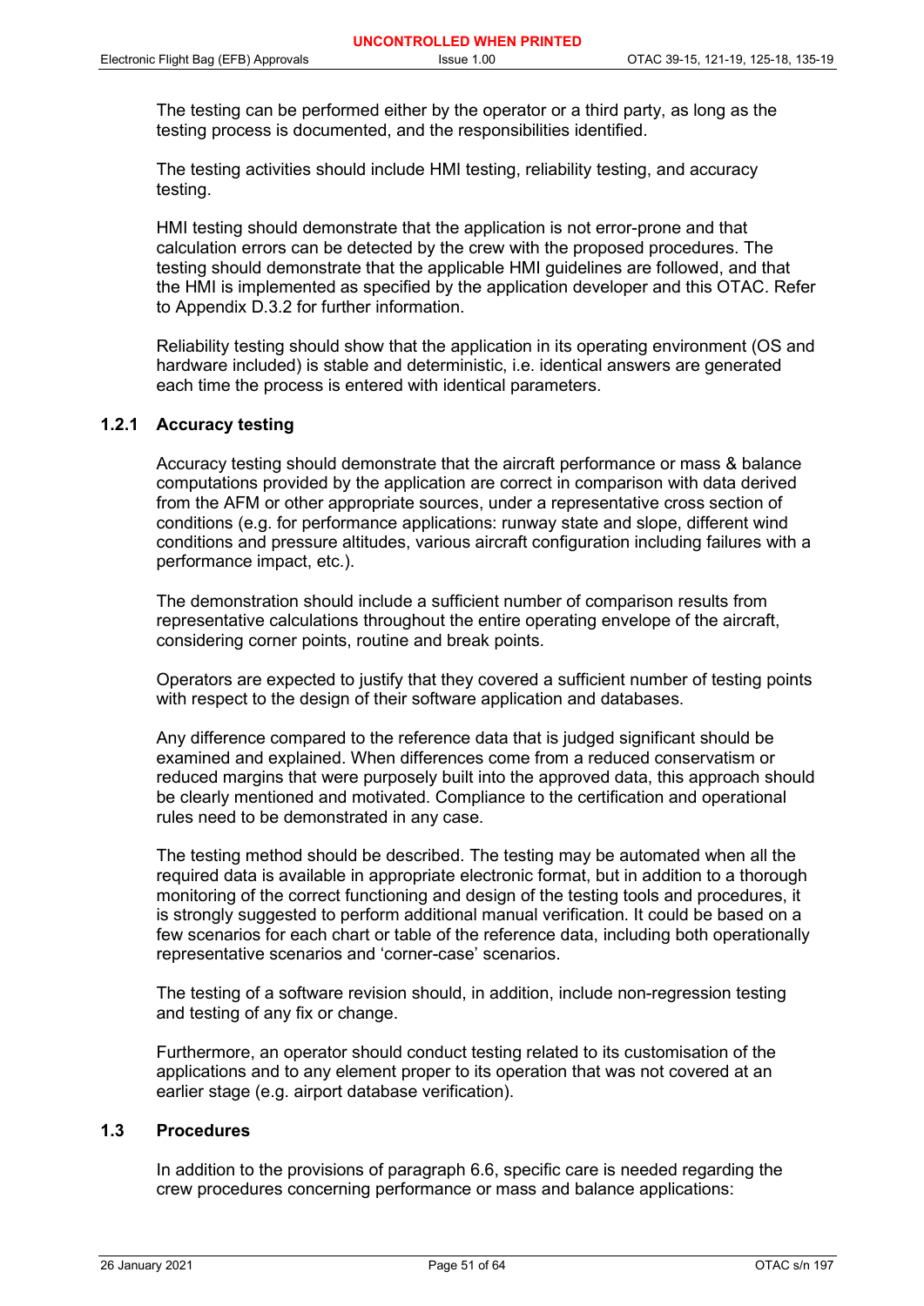The testing can be performed either by the operator or a third party, as long as the testing process is documented, and the responsibilities identified.

The testing activities should include HMI testing, reliability testing, and accuracy testing.

HMI testing should demonstrate that the application is not error-prone and that calculation errors can be detected by the crew with the proposed procedures. The testing should demonstrate that the applicable HMI guidelines are followed, and that the HMI is implemented as specified by the application developer and this OTAC. Refer to Appendix D.3.2 for further information.

Reliability testing should show that the application in its operating environment (OS and hardware included) is stable and deterministic, i.e. identical answers are generated each time the process is entered with identical parameters.

### 1.2.1 Accuracy testing

Accuracy testing should demonstrate that the aircraft performance or mass & balance computations provided by the application are correct in comparison with data derived from the AFM or other appropriate sources, under a representative cross section of conditions (e.g. for performance applications: runway state and slope, different wind conditions and pressure altitudes, various aircraft configuration including failures with a performance impact, etc.).

The demonstration should include a sufficient number of comparison results from representative calculations throughout the entire operating envelope of the aircraft, considering corner points, routine and break points.

Operators are expected to justify that they covered a sufficient number of testing points with respect to the design of their software application and databases.

Any difference compared to the reference data that is judged significant should be examined and explained. When differences come from a reduced conservatism or reduced margins that were purposely built into the approved data, this approach should be clearly mentioned and motivated. Compliance to the certification and operational rules need to be demonstrated in any case.

The testing method should be described. The testing may be automated when all the required data is available in appropriate electronic format, but in addition to a thorough monitoring of the correct functioning and design of the testing tools and procedures, it is strongly suggested to perform additional manual verification. It could be based on a few scenarios for each chart or table of the reference data, including both operationally representative scenarios and 'corner-case' scenarios.

The testing of a software revision should, in addition, include non-regression testing and testing of any fix or change.

Furthermore, an operator should conduct testing related to its customisation of the applications and to any element proper to its operation that was not covered at an earlier stage (e.g. airport database verification).

## 1.3 Procedures

In addition to the provisions of paragraph 6.6, specific care is needed regarding the crew procedures concerning performance or mass and balance applications: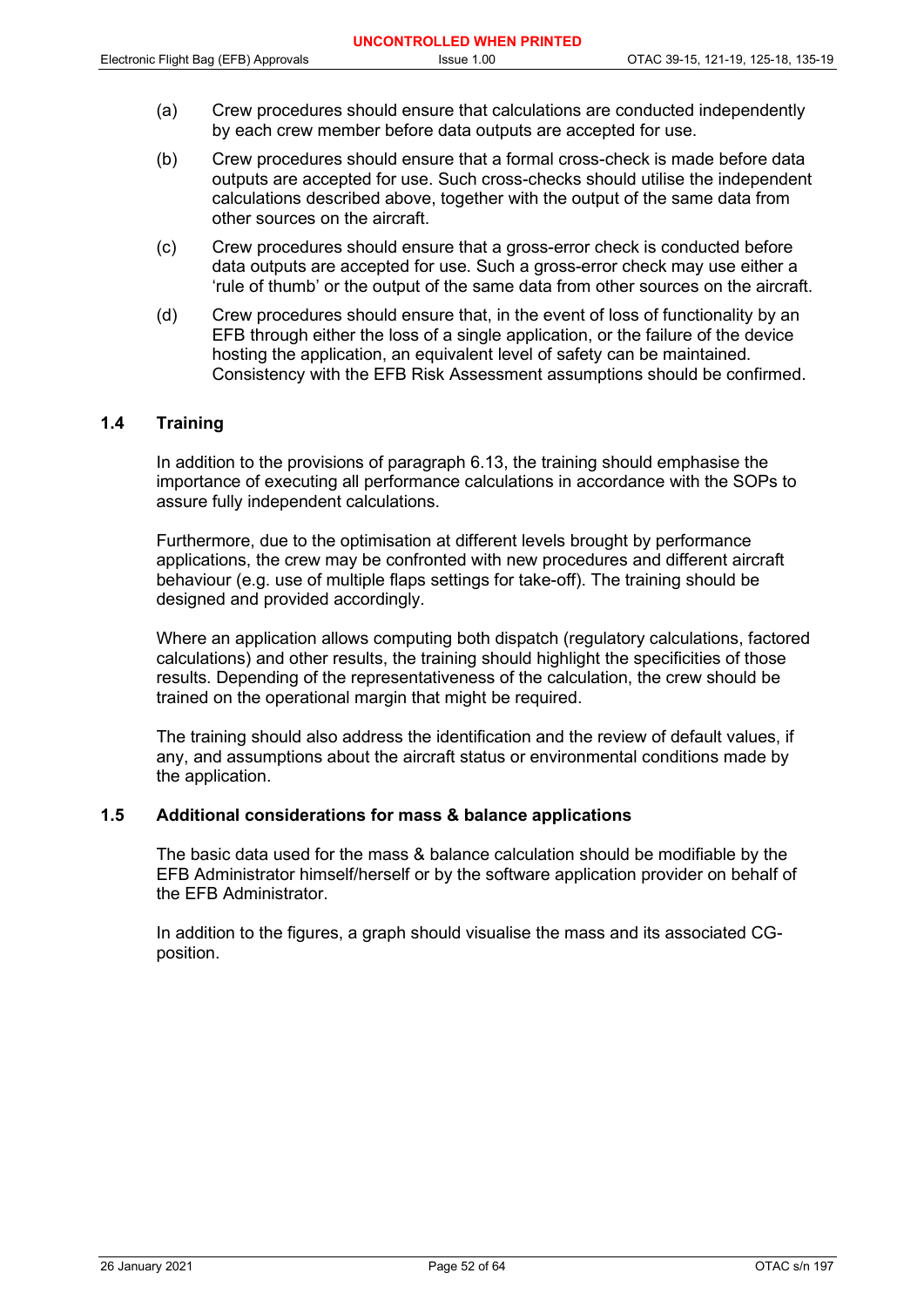(a) Crew procedures should ensure that calculations are conducted independently by each crew member before data outputs are accepted for use.

(b) Crew procedures should ensure that a formal cross-check is made before data outputs are accepted for use. Such cross-checks should utilise the independent calculations described above, together with the output of the same data from other sources on the aircraft.

(c) Crew procedures should ensure that a gross-error check is conducted before data outputs are accepted for use. Such a gross-error check may use either a 'rule of thumb' or the output of the same data from other sources on the aircraft.

(d) Crew procedures should ensure that, in the event of loss of functionality by an EFB through either the loss of a single application, or the failure of the device hosting the application, an equivalent level of safety can be maintained. Consistency with the EFB Risk Assessment assumptions should be confirmed.

### 1.4 Training

In addition to the provisions of paragraph 6.13, the training should emphasise the importance of executing all performance calculations in accordance with the SOPs to assure fully independent calculations.

Furthermore, due to the optimisation at different levels brought by performance applications, the crew may be confronted with new procedures and different aircraft behaviour (e.g. use of multiple flaps settings for take-off). The training should be designed and provided accordingly.

Where an application allows computing both dispatch (regulatory calculations, factored calculations) and other results, the training should highlight the specificities of those results. Depending of the representativeness of the calculation, the crew should be trained on the operational margin that might be required.

The training should also address the identification and the review of default values, if any, and assumptions about the aircraft status or environmental conditions made by the application.

### 1.5 Additional considerations for mass & balance applications

The basic data used for the mass & balance calculation should be modifiable by the EFB Administrator himself/herself or by the software application provider on behalf of the EFB Administrator.

In addition to the figures, a graph should visualise the mass and its associated CG-position.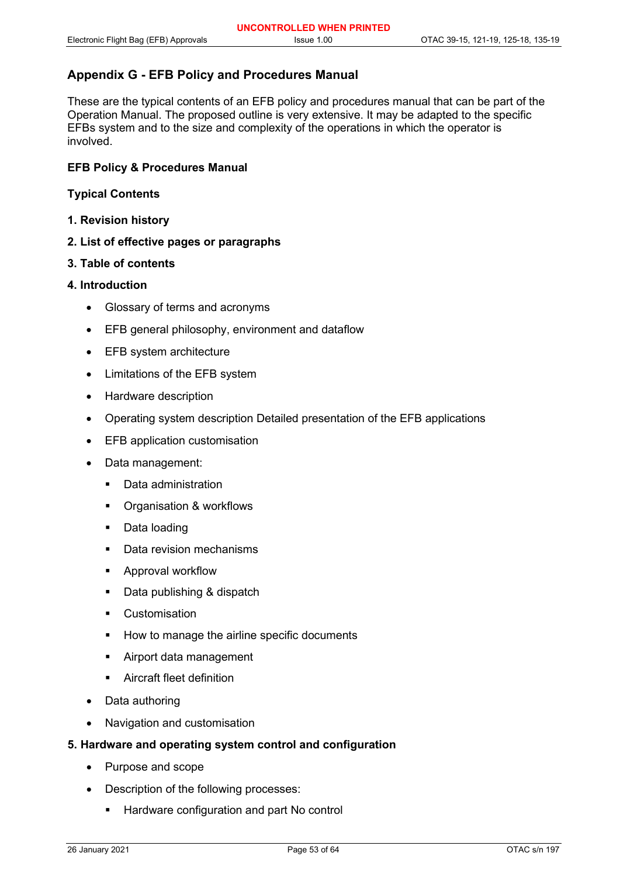## Appendix G - EFB Policy and Procedures Manual

These are the typical contents of an EFB policy and procedures manual that can be part of the Operation Manual. The proposed outline is very extensive. It may be adapted to the specific EFBs system and to the size and complexity of the operations in which the operator is involved.

**EFB Policy & Procedures Manual**

**Typical Contents**

**1. Revision history**

**2. List of effective pages or paragraphs**

**3. Table of contents**

**4. Introduction**

- Glossary of terms and acronyms
- EFB general philosophy, environment and dataflow
- EFB system architecture
- Limitations of the EFB system
- Hardware description
- Operating system description Detailed presentation of the EFB applications
- EFB application customisation
- Data management:
  - Data administration
  - Organisation & workflows
  - Data loading
  - Data revision mechanisms
  - Approval workflow
  - Data publishing & dispatch
  - Customisation
  - How to manage the airline specific documents
  - Airport data management
  - Aircraft fleet definition
- Data authoring
- Navigation and customisation

**5. Hardware and operating system control and configuration**

- Purpose and scope
- Description of the following processes:
  - Hardware configuration and part No control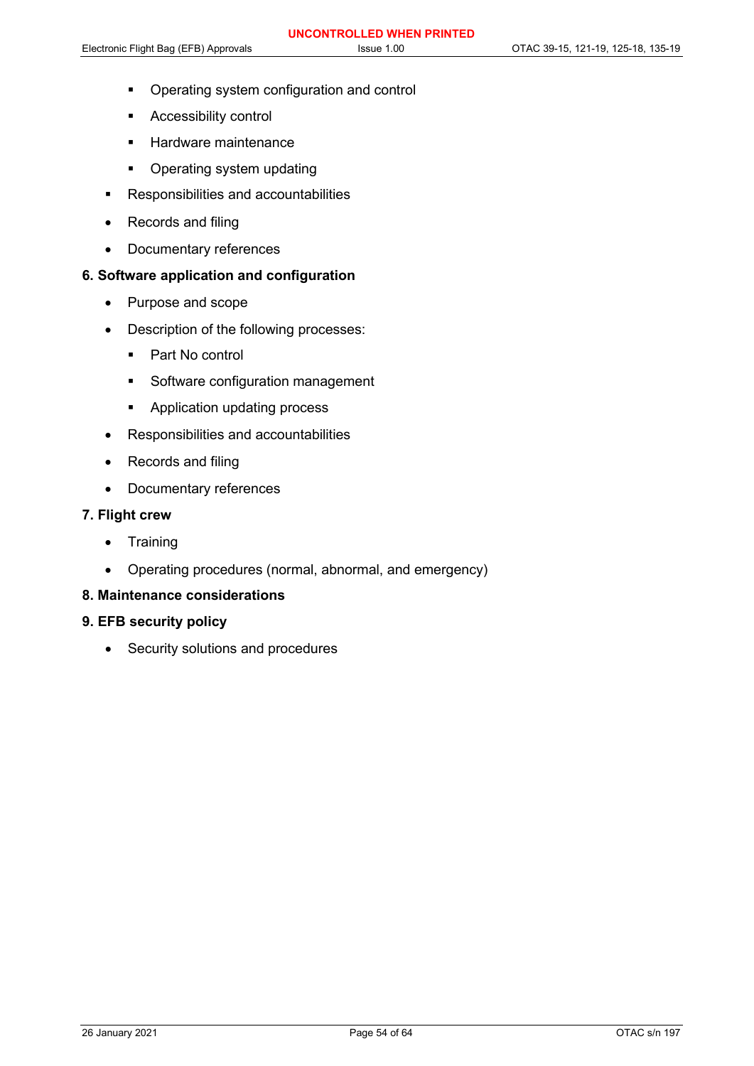- Operating system configuration and control
    - Accessibility control
    - Hardware maintenance
    - Operating system updating
  - Responsibilities and accountabilities
  - Records and filing
  - Documentary references

**6. Software application and configuration**

  - Purpose and scope
  - Description of the following processes:
    - Part No control
    - Software configuration management
    - Application updating process
  - Responsibilities and accountabilities
  - Records and filing
  - Documentary references

**7. Flight crew**

  - Training
  - Operating procedures (normal, abnormal, and emergency)

**8. Maintenance considerations**

**9. EFB security policy**

  - Security solutions and procedures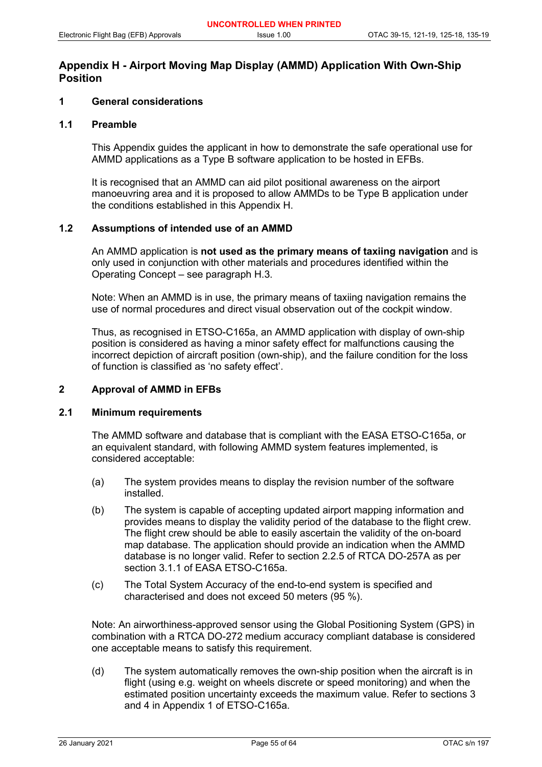## Appendix H - Airport Moving Map Display (AMMD) Application With Own-Ship Position

### 1 General considerations

#### 1.1 Preamble

This Appendix guides the applicant in how to demonstrate the safe operational use for AMMD applications as a Type B software application to be hosted in EFBs.

It is recognised that an AMMD can aid pilot positional awareness on the airport manoeuvring area and it is proposed to allow AMMDs to be Type B application under the conditions established in this Appendix H.

#### 1.2 Assumptions of intended use of an AMMD

An AMMD application is **not used as the primary means of taxiing navigation** and is only used in conjunction with other materials and procedures identified within the Operating Concept – see paragraph H.3.

Note: When an AMMD is in use, the primary means of taxiing navigation remains the use of normal procedures and direct visual observation out of the cockpit window.

Thus, as recognised in ETSO-C165a, an AMMD application with display of own-ship position is considered as having a minor safety effect for malfunctions causing the incorrect depiction of aircraft position (own-ship), and the failure condition for the loss of function is classified as 'no safety effect'.

### 2 Approval of AMMD in EFBs

#### 2.1 Minimum requirements

The AMMD software and database that is compliant with the EASA ETSO-C165a, or an equivalent standard, with following AMMD system features implemented, is considered acceptable:

(a) The system provides means to display the revision number of the software installed.

(b) The system is capable of accepting updated airport mapping information and provides means to display the validity period of the database to the flight crew. The flight crew should be able to easily ascertain the validity of the on-board map database. The application should provide an indication when the AMMD database is no longer valid. Refer to section 2.2.5 of RTCA DO-257A as per section 3.1.1 of EASA ETSO-C165a.

(c) The Total System Accuracy of the end-to-end system is specified and characterised and does not exceed 50 meters (95 %).

Note: An airworthiness-approved sensor using the Global Positioning System (GPS) in combination with a RTCA DO-272 medium accuracy compliant database is considered one acceptable means to satisfy this requirement.

(d) The system automatically removes the own-ship position when the aircraft is in flight (using e.g. weight on wheels discrete or speed monitoring) and when the estimated position uncertainty exceeds the maximum value. Refer to sections 3 and 4 in Appendix 1 of ETSO-C165a.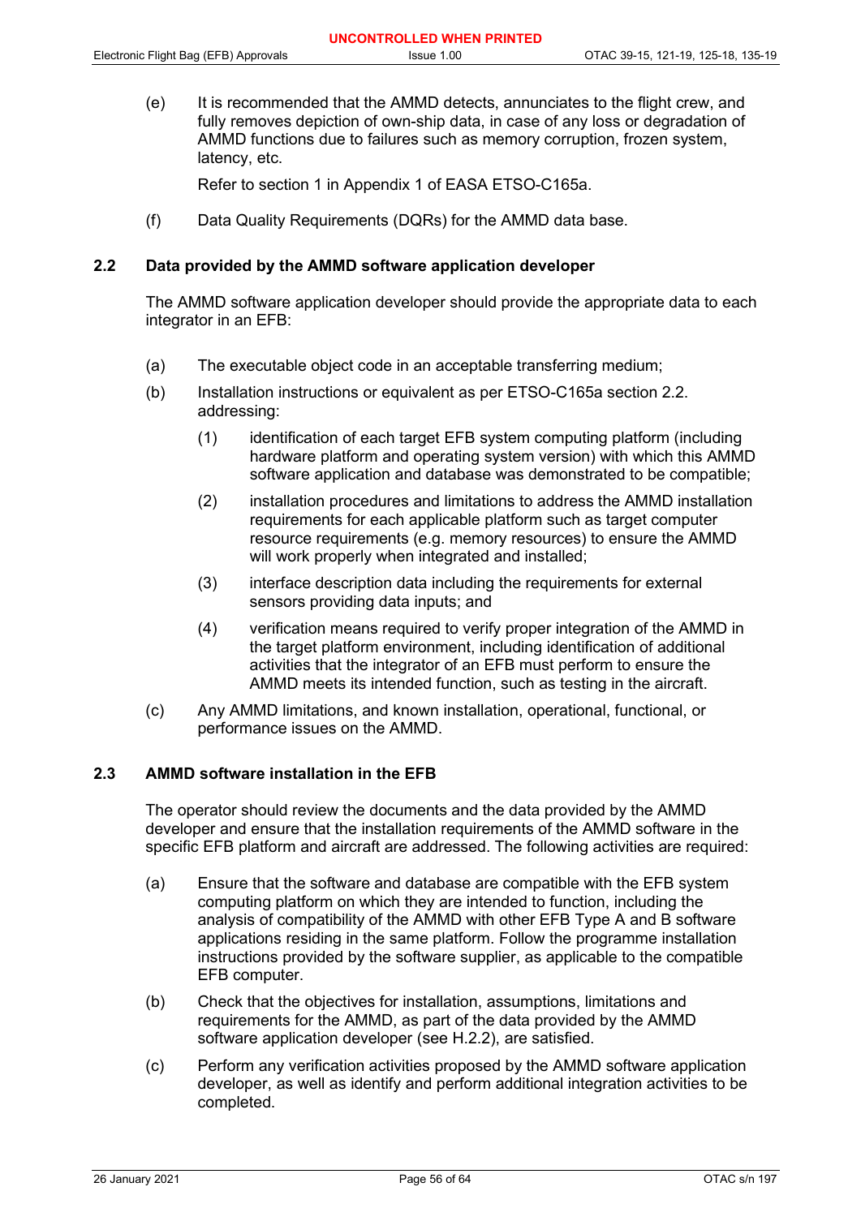(e) It is recommended that the AMMD detects, annunciates to the flight crew, and fully removes depiction of own-ship data, in case of any loss or degradation of AMMD functions due to failures such as memory corruption, frozen system, latency, etc.

Refer to section 1 in Appendix 1 of EASA ETSO-C165a.

(f) Data Quality Requirements (DQRs) for the AMMD data base.

## 2.2 Data provided by the AMMD software application developer

The AMMD software application developer should provide the appropriate data to each integrator in an EFB:

(a) The executable object code in an acceptable transferring medium;

(b) Installation instructions or equivalent as per ETSO-C165a section 2.2. addressing:

   (1) identification of each target EFB system computing platform (including hardware platform and operating system version) with which this AMMD software application and database was demonstrated to be compatible;

   (2) installation procedures and limitations to address the AMMD installation requirements for each applicable platform such as target computer resource requirements (e.g. memory resources) to ensure the AMMD will work properly when integrated and installed;

   (3) interface description data including the requirements for external sensors providing data inputs; and

   (4) verification means required to verify proper integration of the AMMD in the target platform environment, including identification of additional activities that the integrator of an EFB must perform to ensure the AMMD meets its intended function, such as testing in the aircraft.

(c) Any AMMD limitations, and known installation, operational, functional, or performance issues on the AMMD.

## 2.3 AMMD software installation in the EFB

The operator should review the documents and the data provided by the AMMD developer and ensure that the installation requirements of the AMMD software in the specific EFB platform and aircraft are addressed. The following activities are required:

(a) Ensure that the software and database are compatible with the EFB system computing platform on which they are intended to function, including the analysis of compatibility of the AMMD with other EFB Type A and B software applications residing in the same platform. Follow the programme installation instructions provided by the software supplier, as applicable to the compatible EFB computer.

(b) Check that the objectives for installation, assumptions, limitations and requirements for the AMMD, as part of the data provided by the AMMD software application developer (see H.2.2), are satisfied.

(c) Perform any verification activities proposed by the AMMD software application developer, as well as identify and perform additional integration activities to be completed.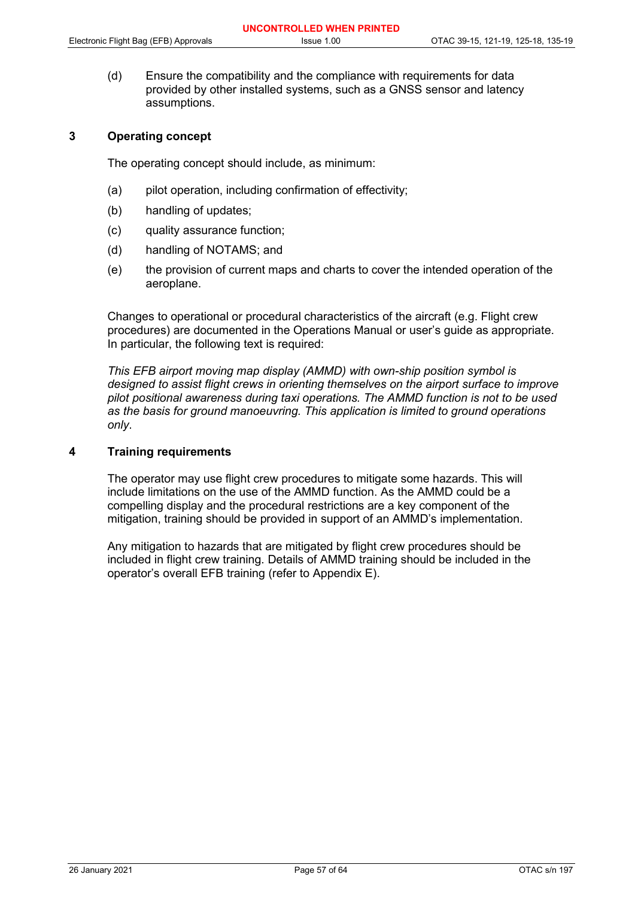(d) Ensure the compatibility and the compliance with requirements for data provided by other installed systems, such as a GNSS sensor and latency assumptions.

## 3 Operating concept

The operating concept should include, as minimum:

(a) pilot operation, including confirmation of effectivity;

(b) handling of updates;

(c) quality assurance function;

(d) handling of NOTAMS; and

(e) the provision of current maps and charts to cover the intended operation of the aeroplane.

Changes to operational or procedural characteristics of the aircraft (e.g. Flight crew procedures) are documented in the Operations Manual or user's guide as appropriate. In particular, the following text is required:

*This EFB airport moving map display (AMMD) with own-ship position symbol is designed to assist flight crews in orienting themselves on the airport surface to improve pilot positional awareness during taxi operations. The AMMD function is not to be used as the basis for ground manoeuvring. This application is limited to ground operations only.*

## 4 Training requirements

The operator may use flight crew procedures to mitigate some hazards. This will include limitations on the use of the AMMD function. As the AMMD could be a compelling display and the procedural restrictions are a key component of the mitigation, training should be provided in support of an AMMD's implementation.

Any mitigation to hazards that are mitigated by flight crew procedures should be included in flight crew training. Details of AMMD training should be included in the operator's overall EFB training (refer to Appendix E).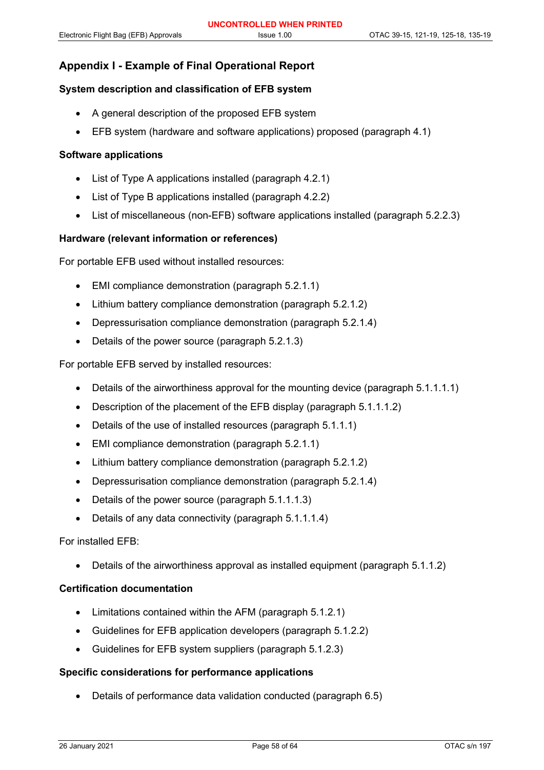## Appendix I - Example of Final Operational Report

### System description and classification of EFB system

- A general description of the proposed EFB system
- EFB system (hardware and software applications) proposed (paragraph 4.1)

### Software applications

- List of Type A applications installed (paragraph 4.2.1)
- List of Type B applications installed (paragraph 4.2.2)
- List of miscellaneous (non-EFB) software applications installed (paragraph 5.2.2.3)

### Hardware (relevant information or references)

For portable EFB used without installed resources:

- EMI compliance demonstration (paragraph 5.2.1.1)
- Lithium battery compliance demonstration (paragraph 5.2.1.2)
- Depressurisation compliance demonstration (paragraph 5.2.1.4)
- Details of the power source (paragraph 5.2.1.3)

For portable EFB served by installed resources:

- Details of the airworthiness approval for the mounting device (paragraph 5.1.1.1.1)
- Description of the placement of the EFB display (paragraph 5.1.1.1.2)
- Details of the use of installed resources (paragraph 5.1.1.1)
- EMI compliance demonstration (paragraph 5.2.1.1)
- Lithium battery compliance demonstration (paragraph 5.2.1.2)
- Depressurisation compliance demonstration (paragraph 5.2.1.4)
- Details of the power source (paragraph 5.1.1.1.3)
- Details of any data connectivity (paragraph 5.1.1.1.4)

For installed EFB:

- Details of the airworthiness approval as installed equipment (paragraph 5.1.1.2)

### Certification documentation

- Limitations contained within the AFM (paragraph 5.1.2.1)
- Guidelines for EFB application developers (paragraph 5.1.2.2)
- Guidelines for EFB system suppliers (paragraph 5.1.2.3)

### Specific considerations for performance applications

- Details of performance data validation conducted (paragraph 6.5)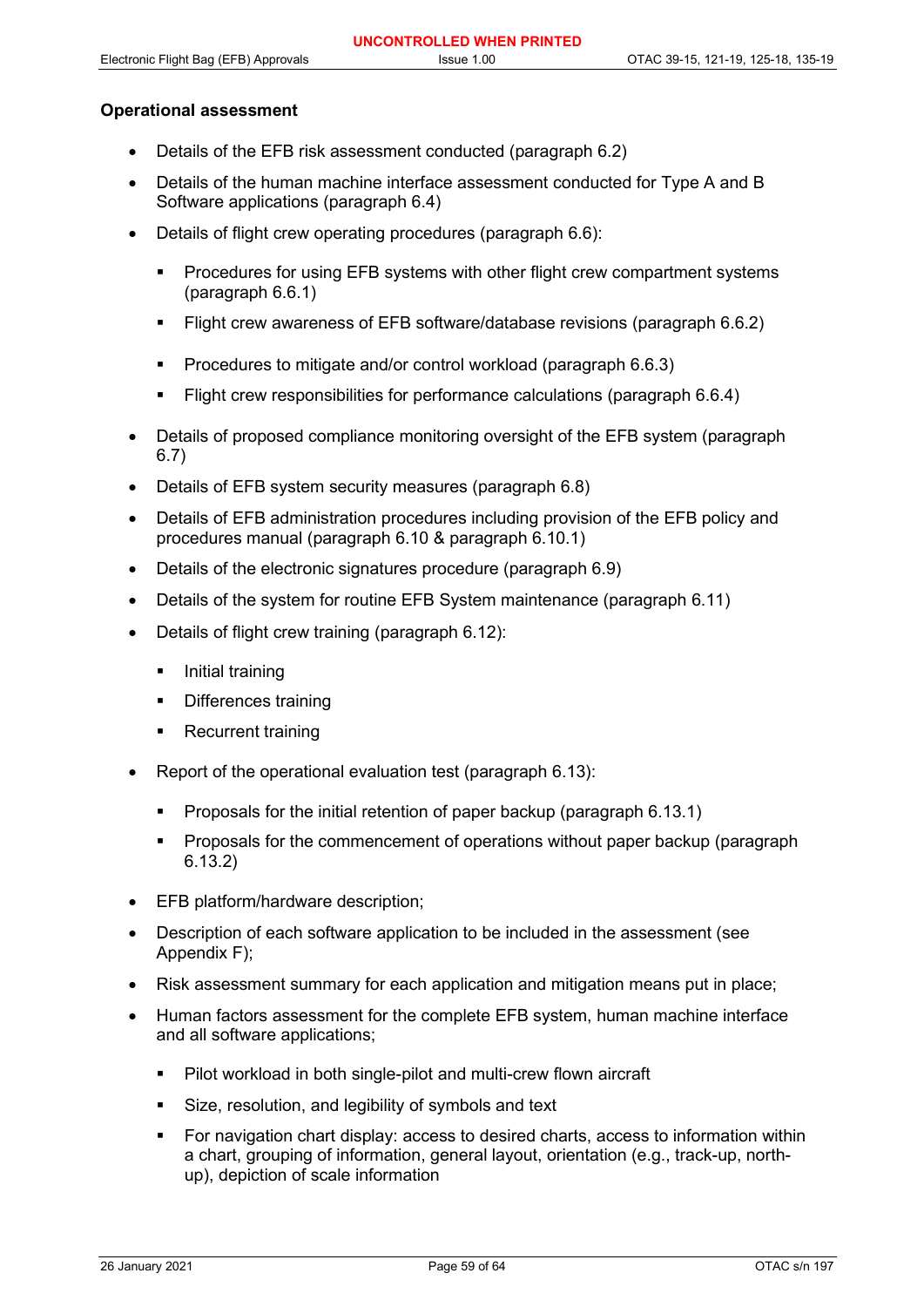**Operational assessment**

- Details of the EFB risk assessment conducted (paragraph 6.2)
- Details of the human machine interface assessment conducted for Type A and B Software applications (paragraph 6.4)
- Details of flight crew operating procedures (paragraph 6.6):
  - Procedures for using EFB systems with other flight crew compartment systems (paragraph 6.6.1)
  - Flight crew awareness of EFB software/database revisions (paragraph 6.6.2)
  - Procedures to mitigate and/or control workload (paragraph 6.6.3)
  - Flight crew responsibilities for performance calculations (paragraph 6.6.4)
- Details of proposed compliance monitoring oversight of the EFB system (paragraph 6.7)
- Details of EFB system security measures (paragraph 6.8)
- Details of EFB administration procedures including provision of the EFB policy and procedures manual (paragraph 6.10 & paragraph 6.10.1)
- Details of the electronic signatures procedure (paragraph 6.9)
- Details of the system for routine EFB System maintenance (paragraph 6.11)
- Details of flight crew training (paragraph 6.12):
  - Initial training
  - Differences training
  - Recurrent training
- Report of the operational evaluation test (paragraph 6.13):
  - Proposals for the initial retention of paper backup (paragraph 6.13.1)
  - Proposals for the commencement of operations without paper backup (paragraph 6.13.2)
- EFB platform/hardware description;
- Description of each software application to be included in the assessment (see Appendix F);
- Risk assessment summary for each application and mitigation means put in place;
- Human factors assessment for the complete EFB system, human machine interface and all software applications;
  - Pilot workload in both single-pilot and multi-crew flown aircraft
  - Size, resolution, and legibility of symbols and text
  - For navigation chart display: access to desired charts, access to information within a chart, grouping of information, general layout, orientation (e.g., track-up, north-up), depiction of scale information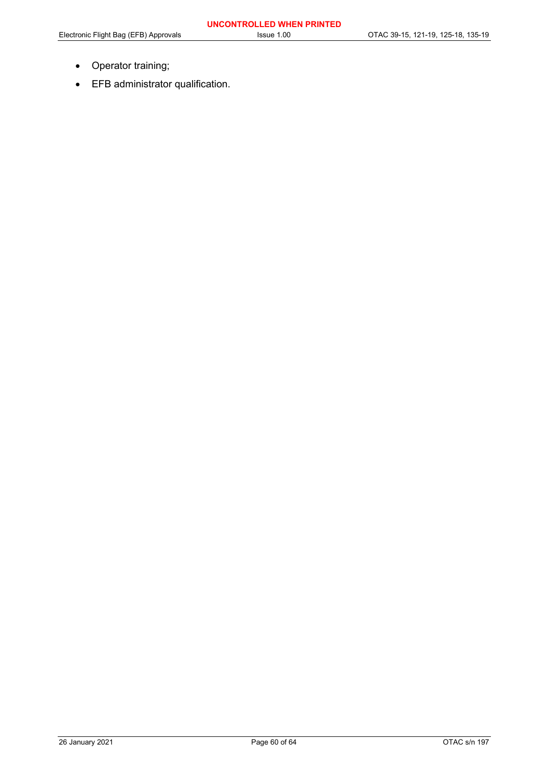- Operator training;
- EFB administrator qualification.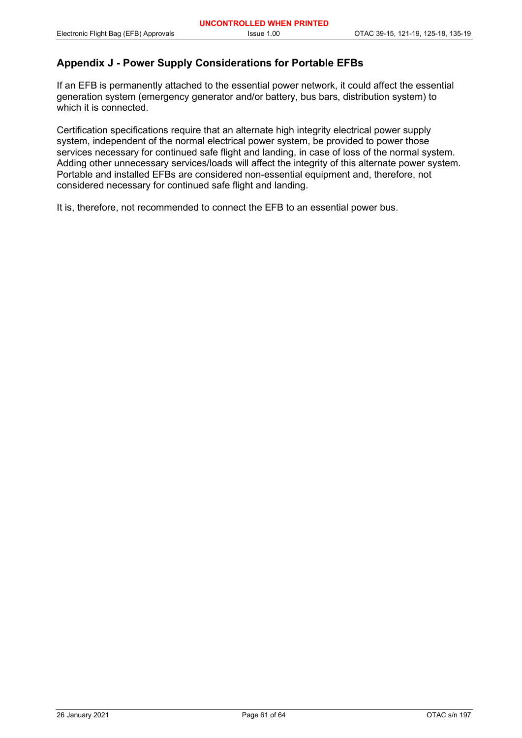## Appendix J - Power Supply Considerations for Portable EFBs

If an EFB is permanently attached to the essential power network, it could affect the essential generation system (emergency generator and/or battery, bus bars, distribution system) to which it is connected.

Certification specifications require that an alternate high integrity electrical power supply system, independent of the normal electrical power system, be provided to power those services necessary for continued safe flight and landing, in case of loss of the normal system. Adding other unnecessary services/loads will affect the integrity of this alternate power system. Portable and installed EFBs are considered non-essential equipment and, therefore, not considered necessary for continued safe flight and landing.

It is, therefore, not recommended to connect the EFB to an essential power bus.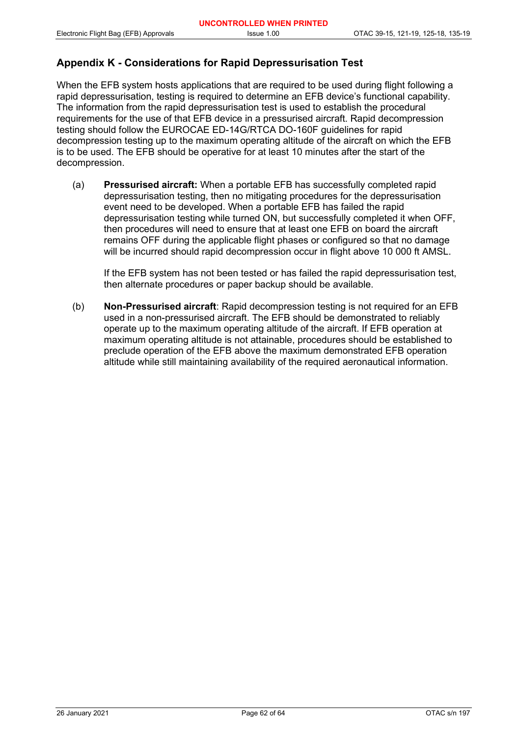## Appendix K - Considerations for Rapid Depressurisation Test

When the EFB system hosts applications that are required to be used during flight following a rapid depressurisation, testing is required to determine an EFB device's functional capability. The information from the rapid depressurisation test is used to establish the procedural requirements for the use of that EFB device in a pressurised aircraft. Rapid decompression testing should follow the EUROCAE ED-14G/RTCA DO-160F guidelines for rapid decompression testing up to the maximum operating altitude of the aircraft on which the EFB is to be used. The EFB should be operative for at least 10 minutes after the start of the decompression.

(a) **Pressurised aircraft:** When a portable EFB has successfully completed rapid depressurisation testing, then no mitigating procedures for the depressurisation event need to be developed. When a portable EFB has failed the rapid depressurisation testing while turned ON, but successfully completed it when OFF, then procedures will need to ensure that at least one EFB on board the aircraft remains OFF during the applicable flight phases or configured so that no damage will be incurred should rapid decompression occur in flight above 10 000 ft AMSL.

If the EFB system has not been tested or has failed the rapid depressurisation test, then alternate procedures or paper backup should be available.

(b) **Non-Pressurised aircraft**: Rapid decompression testing is not required for an EFB used in a non-pressurised aircraft. The EFB should be demonstrated to reliably operate up to the maximum operating altitude of the aircraft. If EFB operation at maximum operating altitude is not attainable, procedures should be established to preclude operation of the EFB above the maximum demonstrated EFB operation altitude while still maintaining availability of the required aeronautical information.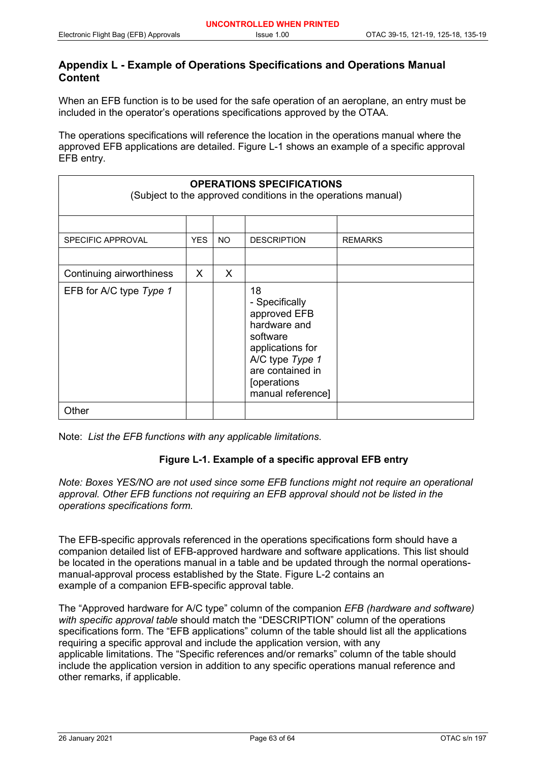## Appendix L - Example of Operations Specifications and Operations Manual Content

When an EFB function is to be used for the safe operation of an aeroplane, an entry must be included in the operator's operations specifications approved by the OTAA.

The operations specifications will reference the location in the operations manual where the approved EFB applications are detailed. Figure L-1 shows an example of a specific approval EFB entry.

| **OPERATIONS SPECIFICATIONS** (Subject to the approved conditions in the operations manual) | | | | |
|---|---|---|---|---|
| | | | | |
| SPECIFIC APPROVAL | YES | NO | DESCRIPTION | REMARKS |
| | | | | |
| Continuing airworthiness | X | X | | |
| EFB for A/C type *Type 1* | | | 18 - Specifically approved EFB hardware and software applications for A/C type *Type 1* are contained in [operations manual reference] | |
| Other | | | | |

Note: *List the EFB functions with any applicable limitations*.

**Figure L-1. Example of a specific approval EFB entry**

*Note: Boxes YES/NO are not used since some EFB functions might not require an operational approval. Other EFB functions not requiring an EFB approval should not be listed in the operations specifications form.*

The EFB-specific approvals referenced in the operations specifications form should have a companion detailed list of EFB-approved hardware and software applications. This list should be located in the operations manual in a table and be updated through the normal operations-manual-approval process established by the State. Figure L-2 contains an example of a companion EFB-specific approval table.

The "Approved hardware for A/C type" column of the companion *EFB (hardware and software) with specific approval table* should match the "DESCRIPTION" column of the operations specifications form. The "EFB applications" column of the table should list all the applications requiring a specific approval and include the application version, with any applicable limitations. The "Specific references and/or remarks" column of the table should include the application version in addition to any specific operations manual reference and other remarks, if applicable.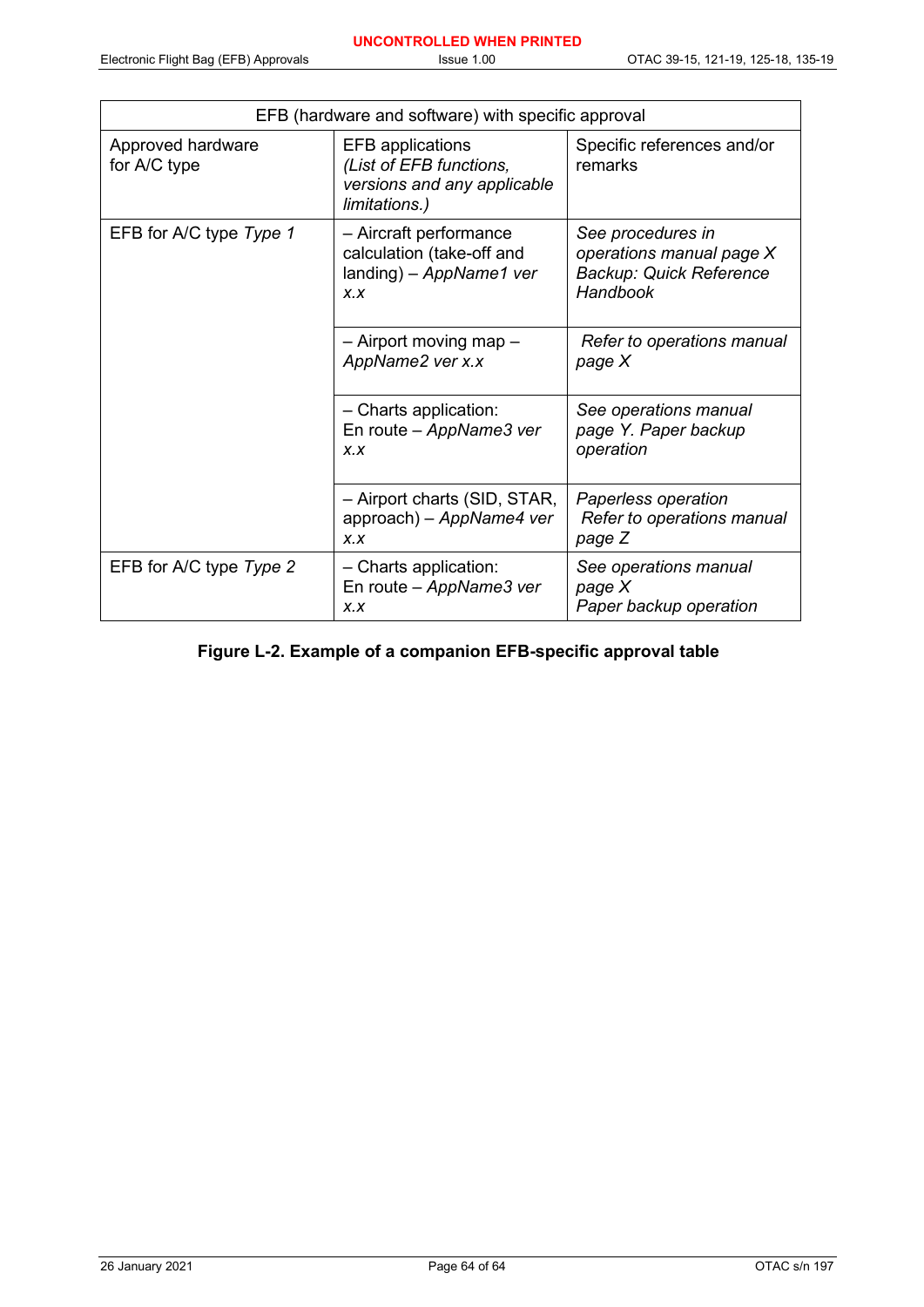| EFB (hardware and software) with specific approval | | |
|---|---|---|
| Approved hardware for A/C type | EFB applications *(List of EFB functions, versions and any applicable limitations.)* | Specific references and/or remarks |
| EFB for A/C type *Type 1* | – Aircraft performance calculation (take-off and landing) – *AppName1 ver x.x* | *See procedures in operations manual page X Backup: Quick Reference Handbook* |
| | – Airport moving map – *AppName2 ver x.x* | *Refer to operations manual page X* |
| | – Charts application: En route – *AppName3 ver x.x* | *See operations manual page Y. Paper backup operation* |
| | – Airport charts (SID, STAR, approach) – *AppName4 ver x.x* | *Paperless operation Refer to operations manual page Z* |
| EFB for A/C type *Type 2* | – Charts application: En route – *AppName3 ver x.x* | *See operations manual page X Paper backup operation* |

**Figure L-2. Example of a companion EFB-specific approval table**